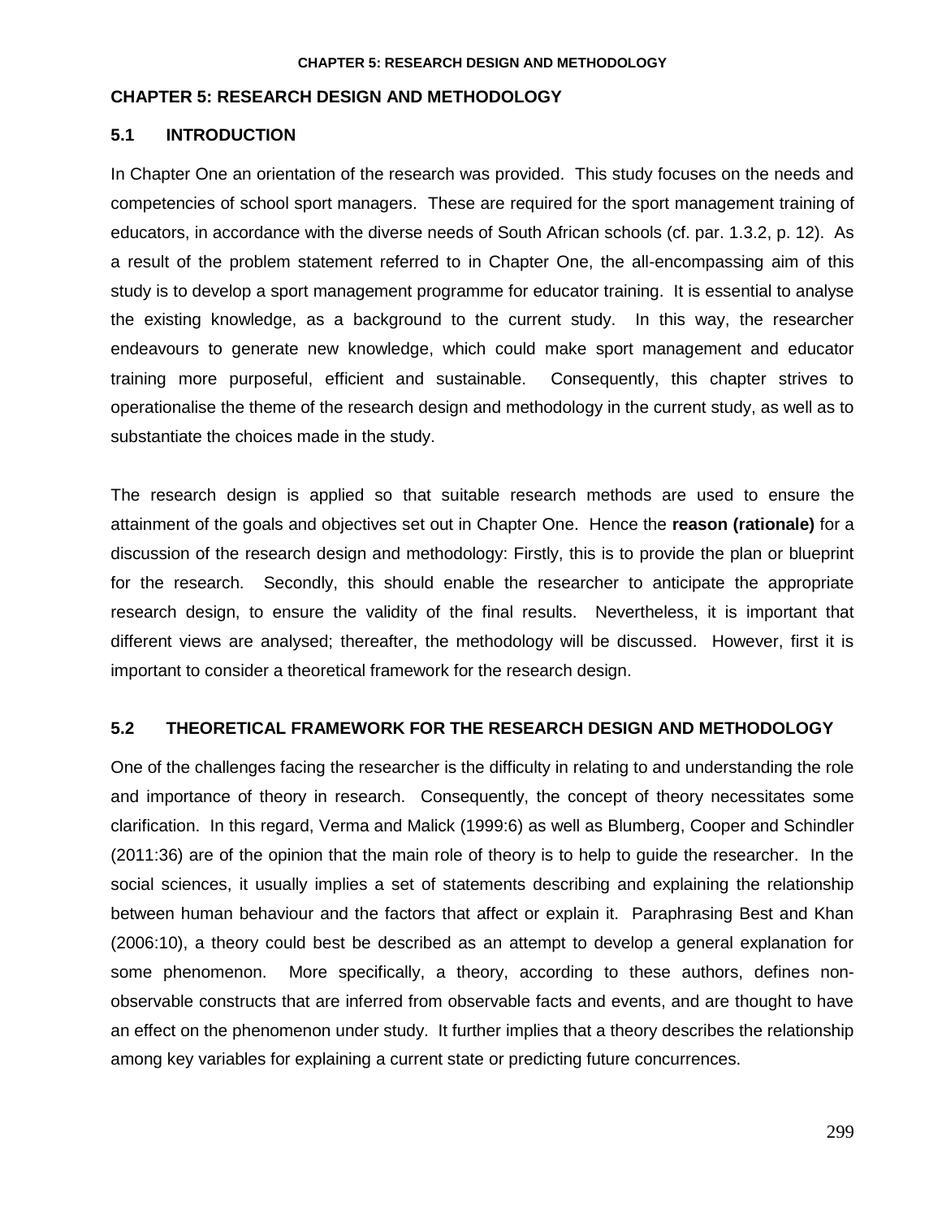# CHAPTER 5: RESEARCH DESIGN AND METHODOLOGY

## 5.1 INTRODUCTION

In Chapter One an orientation of the research was provided. This study focuses on the needs and competencies of school sport managers. These are required for the sport management training of educators, in accordance with the diverse needs of South African schools (cf. par. 1.3.2, p. 12). As a result of the problem statement referred to in Chapter One, the all-encompassing aim of this study is to develop a sport management programme for educator training. It is essential to analyse the existing knowledge, as a background to the current study. In this way, the researcher endeavours to generate new knowledge, which could make sport management and educator training more purposeful, efficient and sustainable. Consequently, this chapter strives to operationalise the theme of the research design and methodology in the current study, as well as to substantiate the choices made in the study.

The research design is applied so that suitable research methods are used to ensure the attainment of the goals and objectives set out in Chapter One. Hence the **reason (rationale)** for a discussion of the research design and methodology: Firstly, this is to provide the plan or blueprint for the research. Secondly, this should enable the researcher to anticipate the appropriate research design, to ensure the validity of the final results. Nevertheless, it is important that different views are analysed; thereafter, the methodology will be discussed. However, first it is important to consider a theoretical framework for the research design.

## 5.2 THEORETICAL FRAMEWORK FOR THE RESEARCH DESIGN AND METHODOLOGY

One of the challenges facing the researcher is the difficulty in relating to and understanding the role and importance of theory in research. Consequently, the concept of theory necessitates some clarification. In this regard, Verma and Malick (1999:6) as well as Blumberg, Cooper and Schindler (2011:36) are of the opinion that the main role of theory is to help to guide the researcher. In the social sciences, it usually implies a set of statements describing and explaining the relationship between human behaviour and the factors that affect or explain it. Paraphrasing Best and Khan (2006:10), a theory could best be described as an attempt to develop a general explanation for some phenomenon. More specifically, a theory, according to these authors, defines non-observable constructs that are inferred from observable facts and events, and are thought to have an effect on the phenomenon under study. It further implies that a theory describes the relationship among key variables for explaining a current state or predicting future concurrences.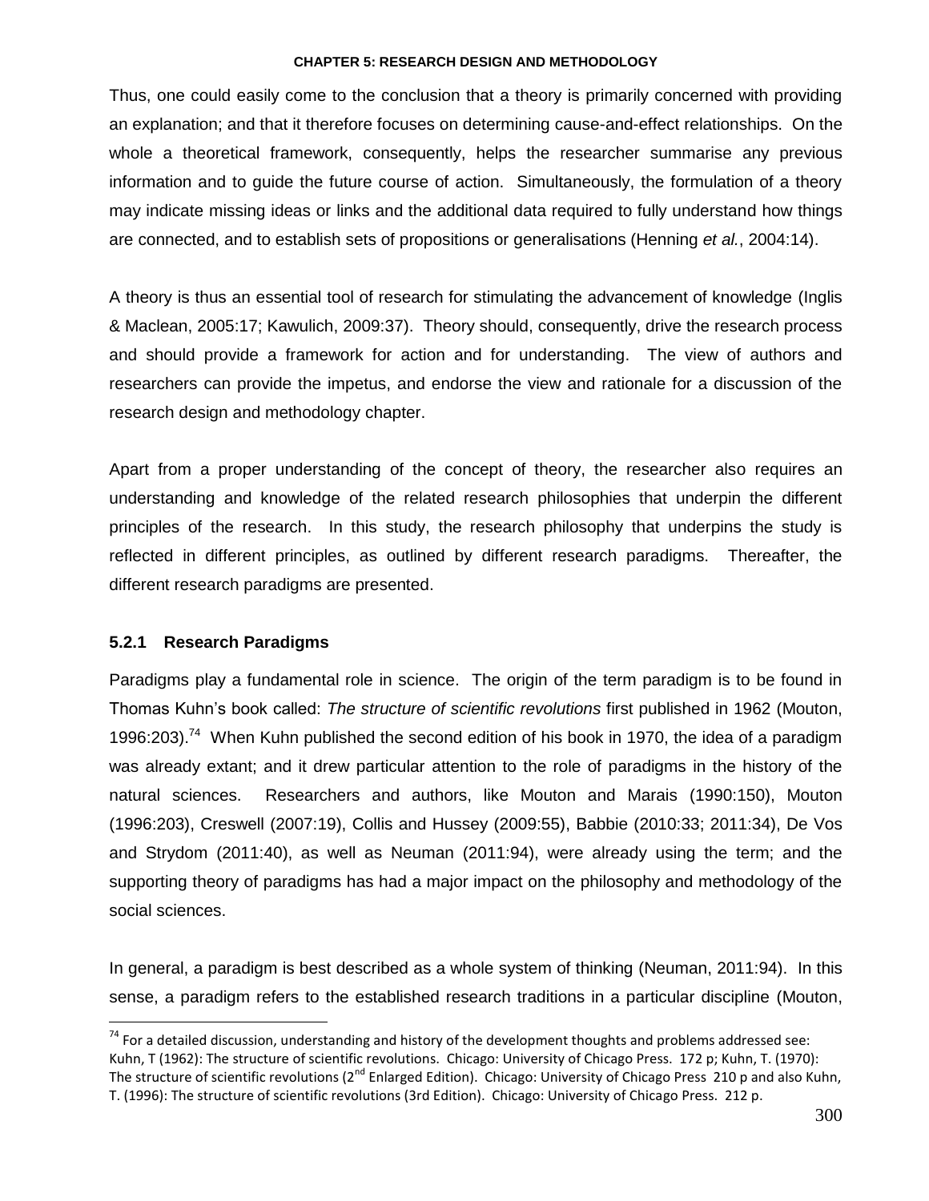Thus, one could easily come to the conclusion that a theory is primarily concerned with providing an explanation; and that it therefore focuses on determining cause-and-effect relationships. On the whole a theoretical framework, consequently, helps the researcher summarise any previous information and to guide the future course of action. Simultaneously, the formulation of a theory may indicate missing ideas or links and the additional data required to fully understand how things are connected, and to establish sets of propositions or generalisations (Henning *et al.*, 2004:14).

A theory is thus an essential tool of research for stimulating the advancement of knowledge (Inglis & Maclean, 2005:17; Kawulich, 2009:37). Theory should, consequently, drive the research process and should provide a framework for action and for understanding. The view of authors and researchers can provide the impetus, and endorse the view and rationale for a discussion of the research design and methodology chapter.

Apart from a proper understanding of the concept of theory, the researcher also requires an understanding and knowledge of the related research philosophies that underpin the different principles of the research. In this study, the research philosophy that underpins the study is reflected in different principles, as outlined by different research paradigms. Thereafter, the different research paradigms are presented.

### 5.2.1 Research Paradigms

Paradigms play a fundamental role in science. The origin of the term paradigm is to be found in Thomas Kuhn's book called: *The structure of scientific revolutions* first published in 1962 (Mouton, 1996:203).[74] When Kuhn published the second edition of his book in 1970, the idea of a paradigm was already extant; and it drew particular attention to the role of paradigms in the history of the natural sciences. Researchers and authors, like Mouton and Marais (1990:150), Mouton (1996:203), Creswell (2007:19), Collis and Hussey (2009:55), Babbie (2010:33; 2011:34), De Vos and Strydom (2011:40), as well as Neuman (2011:94), were already using the term; and the supporting theory of paradigms has had a major impact on the philosophy and methodology of the social sciences.

In general, a paradigm is best described as a whole system of thinking (Neuman, 2011:94). In this sense, a paradigm refers to the established research traditions in a particular discipline (Mouton,

---

[74] For a detailed discussion, understanding and history of the development thoughts and problems addressed see: Kuhn, T (1962): The structure of scientific revolutions. Chicago: University of Chicago Press. 172 p; Kuhn, T. (1970): The structure of scientific revolutions (2nd Enlarged Edition). Chicago: University of Chicago Press 210 p and also Kuhn, T. (1996): The structure of scientific revolutions (3rd Edition). Chicago: University of Chicago Press. 212 p.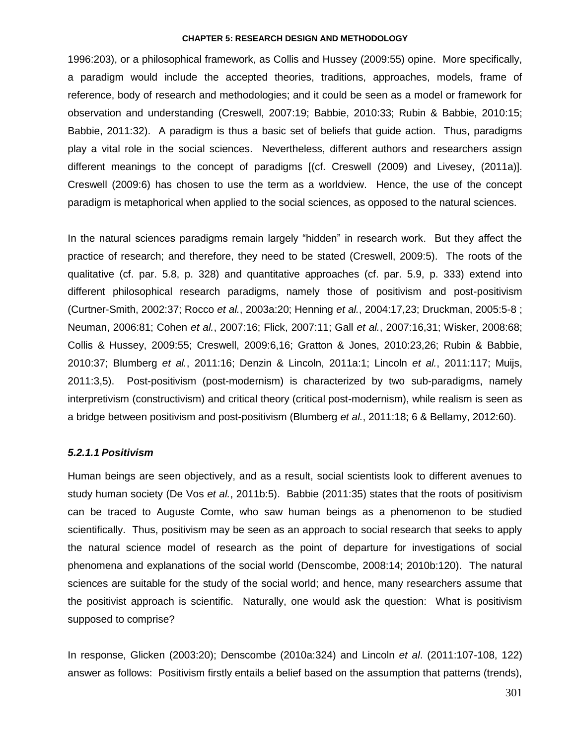1996:203), or a philosophical framework, as Collis and Hussey (2009:55) opine. More specifically, a paradigm would include the accepted theories, traditions, approaches, models, frame of reference, body of research and methodologies; and it could be seen as a model or framework for observation and understanding (Creswell, 2007:19; Babbie, 2010:33; Rubin & Babbie, 2010:15; Babbie, 2011:32). A paradigm is thus a basic set of beliefs that guide action. Thus, paradigms play a vital role in the social sciences. Nevertheless, different authors and researchers assign different meanings to the concept of paradigms [(cf. Creswell (2009) and Livesey, (2011a)]. Creswell (2009:6) has chosen to use the term as a worldview. Hence, the use of the concept paradigm is metaphorical when applied to the social sciences, as opposed to the natural sciences.

In the natural sciences paradigms remain largely "hidden" in research work. But they affect the practice of research; and therefore, they need to be stated (Creswell, 2009:5). The roots of the qualitative (cf. par. 5.8, p. 328) and quantitative approaches (cf. par. 5.9, p. 333) extend into different philosophical research paradigms, namely those of positivism and post-positivism (Curtner-Smith, 2002:37; Rocco *et al.*, 2003a:20; Henning *et al.*, 2004:17,23; Druckman, 2005:5-8 ; Neuman, 2006:81; Cohen *et al.*, 2007:16; Flick, 2007:11; Gall *et al.*, 2007:16,31; Wisker, 2008:68; Collis & Hussey, 2009:55; Creswell, 2009:6,16; Gratton & Jones, 2010:23,26; Rubin & Babbie, 2010:37; Blumberg *et al.*, 2011:16; Denzin & Lincoln, 2011a:1; Lincoln *et al.*, 2011:117; Muijs, 2011:3,5). Post-positivism (post-modernism) is characterized by two sub-paradigms, namely interpretivism (constructivism) and critical theory (critical post-modernism), while realism is seen as a bridge between positivism and post-positivism (Blumberg *et al.*, 2011:18; 6 & Bellamy, 2012:60).

#### *5.2.1.1 Positivism*

Human beings are seen objectively, and as a result, social scientists look to different avenues to study human society (De Vos *et al.*, 2011b:5). Babbie (2011:35) states that the roots of positivism can be traced to Auguste Comte, who saw human beings as a phenomenon to be studied scientifically. Thus, positivism may be seen as an approach to social research that seeks to apply the natural science model of research as the point of departure for investigations of social phenomena and explanations of the social world (Denscombe, 2008:14; 2010b:120). The natural sciences are suitable for the study of the social world; and hence, many researchers assume that the positivist approach is scientific. Naturally, one would ask the question: What is positivism supposed to comprise?

In response, Glicken (2003:20); Denscombe (2010a:324) and Lincoln *et al*. (2011:107-108, 122) answer as follows: Positivism firstly entails a belief based on the assumption that patterns (trends),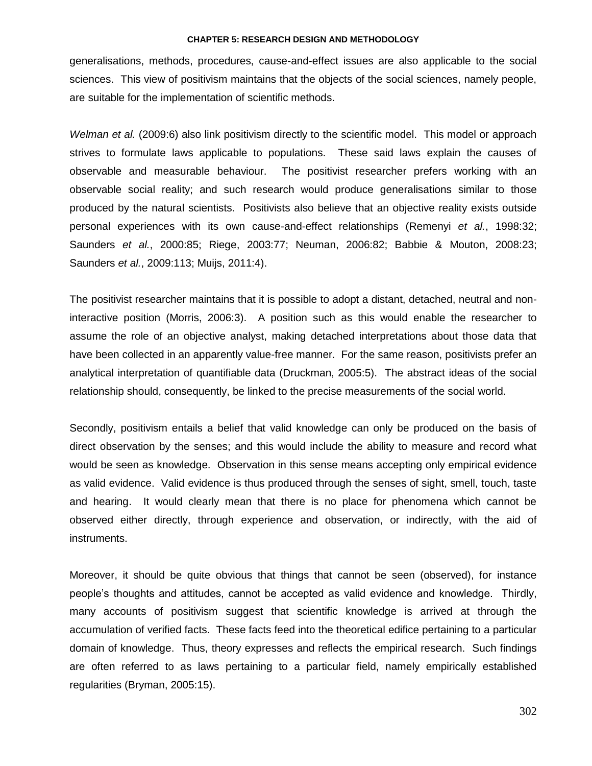generalisations, methods, procedures, cause-and-effect issues are also applicable to the social sciences. This view of positivism maintains that the objects of the social sciences, namely people, are suitable for the implementation of scientific methods.

*Welman et al.* (2009:6) also link positivism directly to the scientific model. This model or approach strives to formulate laws applicable to populations. These said laws explain the causes of observable and measurable behaviour. The positivist researcher prefers working with an observable social reality; and such research would produce generalisations similar to those produced by the natural scientists. Positivists also believe that an objective reality exists outside personal experiences with its own cause-and-effect relationships (Remenyi *et al.*, 1998:32; Saunders *et al.*, 2000:85; Riege, 2003:77; Neuman, 2006:82; Babbie & Mouton, 2008:23; Saunders *et al.*, 2009:113; Muijs, 2011:4).

The positivist researcher maintains that it is possible to adopt a distant, detached, neutral and non-interactive position (Morris, 2006:3). A position such as this would enable the researcher to assume the role of an objective analyst, making detached interpretations about those data that have been collected in an apparently value-free manner. For the same reason, positivists prefer an analytical interpretation of quantifiable data (Druckman, 2005:5). The abstract ideas of the social relationship should, consequently, be linked to the precise measurements of the social world.

Secondly, positivism entails a belief that valid knowledge can only be produced on the basis of direct observation by the senses; and this would include the ability to measure and record what would be seen as knowledge. Observation in this sense means accepting only empirical evidence as valid evidence. Valid evidence is thus produced through the senses of sight, smell, touch, taste and hearing. It would clearly mean that there is no place for phenomena which cannot be observed either directly, through experience and observation, or indirectly, with the aid of instruments.

Moreover, it should be quite obvious that things that cannot be seen (observed), for instance people's thoughts and attitudes, cannot be accepted as valid evidence and knowledge. Thirdly, many accounts of positivism suggest that scientific knowledge is arrived at through the accumulation of verified facts. These facts feed into the theoretical edifice pertaining to a particular domain of knowledge. Thus, theory expresses and reflects the empirical research. Such findings are often referred to as laws pertaining to a particular field, namely empirically established regularities (Bryman, 2005:15).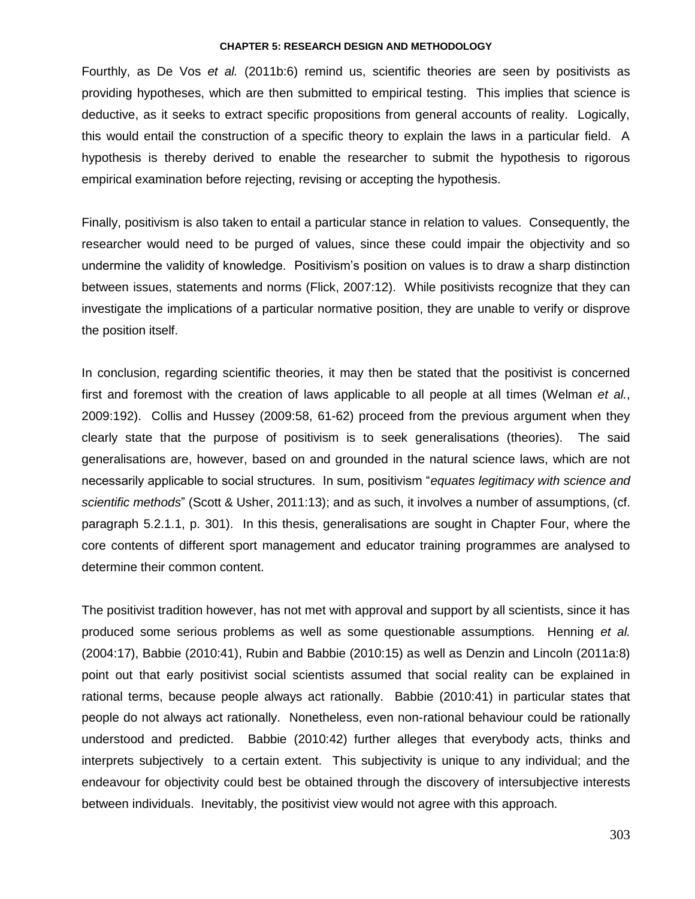Fourthly, as De Vos *et al.* (2011b:6) remind us, scientific theories are seen by positivists as providing hypotheses, which are then submitted to empirical testing. This implies that science is deductive, as it seeks to extract specific propositions from general accounts of reality. Logically, this would entail the construction of a specific theory to explain the laws in a particular field. A hypothesis is thereby derived to enable the researcher to submit the hypothesis to rigorous empirical examination before rejecting, revising or accepting the hypothesis.

Finally, positivism is also taken to entail a particular stance in relation to values. Consequently, the researcher would need to be purged of values, since these could impair the objectivity and so undermine the validity of knowledge. Positivism's position on values is to draw a sharp distinction between issues, statements and norms (Flick, 2007:12). While positivists recognize that they can investigate the implications of a particular normative position, they are unable to verify or disprove the position itself.

In conclusion, regarding scientific theories, it may then be stated that the positivist is concerned first and foremost with the creation of laws applicable to all people at all times (Welman *et al.*, 2009:192). Collis and Hussey (2009:58, 61-62) proceed from the previous argument when they clearly state that the purpose of positivism is to seek generalisations (theories). The said generalisations are, however, based on and grounded in the natural science laws, which are not necessarily applicable to social structures. In sum, positivism "*equates legitimacy with science and scientific methods*" (Scott & Usher, 2011:13); and as such, it involves a number of assumptions, (cf. paragraph 5.2.1.1, p. 301). In this thesis, generalisations are sought in Chapter Four, where the core contents of different sport management and educator training programmes are analysed to determine their common content.

The positivist tradition however, has not met with approval and support by all scientists, since it has produced some serious problems as well as some questionable assumptions. Henning *et al.* (2004:17), Babbie (2010:41), Rubin and Babbie (2010:15) as well as Denzin and Lincoln (2011a:8) point out that early positivist social scientists assumed that social reality can be explained in rational terms, because people always act rationally. Babbie (2010:41) in particular states that people do not always act rationally. Nonetheless, even non-rational behaviour could be rationally understood and predicted. Babbie (2010:42) further alleges that everybody acts, thinks and interprets subjectively to a certain extent. This subjectivity is unique to any individual; and the endeavour for objectivity could best be obtained through the discovery of intersubjective interests between individuals. Inevitably, the positivist view would not agree with this approach.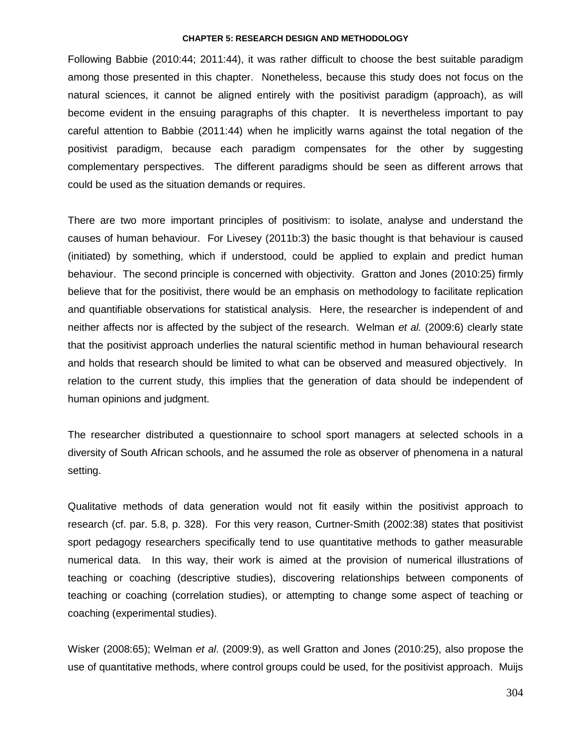Following Babbie (2010:44; 2011:44), it was rather difficult to choose the best suitable paradigm among those presented in this chapter. Nonetheless, because this study does not focus on the natural sciences, it cannot be aligned entirely with the positivist paradigm (approach), as will become evident in the ensuing paragraphs of this chapter. It is nevertheless important to pay careful attention to Babbie (2011:44) when he implicitly warns against the total negation of the positivist paradigm, because each paradigm compensates for the other by suggesting complementary perspectives. The different paradigms should be seen as different arrows that could be used as the situation demands or requires.

There are two more important principles of positivism: to isolate, analyse and understand the causes of human behaviour. For Livesey (2011b:3) the basic thought is that behaviour is caused (initiated) by something, which if understood, could be applied to explain and predict human behaviour. The second principle is concerned with objectivity. Gratton and Jones (2010:25) firmly believe that for the positivist, there would be an emphasis on methodology to facilitate replication and quantifiable observations for statistical analysis. Here, the researcher is independent of and neither affects nor is affected by the subject of the research. Welman *et al.* (2009:6) clearly state that the positivist approach underlies the natural scientific method in human behavioural research and holds that research should be limited to what can be observed and measured objectively. In relation to the current study, this implies that the generation of data should be independent of human opinions and judgment.

The researcher distributed a questionnaire to school sport managers at selected schools in a diversity of South African schools, and he assumed the role as observer of phenomena in a natural setting.

Qualitative methods of data generation would not fit easily within the positivist approach to research (cf. par. 5.8, p. 328). For this very reason, Curtner-Smith (2002:38) states that positivist sport pedagogy researchers specifically tend to use quantitative methods to gather measurable numerical data. In this way, their work is aimed at the provision of numerical illustrations of teaching or coaching (descriptive studies), discovering relationships between components of teaching or coaching (correlation studies), or attempting to change some aspect of teaching or coaching (experimental studies).

Wisker (2008:65); Welman *et al*. (2009:9), as well Gratton and Jones (2010:25), also propose the use of quantitative methods, where control groups could be used, for the positivist approach. Muijs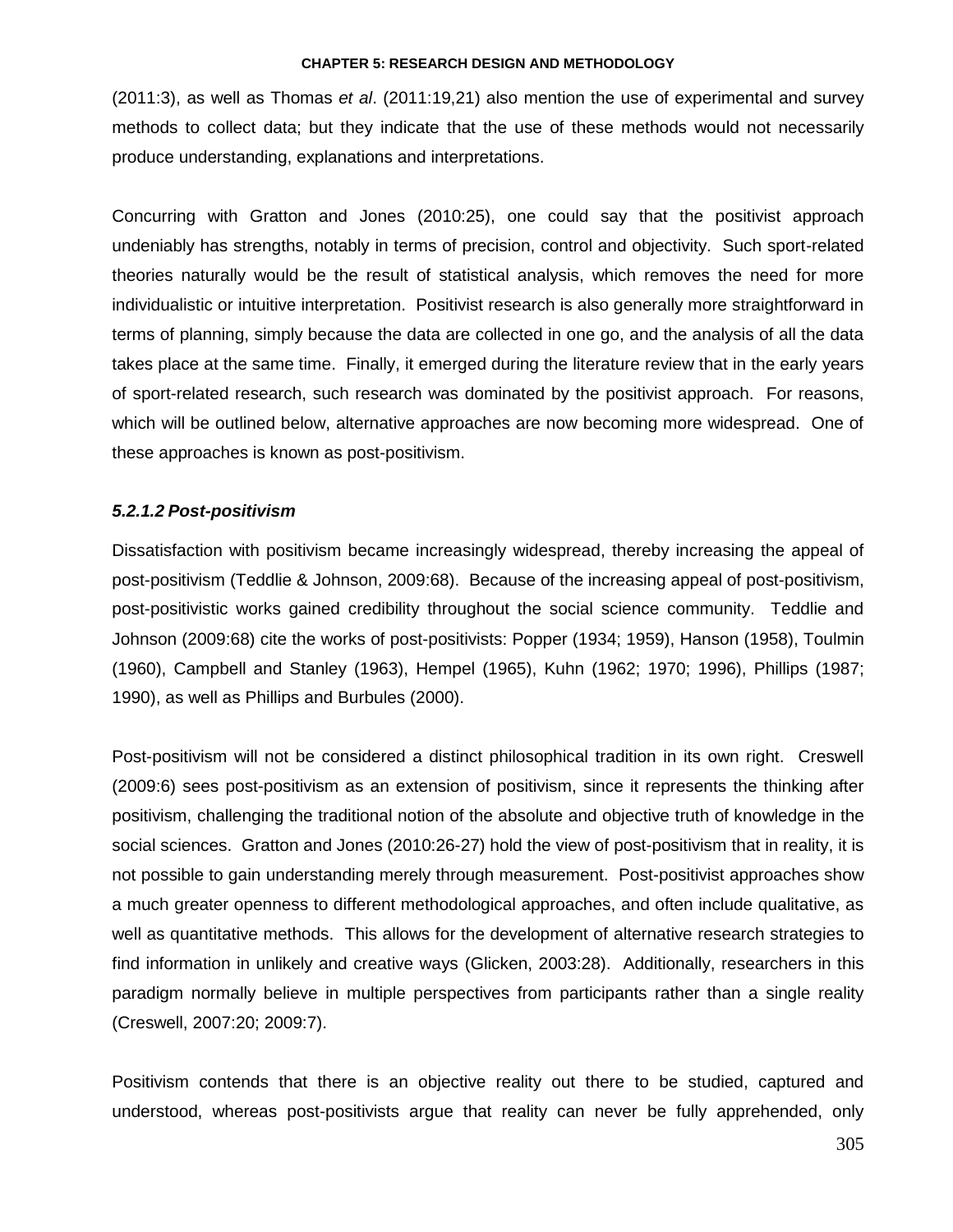(2011:3), as well as Thomas *et al*. (2011:19,21) also mention the use of experimental and survey methods to collect data; but they indicate that the use of these methods would not necessarily produce understanding, explanations and interpretations.

Concurring with Gratton and Jones (2010:25), one could say that the positivist approach undeniably has strengths, notably in terms of precision, control and objectivity. Such sport-related theories naturally would be the result of statistical analysis, which removes the need for more individualistic or intuitive interpretation. Positivist research is also generally more straightforward in terms of planning, simply because the data are collected in one go, and the analysis of all the data takes place at the same time. Finally, it emerged during the literature review that in the early years of sport-related research, such research was dominated by the positivist approach. For reasons, which will be outlined below, alternative approaches are now becoming more widespread. One of these approaches is known as post-positivism.

#### *5.2.1.2 Post-positivism*

Dissatisfaction with positivism became increasingly widespread, thereby increasing the appeal of post-positivism (Teddlie & Johnson, 2009:68). Because of the increasing appeal of post-positivism, post-positivistic works gained credibility throughout the social science community. Teddlie and Johnson (2009:68) cite the works of post-positivists: Popper (1934; 1959), Hanson (1958), Toulmin (1960), Campbell and Stanley (1963), Hempel (1965), Kuhn (1962; 1970; 1996), Phillips (1987; 1990), as well as Phillips and Burbules (2000).

Post-positivism will not be considered a distinct philosophical tradition in its own right. Creswell (2009:6) sees post-positivism as an extension of positivism, since it represents the thinking after positivism, challenging the traditional notion of the absolute and objective truth of knowledge in the social sciences. Gratton and Jones (2010:26-27) hold the view of post-positivism that in reality, it is not possible to gain understanding merely through measurement. Post-positivist approaches show a much greater openness to different methodological approaches, and often include qualitative, as well as quantitative methods. This allows for the development of alternative research strategies to find information in unlikely and creative ways (Glicken, 2003:28). Additionally, researchers in this paradigm normally believe in multiple perspectives from participants rather than a single reality (Creswell, 2007:20; 2009:7).

Positivism contends that there is an objective reality out there to be studied, captured and understood, whereas post-positivists argue that reality can never be fully apprehended, only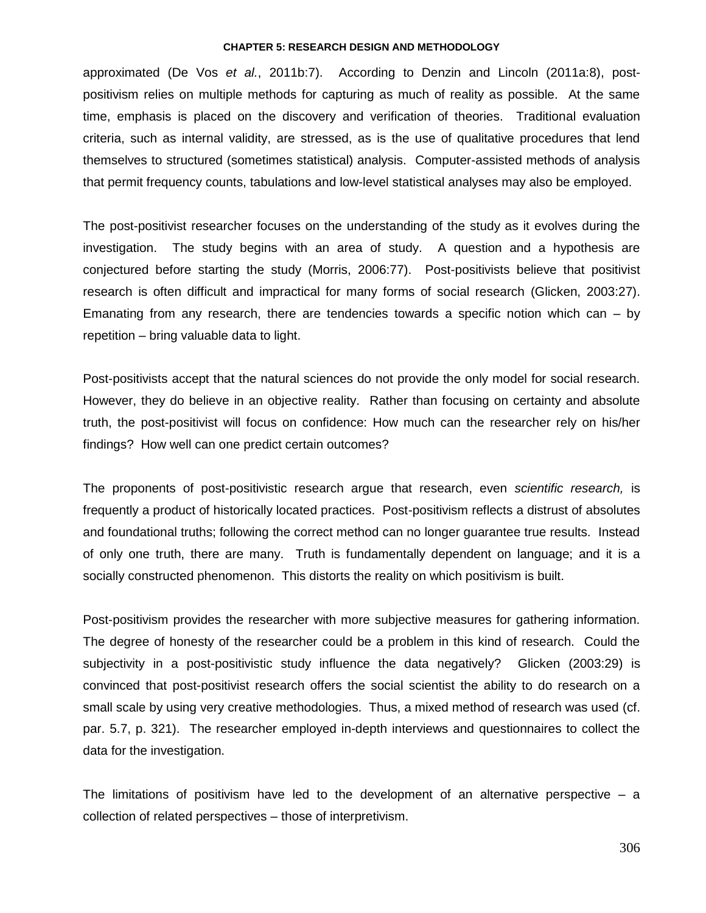approximated (De Vos *et al.*, 2011b:7). According to Denzin and Lincoln (2011a:8), post-positivism relies on multiple methods for capturing as much of reality as possible. At the same time, emphasis is placed on the discovery and verification of theories. Traditional evaluation criteria, such as internal validity, are stressed, as is the use of qualitative procedures that lend themselves to structured (sometimes statistical) analysis. Computer-assisted methods of analysis that permit frequency counts, tabulations and low-level statistical analyses may also be employed.

The post-positivist researcher focuses on the understanding of the study as it evolves during the investigation. The study begins with an area of study. A question and a hypothesis are conjectured before starting the study (Morris, 2006:77). Post-positivists believe that positivist research is often difficult and impractical for many forms of social research (Glicken, 2003:27). Emanating from any research, there are tendencies towards a specific notion which can – by repetition – bring valuable data to light.

Post-positivists accept that the natural sciences do not provide the only model for social research. However, they do believe in an objective reality. Rather than focusing on certainty and absolute truth, the post-positivist will focus on confidence: How much can the researcher rely on his/her findings? How well can one predict certain outcomes?

The proponents of post-positivistic research argue that research, even *scientific research,* is frequently a product of historically located practices. Post-positivism reflects a distrust of absolutes and foundational truths; following the correct method can no longer guarantee true results. Instead of only one truth, there are many. Truth is fundamentally dependent on language; and it is a socially constructed phenomenon. This distorts the reality on which positivism is built.

Post-positivism provides the researcher with more subjective measures for gathering information. The degree of honesty of the researcher could be a problem in this kind of research. Could the subjectivity in a post-positivistic study influence the data negatively? Glicken (2003:29) is convinced that post-positivist research offers the social scientist the ability to do research on a small scale by using very creative methodologies. Thus, a mixed method of research was used (cf. par. 5.7, p. 321). The researcher employed in-depth interviews and questionnaires to collect the data for the investigation.

The limitations of positivism have led to the development of an alternative perspective – a collection of related perspectives – those of interpretivism.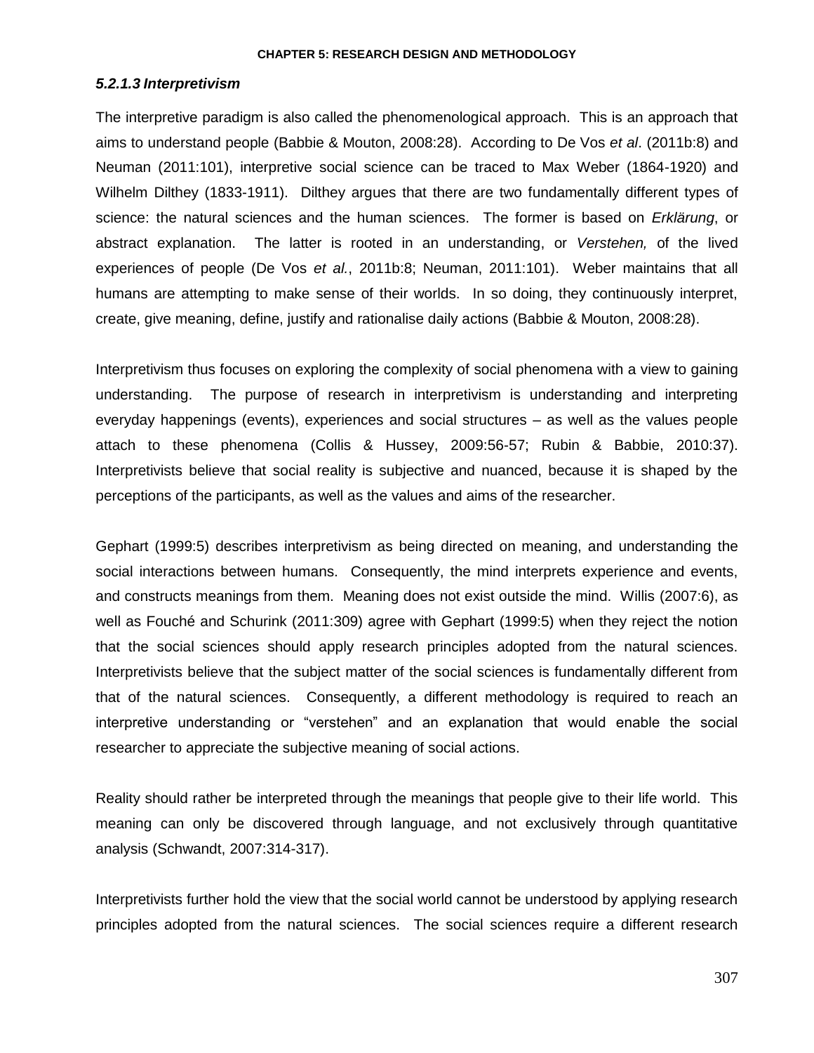#### *5.2.1.3 Interpretivism*

The interpretive paradigm is also called the phenomenological approach. This is an approach that aims to understand people (Babbie & Mouton, 2008:28). According to De Vos *et al*. (2011b:8) and Neuman (2011:101), interpretive social science can be traced to Max Weber (1864-1920) and Wilhelm Dilthey (1833-1911). Dilthey argues that there are two fundamentally different types of science: the natural sciences and the human sciences. The former is based on *Erklärung*, or abstract explanation. The latter is rooted in an understanding, or *Verstehen,* of the lived experiences of people (De Vos *et al.*, 2011b:8; Neuman, 2011:101). Weber maintains that all humans are attempting to make sense of their worlds. In so doing, they continuously interpret, create, give meaning, define, justify and rationalise daily actions (Babbie & Mouton, 2008:28).

Interpretivism thus focuses on exploring the complexity of social phenomena with a view to gaining understanding. The purpose of research in interpretivism is understanding and interpreting everyday happenings (events), experiences and social structures – as well as the values people attach to these phenomena (Collis & Hussey, 2009:56-57; Rubin & Babbie, 2010:37). Interpretivists believe that social reality is subjective and nuanced, because it is shaped by the perceptions of the participants, as well as the values and aims of the researcher.

Gephart (1999:5) describes interpretivism as being directed on meaning, and understanding the social interactions between humans. Consequently, the mind interprets experience and events, and constructs meanings from them. Meaning does not exist outside the mind. Willis (2007:6), as well as Fouché and Schurink (2011:309) agree with Gephart (1999:5) when they reject the notion that the social sciences should apply research principles adopted from the natural sciences. Interpretivists believe that the subject matter of the social sciences is fundamentally different from that of the natural sciences. Consequently, a different methodology is required to reach an interpretive understanding or "verstehen" and an explanation that would enable the social researcher to appreciate the subjective meaning of social actions.

Reality should rather be interpreted through the meanings that people give to their life world. This meaning can only be discovered through language, and not exclusively through quantitative analysis (Schwandt, 2007:314-317).

Interpretivists further hold the view that the social world cannot be understood by applying research principles adopted from the natural sciences. The social sciences require a different research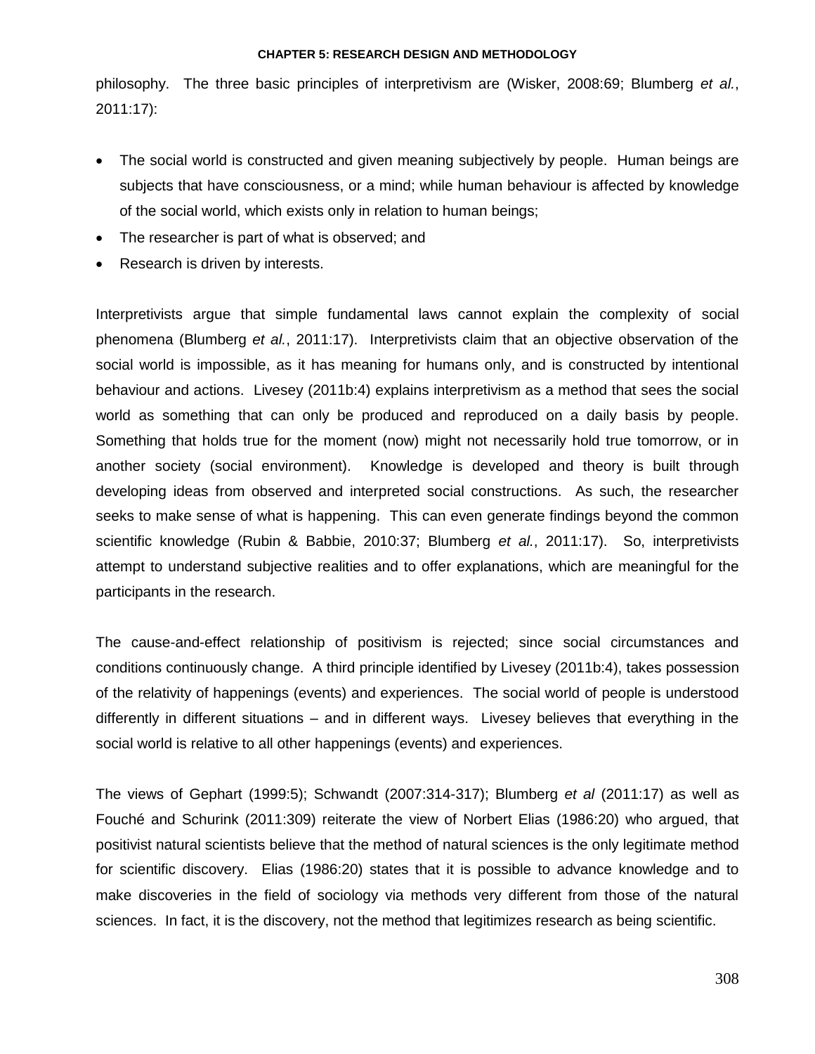philosophy. The three basic principles of interpretivism are (Wisker, 2008:69; Blumberg *et al.*, 2011:17):

- The social world is constructed and given meaning subjectively by people. Human beings are subjects that have consciousness, or a mind; while human behaviour is affected by knowledge of the social world, which exists only in relation to human beings;
- The researcher is part of what is observed; and
- Research is driven by interests.

Interpretivists argue that simple fundamental laws cannot explain the complexity of social phenomena (Blumberg *et al.*, 2011:17). Interpretivists claim that an objective observation of the social world is impossible, as it has meaning for humans only, and is constructed by intentional behaviour and actions. Livesey (2011b:4) explains interpretivism as a method that sees the social world as something that can only be produced and reproduced on a daily basis by people. Something that holds true for the moment (now) might not necessarily hold true tomorrow, or in another society (social environment). Knowledge is developed and theory is built through developing ideas from observed and interpreted social constructions. As such, the researcher seeks to make sense of what is happening. This can even generate findings beyond the common scientific knowledge (Rubin & Babbie, 2010:37; Blumberg *et al.*, 2011:17). So, interpretivists attempt to understand subjective realities and to offer explanations, which are meaningful for the participants in the research.

The cause-and-effect relationship of positivism is rejected; since social circumstances and conditions continuously change. A third principle identified by Livesey (2011b:4), takes possession of the relativity of happenings (events) and experiences. The social world of people is understood differently in different situations – and in different ways. Livesey believes that everything in the social world is relative to all other happenings (events) and experiences.

The views of Gephart (1999:5); Schwandt (2007:314-317); Blumberg *et al* (2011:17) as well as Fouché and Schurink (2011:309) reiterate the view of Norbert Elias (1986:20) who argued, that positivist natural scientists believe that the method of natural sciences is the only legitimate method for scientific discovery. Elias (1986:20) states that it is possible to advance knowledge and to make discoveries in the field of sociology via methods very different from those of the natural sciences. In fact, it is the discovery, not the method that legitimizes research as being scientific.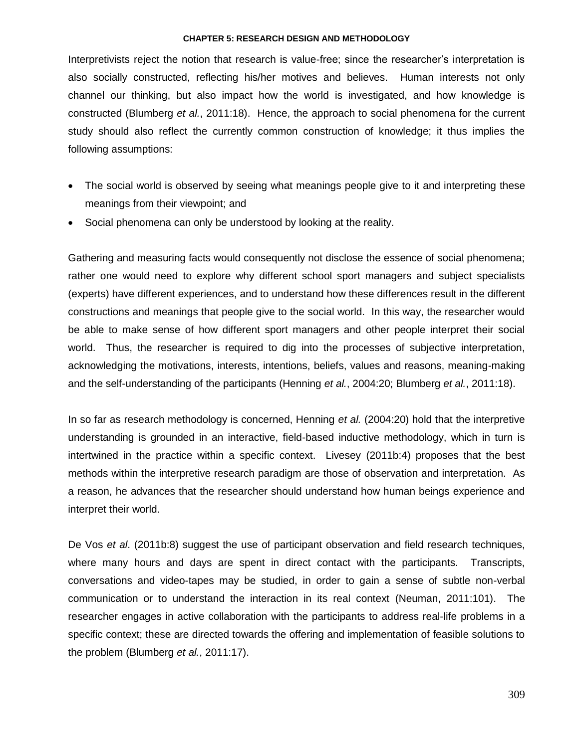Interpretivists reject the notion that research is value-free; since the researcher's interpretation is also socially constructed, reflecting his/her motives and believes. Human interests not only channel our thinking, but also impact how the world is investigated, and how knowledge is constructed (Blumberg *et al.*, 2011:18). Hence, the approach to social phenomena for the current study should also reflect the currently common construction of knowledge; it thus implies the following assumptions:

- The social world is observed by seeing what meanings people give to it and interpreting these meanings from their viewpoint; and
- Social phenomena can only be understood by looking at the reality.

Gathering and measuring facts would consequently not disclose the essence of social phenomena; rather one would need to explore why different school sport managers and subject specialists (experts) have different experiences, and to understand how these differences result in the different constructions and meanings that people give to the social world. In this way, the researcher would be able to make sense of how different sport managers and other people interpret their social world. Thus, the researcher is required to dig into the processes of subjective interpretation, acknowledging the motivations, interests, intentions, beliefs, values and reasons, meaning-making and the self-understanding of the participants (Henning *et al.*, 2004:20; Blumberg *et al.*, 2011:18).

In so far as research methodology is concerned, Henning *et al.* (2004:20) hold that the interpretive understanding is grounded in an interactive, field-based inductive methodology, which in turn is intertwined in the practice within a specific context. Livesey (2011b:4) proposes that the best methods within the interpretive research paradigm are those of observation and interpretation. As a reason, he advances that the researcher should understand how human beings experience and interpret their world.

De Vos *et al*. (2011b:8) suggest the use of participant observation and field research techniques, where many hours and days are spent in direct contact with the participants. Transcripts, conversations and video-tapes may be studied, in order to gain a sense of subtle non-verbal communication or to understand the interaction in its real context (Neuman, 2011:101). The researcher engages in active collaboration with the participants to address real-life problems in a specific context; these are directed towards the offering and implementation of feasible solutions to the problem (Blumberg *et al.*, 2011:17).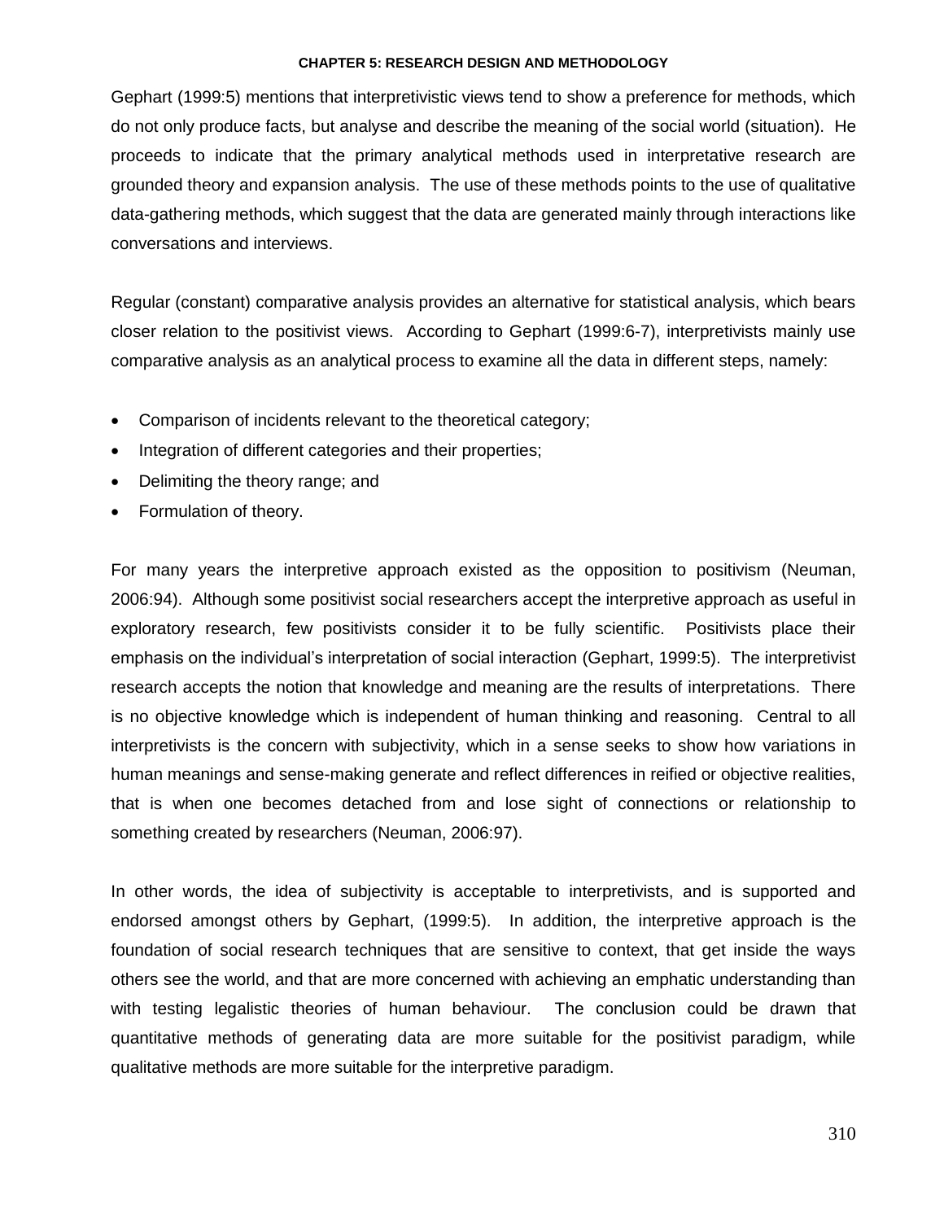Gephart (1999:5) mentions that interpretivistic views tend to show a preference for methods, which do not only produce facts, but analyse and describe the meaning of the social world (situation). He proceeds to indicate that the primary analytical methods used in interpretative research are grounded theory and expansion analysis. The use of these methods points to the use of qualitative data-gathering methods, which suggest that the data are generated mainly through interactions like conversations and interviews.

Regular (constant) comparative analysis provides an alternative for statistical analysis, which bears closer relation to the positivist views. According to Gephart (1999:6-7), interpretivists mainly use comparative analysis as an analytical process to examine all the data in different steps, namely:

- Comparison of incidents relevant to the theoretical category;
- Integration of different categories and their properties;
- Delimiting the theory range; and
- Formulation of theory.

For many years the interpretive approach existed as the opposition to positivism (Neuman, 2006:94). Although some positivist social researchers accept the interpretive approach as useful in exploratory research, few positivists consider it to be fully scientific. Positivists place their emphasis on the individual's interpretation of social interaction (Gephart, 1999:5). The interpretivist research accepts the notion that knowledge and meaning are the results of interpretations. There is no objective knowledge which is independent of human thinking and reasoning. Central to all interpretivists is the concern with subjectivity, which in a sense seeks to show how variations in human meanings and sense-making generate and reflect differences in reified or objective realities, that is when one becomes detached from and lose sight of connections or relationship to something created by researchers (Neuman, 2006:97).

In other words, the idea of subjectivity is acceptable to interpretivists, and is supported and endorsed amongst others by Gephart, (1999:5). In addition, the interpretive approach is the foundation of social research techniques that are sensitive to context, that get inside the ways others see the world, and that are more concerned with achieving an emphatic understanding than with testing legalistic theories of human behaviour. The conclusion could be drawn that quantitative methods of generating data are more suitable for the positivist paradigm, while qualitative methods are more suitable for the interpretive paradigm.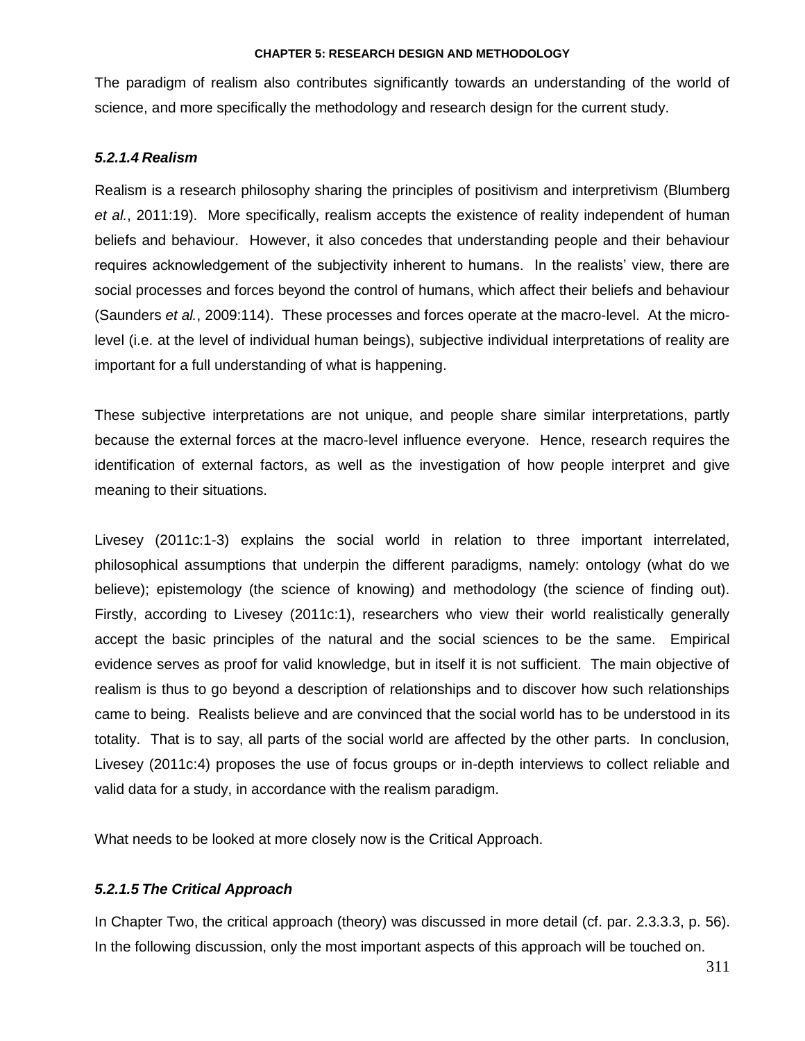The paradigm of realism also contributes significantly towards an understanding of the world of science, and more specifically the methodology and research design for the current study.

#### *5.2.1.4 Realism*

Realism is a research philosophy sharing the principles of positivism and interpretivism (Blumberg *et al.*, 2011:19). More specifically, realism accepts the existence of reality independent of human beliefs and behaviour. However, it also concedes that understanding people and their behaviour requires acknowledgement of the subjectivity inherent to humans. In the realists' view, there are social processes and forces beyond the control of humans, which affect their beliefs and behaviour (Saunders *et al.*, 2009:114). These processes and forces operate at the macro-level. At the micro-level (i.e. at the level of individual human beings), subjective individual interpretations of reality are important for a full understanding of what is happening.

These subjective interpretations are not unique, and people share similar interpretations, partly because the external forces at the macro-level influence everyone. Hence, research requires the identification of external factors, as well as the investigation of how people interpret and give meaning to their situations.

Livesey (2011c:1-3) explains the social world in relation to three important interrelated, philosophical assumptions that underpin the different paradigms, namely: ontology (what do we believe); epistemology (the science of knowing) and methodology (the science of finding out). Firstly, according to Livesey (2011c:1), researchers who view their world realistically generally accept the basic principles of the natural and the social sciences to be the same. Empirical evidence serves as proof for valid knowledge, but in itself it is not sufficient. The main objective of realism is thus to go beyond a description of relationships and to discover how such relationships came to being. Realists believe and are convinced that the social world has to be understood in its totality. That is to say, all parts of the social world are affected by the other parts. In conclusion, Livesey (2011c:4) proposes the use of focus groups or in-depth interviews to collect reliable and valid data for a study, in accordance with the realism paradigm.

What needs to be looked at more closely now is the Critical Approach.

#### *5.2.1.5 The Critical Approach*

In Chapter Two, the critical approach (theory) was discussed in more detail (cf. par. 2.3.3.3, p. 56). In the following discussion, only the most important aspects of this approach will be touched on.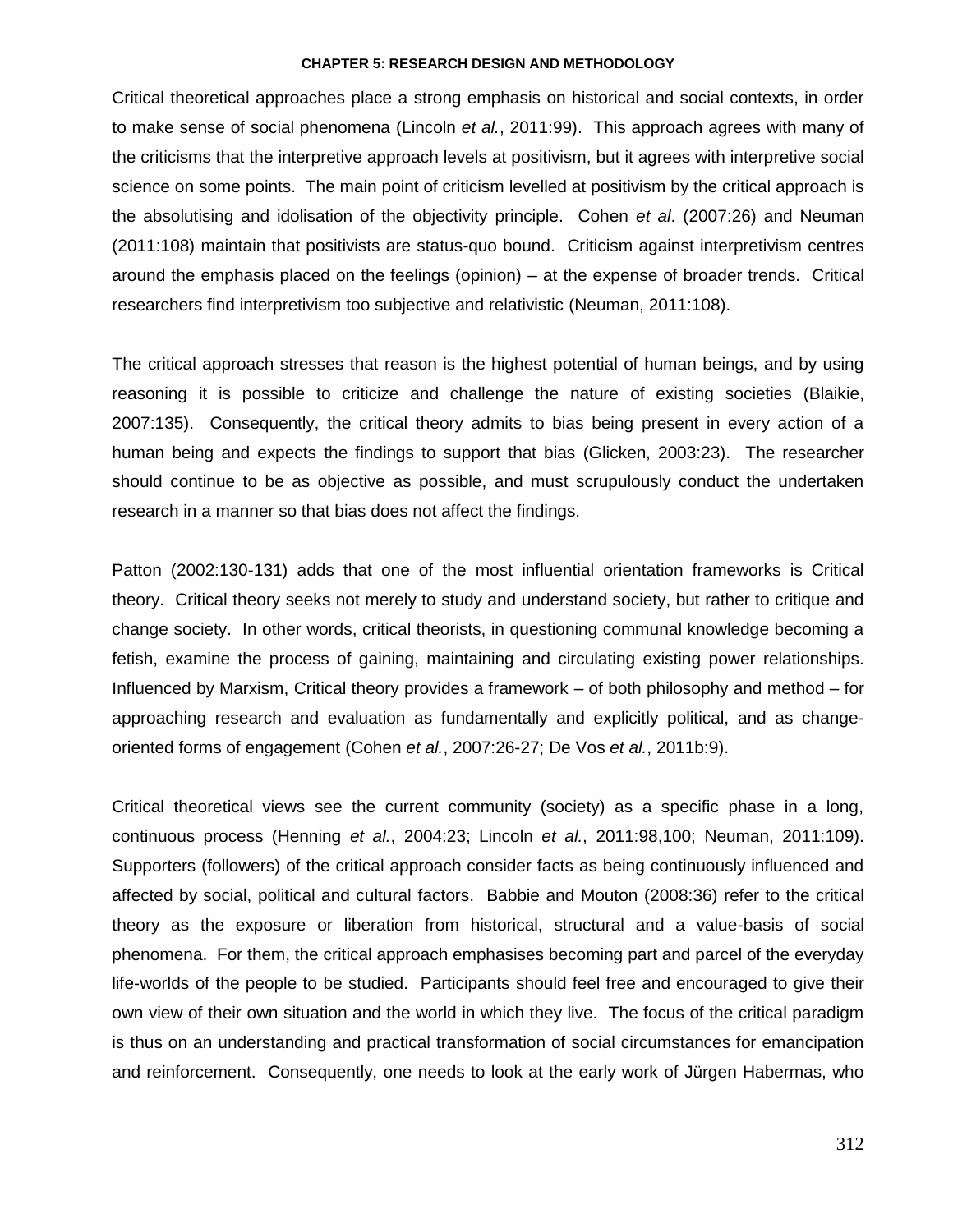Critical theoretical approaches place a strong emphasis on historical and social contexts, in order to make sense of social phenomena (Lincoln *et al.*, 2011:99). This approach agrees with many of the criticisms that the interpretive approach levels at positivism, but it agrees with interpretive social science on some points. The main point of criticism levelled at positivism by the critical approach is the absolutising and idolisation of the objectivity principle. Cohen *et al*. (2007:26) and Neuman (2011:108) maintain that positivists are status-quo bound. Criticism against interpretivism centres around the emphasis placed on the feelings (opinion) – at the expense of broader trends. Critical researchers find interpretivism too subjective and relativistic (Neuman, 2011:108).

The critical approach stresses that reason is the highest potential of human beings, and by using reasoning it is possible to criticize and challenge the nature of existing societies (Blaikie, 2007:135). Consequently, the critical theory admits to bias being present in every action of a human being and expects the findings to support that bias (Glicken, 2003:23). The researcher should continue to be as objective as possible, and must scrupulously conduct the undertaken research in a manner so that bias does not affect the findings.

Patton (2002:130-131) adds that one of the most influential orientation frameworks is Critical theory. Critical theory seeks not merely to study and understand society, but rather to critique and change society. In other words, critical theorists, in questioning communal knowledge becoming a fetish, examine the process of gaining, maintaining and circulating existing power relationships. Influenced by Marxism, Critical theory provides a framework – of both philosophy and method – for approaching research and evaluation as fundamentally and explicitly political, and as change-oriented forms of engagement (Cohen *et al.*, 2007:26-27; De Vos *et al.*, 2011b:9).

Critical theoretical views see the current community (society) as a specific phase in a long, continuous process (Henning *et al.*, 2004:23; Lincoln *et al.*, 2011:98,100; Neuman, 2011:109). Supporters (followers) of the critical approach consider facts as being continuously influenced and affected by social, political and cultural factors. Babbie and Mouton (2008:36) refer to the critical theory as the exposure or liberation from historical, structural and a value-basis of social phenomena. For them, the critical approach emphasises becoming part and parcel of the everyday life-worlds of the people to be studied. Participants should feel free and encouraged to give their own view of their own situation and the world in which they live. The focus of the critical paradigm is thus on an understanding and practical transformation of social circumstances for emancipation and reinforcement. Consequently, one needs to look at the early work of Jürgen Habermas, who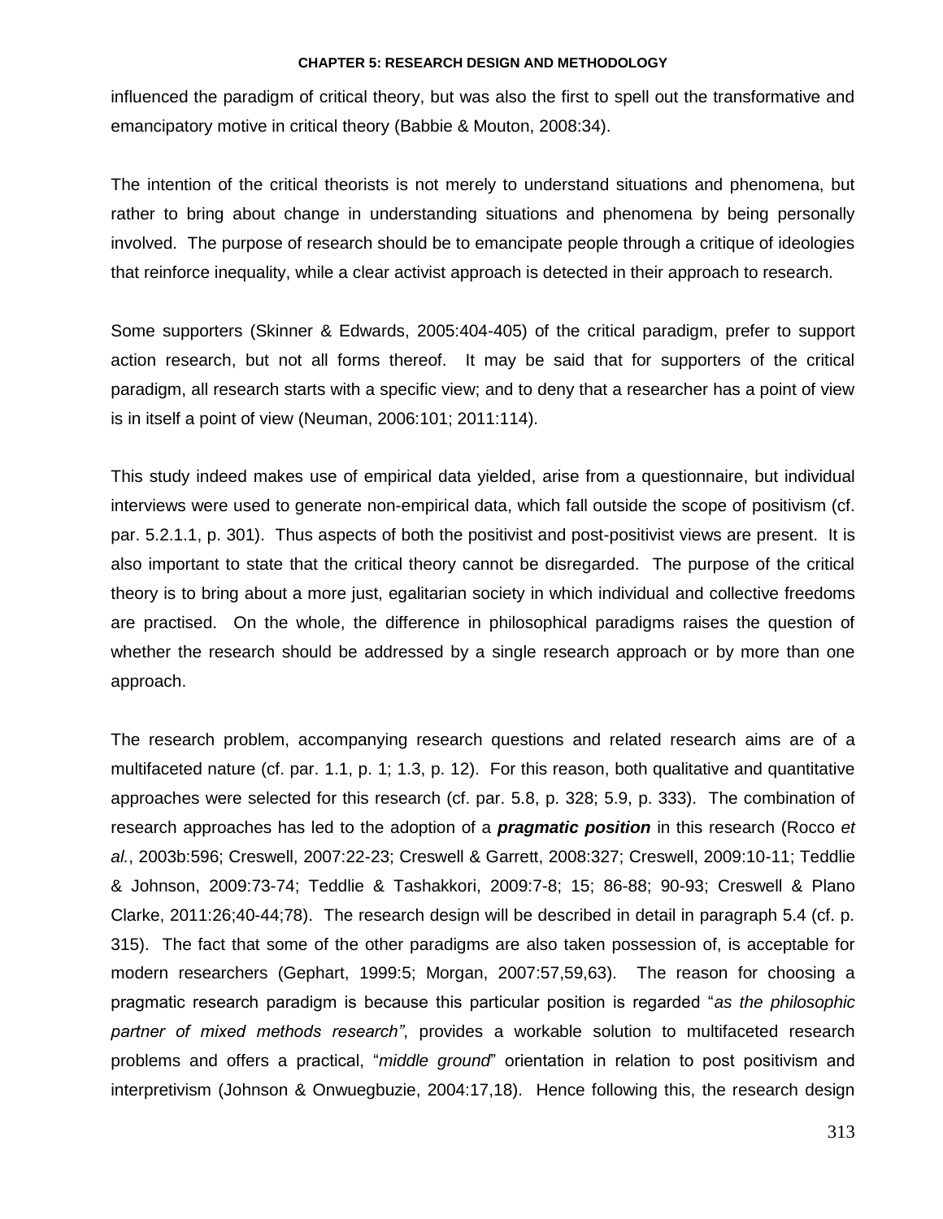influenced the paradigm of critical theory, but was also the first to spell out the transformative and emancipatory motive in critical theory (Babbie & Mouton, 2008:34).

The intention of the critical theorists is not merely to understand situations and phenomena, but rather to bring about change in understanding situations and phenomena by being personally involved. The purpose of research should be to emancipate people through a critique of ideologies that reinforce inequality, while a clear activist approach is detected in their approach to research.

Some supporters (Skinner & Edwards, 2005:404-405) of the critical paradigm, prefer to support action research, but not all forms thereof. It may be said that for supporters of the critical paradigm, all research starts with a specific view; and to deny that a researcher has a point of view is in itself a point of view (Neuman, 2006:101; 2011:114).

This study indeed makes use of empirical data yielded, arise from a questionnaire, but individual interviews were used to generate non-empirical data, which fall outside the scope of positivism (cf. par. 5.2.1.1, p. 301). Thus aspects of both the positivist and post-positivist views are present. It is also important to state that the critical theory cannot be disregarded. The purpose of the critical theory is to bring about a more just, egalitarian society in which individual and collective freedoms are practised. On the whole, the difference in philosophical paradigms raises the question of whether the research should be addressed by a single research approach or by more than one approach.

The research problem, accompanying research questions and related research aims are of a multifaceted nature (cf. par. 1.1, p. 1; 1.3, p. 12). For this reason, both qualitative and quantitative approaches were selected for this research (cf. par. 5.8, p. 328; 5.9, p. 333). The combination of research approaches has led to the adoption of a ***pragmatic position*** in this research (Rocco *et al.*, 2003b:596; Creswell, 2007:22-23; Creswell & Garrett, 2008:327; Creswell, 2009:10-11; Teddlie & Johnson, 2009:73-74; Teddlie & Tashakkori, 2009:7-8; 15; 86-88; 90-93; Creswell & Plano Clarke, 2011:26;40-44;78). The research design will be described in detail in paragraph 5.4 (cf. p. 315). The fact that some of the other paradigms are also taken possession of, is acceptable for modern researchers (Gephart, 1999:5; Morgan, 2007:57,59,63). The reason for choosing a pragmatic research paradigm is because this particular position is regarded "*as the philosophic partner of mixed methods research"*, provides a workable solution to multifaceted research problems and offers a practical, "*middle ground*" orientation in relation to post positivism and interpretivism (Johnson & Onwuegbuzie, 2004:17,18). Hence following this, the research design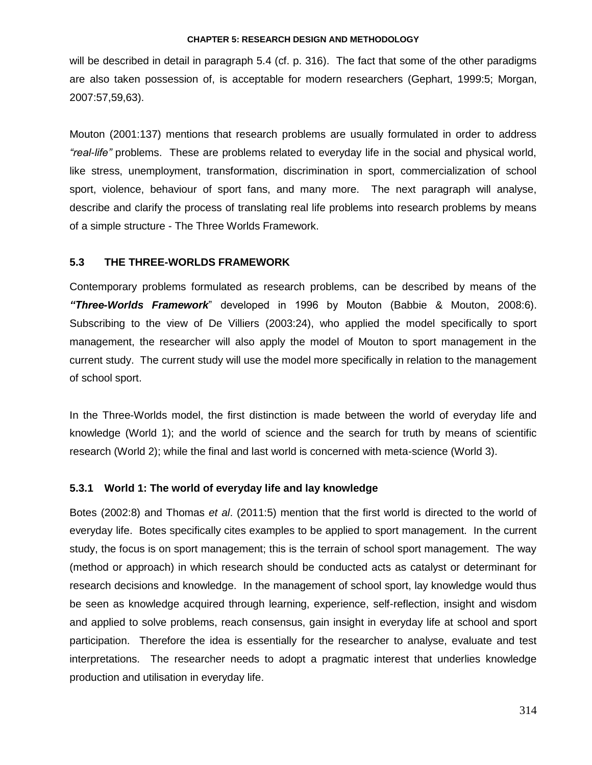will be described in detail in paragraph 5.4 (cf. p. 316). The fact that some of the other paradigms are also taken possession of, is acceptable for modern researchers (Gephart, 1999:5; Morgan, 2007:57,59,63).

Mouton (2001:137) mentions that research problems are usually formulated in order to address *"real-life"* problems. These are problems related to everyday life in the social and physical world, like stress, unemployment, transformation, discrimination in sport, commercialization of school sport, violence, behaviour of sport fans, and many more. The next paragraph will analyse, describe and clarify the process of translating real life problems into research problems by means of a simple structure - The Three Worlds Framework.

## 5.3 THE THREE-WORLDS FRAMEWORK

Contemporary problems formulated as research problems, can be described by means of the ***"Three-Worlds Framework***" developed in 1996 by Mouton (Babbie & Mouton, 2008:6). Subscribing to the view of De Villiers (2003:24), who applied the model specifically to sport management, the researcher will also apply the model of Mouton to sport management in the current study. The current study will use the model more specifically in relation to the management of school sport.

In the Three-Worlds model, the first distinction is made between the world of everyday life and knowledge (World 1); and the world of science and the search for truth by means of scientific research (World 2); while the final and last world is concerned with meta-science (World 3).

### 5.3.1 World 1: The world of everyday life and lay knowledge

Botes (2002:8) and Thomas *et al*. (2011:5) mention that the first world is directed to the world of everyday life. Botes specifically cites examples to be applied to sport management. In the current study, the focus is on sport management; this is the terrain of school sport management. The way (method or approach) in which research should be conducted acts as catalyst or determinant for research decisions and knowledge. In the management of school sport, lay knowledge would thus be seen as knowledge acquired through learning, experience, self-reflection, insight and wisdom and applied to solve problems, reach consensus, gain insight in everyday life at school and sport participation. Therefore the idea is essentially for the researcher to analyse, evaluate and test interpretations. The researcher needs to adopt a pragmatic interest that underlies knowledge production and utilisation in everyday life.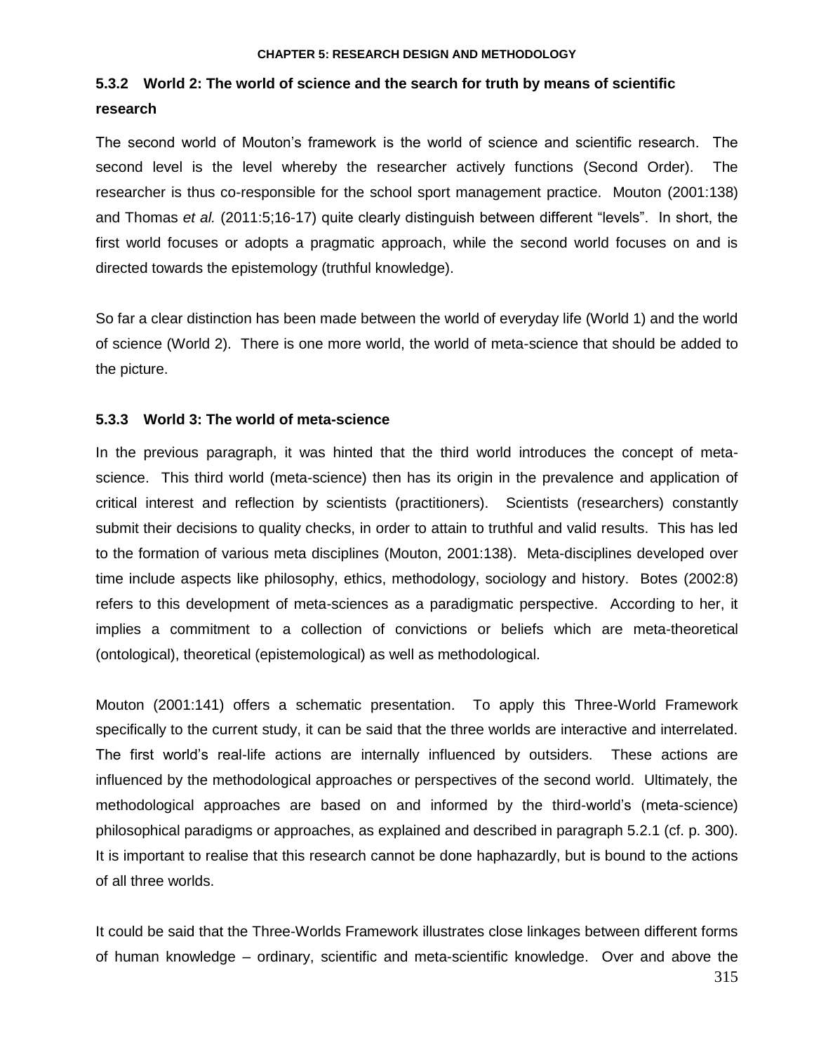### 5.3.2 World 2: The world of science and the search for truth by means of scientific research

The second world of Mouton's framework is the world of science and scientific research. The second level is the level whereby the researcher actively functions (Second Order). The researcher is thus co-responsible for the school sport management practice. Mouton (2001:138) and Thomas *et al.* (2011:5;16-17) quite clearly distinguish between different "levels". In short, the first world focuses or adopts a pragmatic approach, while the second world focuses on and is directed towards the epistemology (truthful knowledge).

So far a clear distinction has been made between the world of everyday life (World 1) and the world of science (World 2). There is one more world, the world of meta-science that should be added to the picture.

### 5.3.3 World 3: The world of meta-science

In the previous paragraph, it was hinted that the third world introduces the concept of meta-science. This third world (meta-science) then has its origin in the prevalence and application of critical interest and reflection by scientists (practitioners). Scientists (researchers) constantly submit their decisions to quality checks, in order to attain to truthful and valid results. This has led to the formation of various meta disciplines (Mouton, 2001:138). Meta-disciplines developed over time include aspects like philosophy, ethics, methodology, sociology and history. Botes (2002:8) refers to this development of meta-sciences as a paradigmatic perspective. According to her, it implies a commitment to a collection of convictions or beliefs which are meta-theoretical (ontological), theoretical (epistemological) as well as methodological.

Mouton (2001:141) offers a schematic presentation. To apply this Three-World Framework specifically to the current study, it can be said that the three worlds are interactive and interrelated. The first world's real-life actions are internally influenced by outsiders. These actions are influenced by the methodological approaches or perspectives of the second world. Ultimately, the methodological approaches are based on and informed by the third-world's (meta-science) philosophical paradigms or approaches, as explained and described in paragraph 5.2.1 (cf. p. 300). It is important to realise that this research cannot be done haphazardly, but is bound to the actions of all three worlds.

It could be said that the Three-Worlds Framework illustrates close linkages between different forms of human knowledge – ordinary, scientific and meta-scientific knowledge. Over and above the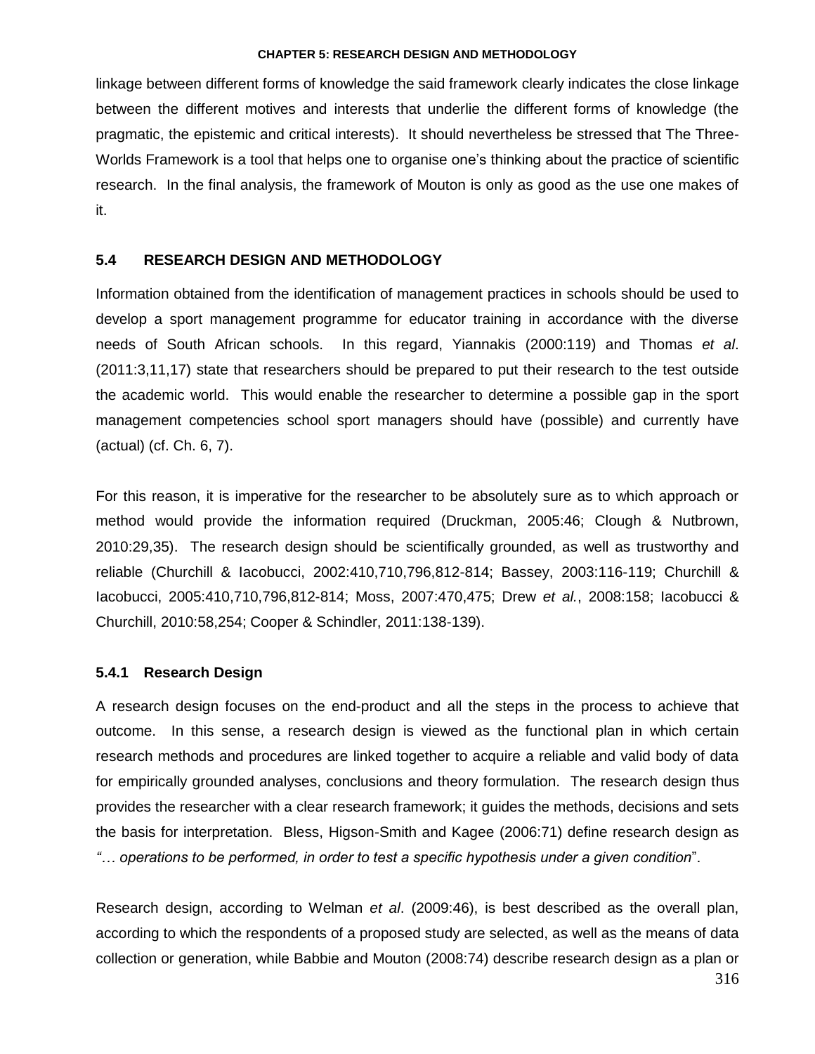linkage between different forms of knowledge the said framework clearly indicates the close linkage between the different motives and interests that underlie the different forms of knowledge (the pragmatic, the epistemic and critical interests). It should nevertheless be stressed that The Three-Worlds Framework is a tool that helps one to organise one's thinking about the practice of scientific research. In the final analysis, the framework of Mouton is only as good as the use one makes of it.

## 5.4 RESEARCH DESIGN AND METHODOLOGY

Information obtained from the identification of management practices in schools should be used to develop a sport management programme for educator training in accordance with the diverse needs of South African schools. In this regard, Yiannakis (2000:119) and Thomas *et al*. (2011:3,11,17) state that researchers should be prepared to put their research to the test outside the academic world. This would enable the researcher to determine a possible gap in the sport management competencies school sport managers should have (possible) and currently have (actual) (cf. Ch. 6, 7).

For this reason, it is imperative for the researcher to be absolutely sure as to which approach or method would provide the information required (Druckman, 2005:46; Clough & Nutbrown, 2010:29,35). The research design should be scientifically grounded, as well as trustworthy and reliable (Churchill & Iacobucci, 2002:410,710,796,812-814; Bassey, 2003:116-119; Churchill & Iacobucci, 2005:410,710,796,812-814; Moss, 2007:470,475; Drew *et al.*, 2008:158; Iacobucci & Churchill, 2010:58,254; Cooper & Schindler, 2011:138-139).

### 5.4.1 Research Design

A research design focuses on the end-product and all the steps in the process to achieve that outcome. In this sense, a research design is viewed as the functional plan in which certain research methods and procedures are linked together to acquire a reliable and valid body of data for empirically grounded analyses, conclusions and theory formulation. The research design thus provides the researcher with a clear research framework; it guides the methods, decisions and sets the basis for interpretation. Bless, Higson-Smith and Kagee (2006:71) define research design as *"… operations to be performed, in order to test a specific hypothesis under a given condition*".

Research design, according to Welman *et al*. (2009:46), is best described as the overall plan, according to which the respondents of a proposed study are selected, as well as the means of data collection or generation, while Babbie and Mouton (2008:74) describe research design as a plan or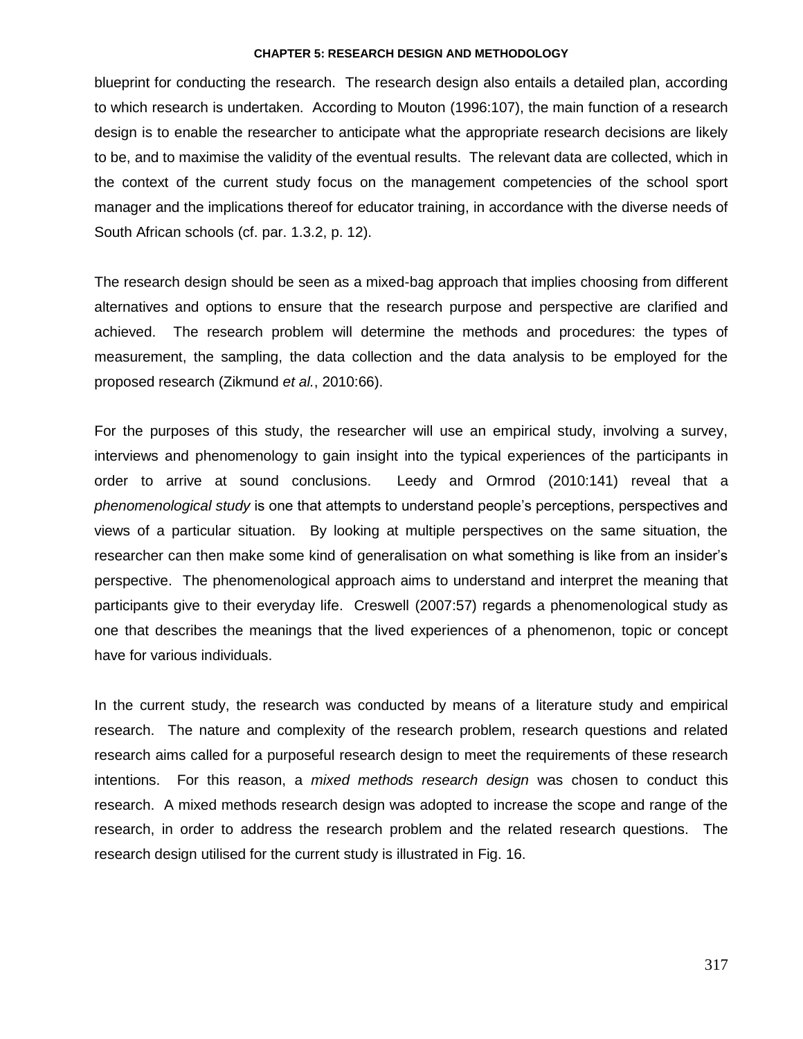blueprint for conducting the research. The research design also entails a detailed plan, according to which research is undertaken. According to Mouton (1996:107), the main function of a research design is to enable the researcher to anticipate what the appropriate research decisions are likely to be, and to maximise the validity of the eventual results. The relevant data are collected, which in the context of the current study focus on the management competencies of the school sport manager and the implications thereof for educator training, in accordance with the diverse needs of South African schools (cf. par. 1.3.2, p. 12).

The research design should be seen as a mixed-bag approach that implies choosing from different alternatives and options to ensure that the research purpose and perspective are clarified and achieved. The research problem will determine the methods and procedures: the types of measurement, the sampling, the data collection and the data analysis to be employed for the proposed research (Zikmund *et al.*, 2010:66).

For the purposes of this study, the researcher will use an empirical study, involving a survey, interviews and phenomenology to gain insight into the typical experiences of the participants in order to arrive at sound conclusions. Leedy and Ormrod (2010:141) reveal that a *phenomenological study* is one that attempts to understand people's perceptions, perspectives and views of a particular situation. By looking at multiple perspectives on the same situation, the researcher can then make some kind of generalisation on what something is like from an insider's perspective. The phenomenological approach aims to understand and interpret the meaning that participants give to their everyday life. Creswell (2007:57) regards a phenomenological study as one that describes the meanings that the lived experiences of a phenomenon, topic or concept have for various individuals.

In the current study, the research was conducted by means of a literature study and empirical research. The nature and complexity of the research problem, research questions and related research aims called for a purposeful research design to meet the requirements of these research intentions. For this reason, a *mixed methods research design* was chosen to conduct this research. A mixed methods research design was adopted to increase the scope and range of the research, in order to address the research problem and the related research questions. The research design utilised for the current study is illustrated in Fig. 16.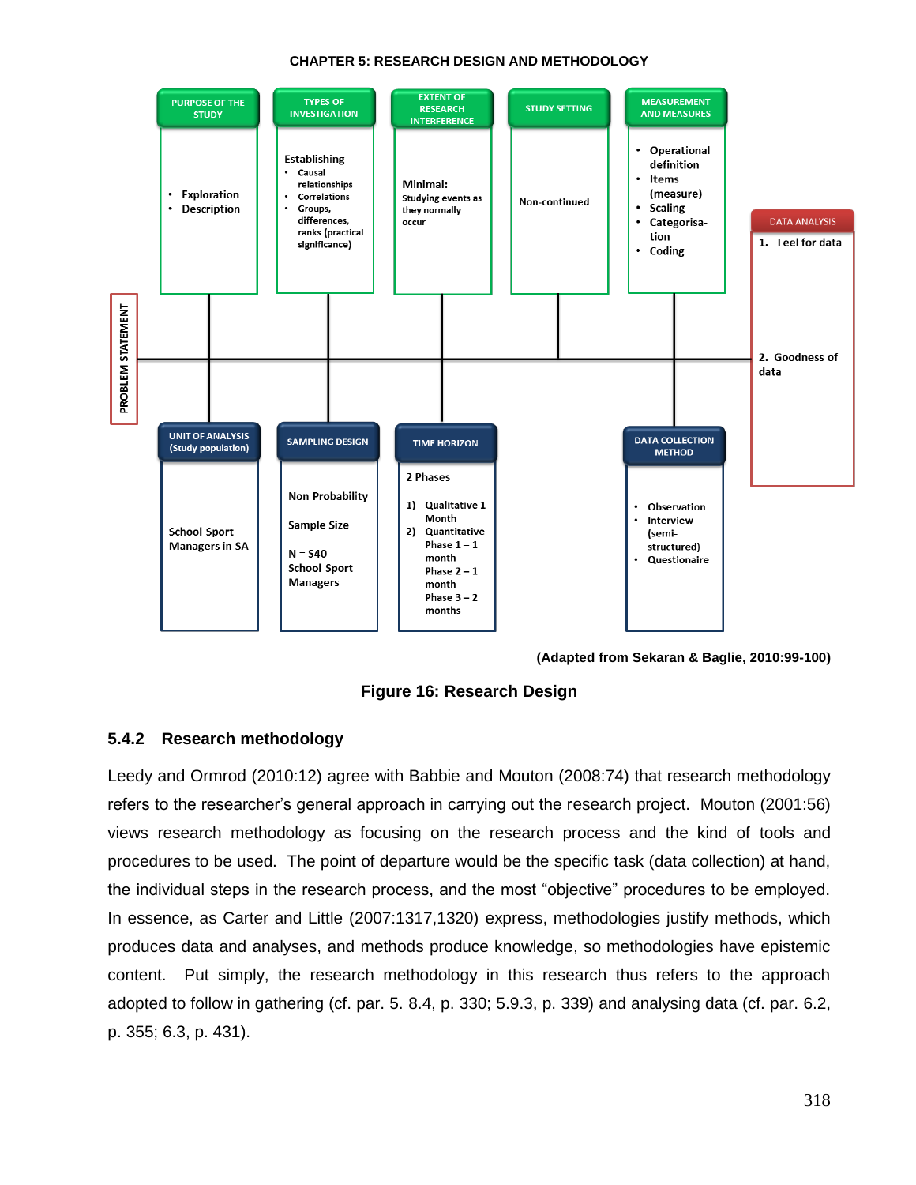CHAPTER 5: RESEARCH DESIGN AND METHODOLOGY

PURPOSE OF THE STUDY
- Exploration
- Description

TYPES OF INVESTIGATION

Establishing
- Causal relationships
- Correlations
- Groups, differences, ranks (practical significance)

EXTENT OF RESEARCH INTERFERENCE

Minimal: Studying events as they normally occur

STUDY SETTING

Non-continued

MEASUREMENT AND MEASURES
- Operational definition
- Items (measure)
- Scaling
- Categorisa-tion
- Coding

DATA ANALYSIS
1. Feel for data
2. Goodness of data

PROBLEM STATEMENT

UNIT OF ANALYSIS (Study population)

School Sport Managers in SA

SAMPLING DESIGN

Non Probability

Sample Size

N = 540 School Sport Managers

TIME HORIZON

2 Phases
1) Qualitative 1 Month
2) Quantitative
   Phase 1 – 1 month
   Phase 2 – 1 month
   Phase 3 – 2 months

DATA COLLECTION METHOD
- Observation
- Interview (semi-structured)
- Questionaire

(Adapted from Sekaran & Baglie, 2010:99-100)

**Figure 16: Research Design**

### 5.4.2 Research methodology

Leedy and Ormrod (2010:12) agree with Babbie and Mouton (2008:74) that research methodology refers to the researcher's general approach in carrying out the research project. Mouton (2001:56) views research methodology as focusing on the research process and the kind of tools and procedures to be used. The point of departure would be the specific task (data collection) at hand, the individual steps in the research process, and the most "objective" procedures to be employed. In essence, as Carter and Little (2007:1317,1320) express, methodologies justify methods, which produces data and analyses, and methods produce knowledge, so methodologies have epistemic content. Put simply, the research methodology in this research thus refers to the approach adopted to follow in gathering (cf. par. 5. 8.4, p. 330; 5.9.3, p. 339) and analysing data (cf. par. 6.2, p. 355; 6.3, p. 431).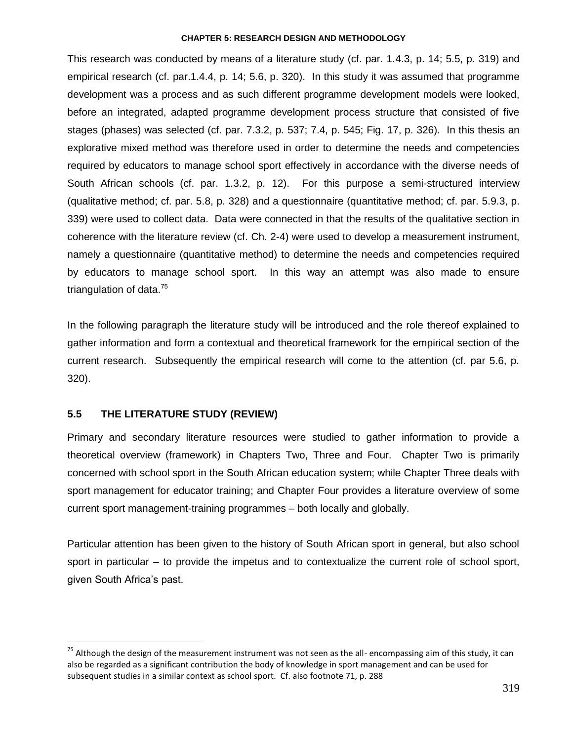This research was conducted by means of a literature study (cf. par. 1.4.3, p. 14; 5.5, p. 319) and empirical research (cf. par.1.4.4, p. 14; 5.6, p. 320). In this study it was assumed that programme development was a process and as such different programme development models were looked, before an integrated, adapted programme development process structure that consisted of five stages (phases) was selected (cf. par. 7.3.2, p. 537; 7.4, p. 545; Fig. 17, p. 326). In this thesis an explorative mixed method was therefore used in order to determine the needs and competencies required by educators to manage school sport effectively in accordance with the diverse needs of South African schools (cf. par. 1.3.2, p. 12). For this purpose a semi-structured interview (qualitative method; cf. par. 5.8, p. 328) and a questionnaire (quantitative method; cf. par. 5.9.3, p. 339) were used to collect data. Data were connected in that the results of the qualitative section in coherence with the literature review (cf. Ch. 2-4) were used to develop a measurement instrument, namely a questionnaire (quantitative method) to determine the needs and competencies required by educators to manage school sport. In this way an attempt was also made to ensure triangulation of data.[75]

In the following paragraph the literature study will be introduced and the role thereof explained to gather information and form a contextual and theoretical framework for the empirical section of the current research. Subsequently the empirical research will come to the attention (cf. par 5.6, p. 320).

## 5.5 THE LITERATURE STUDY (REVIEW)

Primary and secondary literature resources were studied to gather information to provide a theoretical overview (framework) in Chapters Two, Three and Four. Chapter Two is primarily concerned with school sport in the South African education system; while Chapter Three deals with sport management for educator training; and Chapter Four provides a literature overview of some current sport management-training programmes – both locally and globally.

Particular attention has been given to the history of South African sport in general, but also school sport in particular – to provide the impetus and to contextualize the current role of school sport, given South Africa's past.

---

[75] Although the design of the measurement instrument was not seen as the all- encompassing aim of this study, it can also be regarded as a significant contribution the body of knowledge in sport management and can be used for subsequent studies in a similar context as school sport. Cf. also footnote 71, p. 288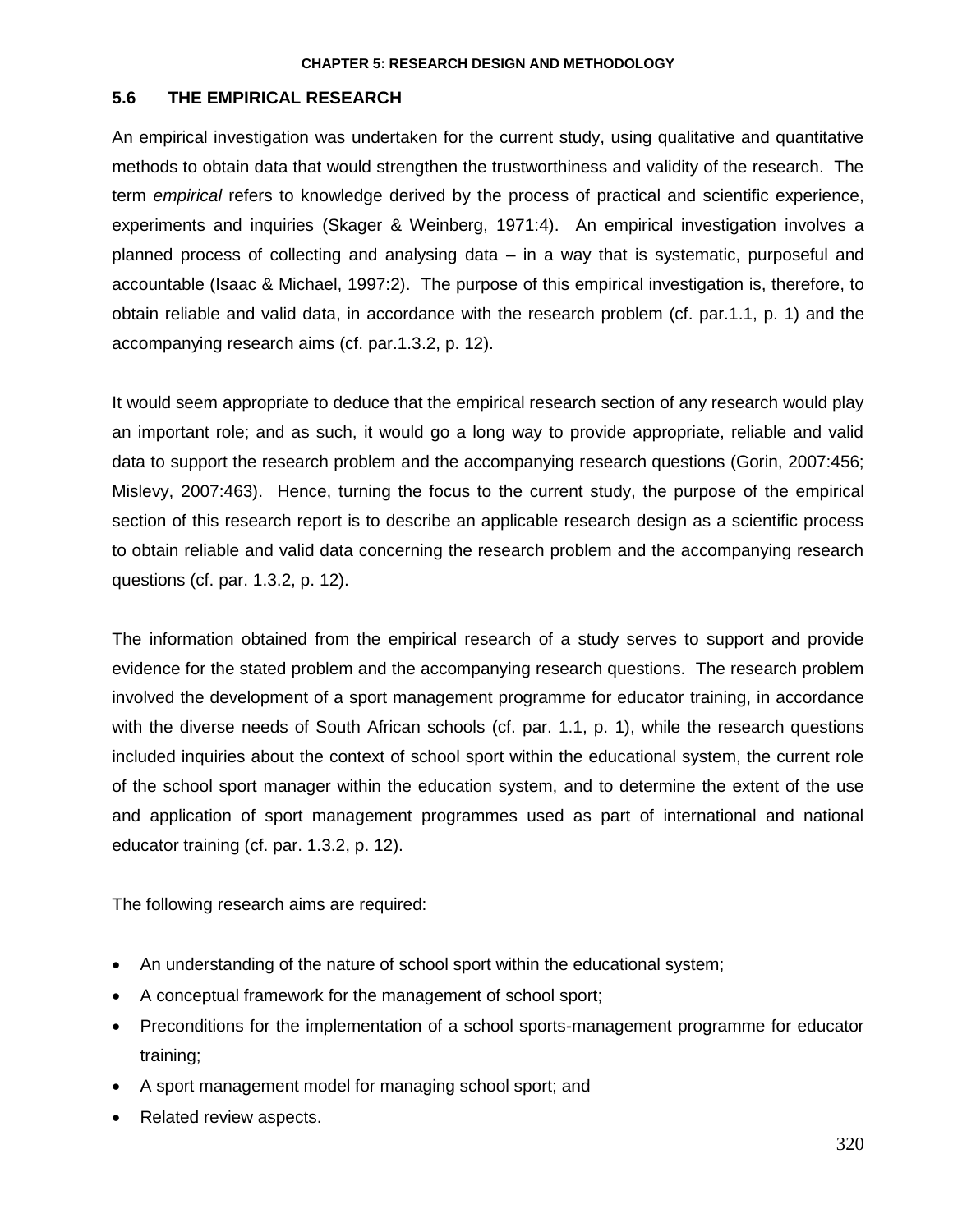## 5.6 THE EMPIRICAL RESEARCH

An empirical investigation was undertaken for the current study, using qualitative and quantitative methods to obtain data that would strengthen the trustworthiness and validity of the research. The term *empirical* refers to knowledge derived by the process of practical and scientific experience, experiments and inquiries (Skager & Weinberg, 1971:4). An empirical investigation involves a planned process of collecting and analysing data – in a way that is systematic, purposeful and accountable (Isaac & Michael, 1997:2). The purpose of this empirical investigation is, therefore, to obtain reliable and valid data, in accordance with the research problem (cf. par.1.1, p. 1) and the accompanying research aims (cf. par.1.3.2, p. 12).

It would seem appropriate to deduce that the empirical research section of any research would play an important role; and as such, it would go a long way to provide appropriate, reliable and valid data to support the research problem and the accompanying research questions (Gorin, 2007:456; Mislevy, 2007:463). Hence, turning the focus to the current study, the purpose of the empirical section of this research report is to describe an applicable research design as a scientific process to obtain reliable and valid data concerning the research problem and the accompanying research questions (cf. par. 1.3.2, p. 12).

The information obtained from the empirical research of a study serves to support and provide evidence for the stated problem and the accompanying research questions. The research problem involved the development of a sport management programme for educator training, in accordance with the diverse needs of South African schools (cf. par. 1.1, p. 1), while the research questions included inquiries about the context of school sport within the educational system, the current role of the school sport manager within the education system, and to determine the extent of the use and application of sport management programmes used as part of international and national educator training (cf. par. 1.3.2, p. 12).

The following research aims are required:

- An understanding of the nature of school sport within the educational system;
- A conceptual framework for the management of school sport;
- Preconditions for the implementation of a school sports-management programme for educator training;
- A sport management model for managing school sport; and
- Related review aspects.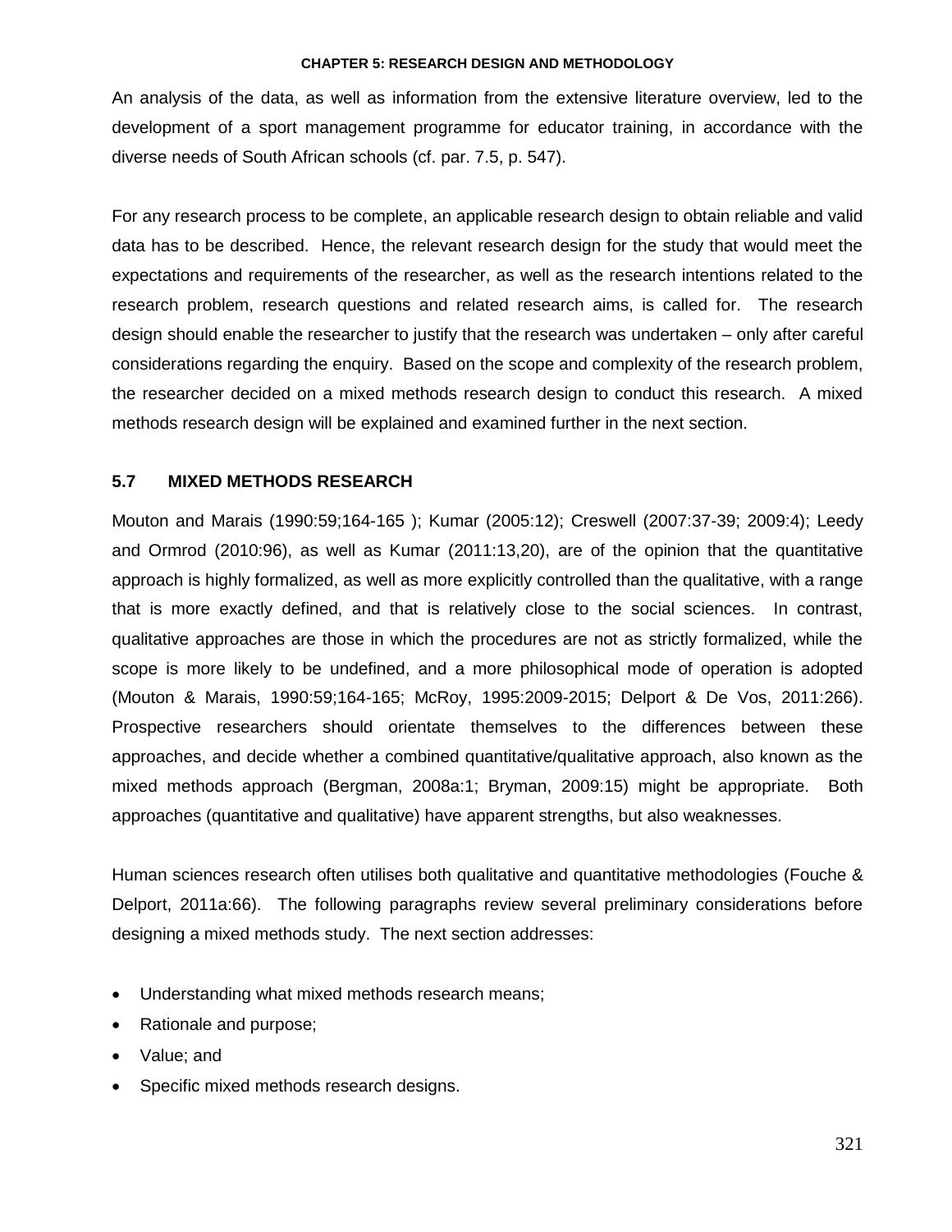An analysis of the data, as well as information from the extensive literature overview, led to the development of a sport management programme for educator training, in accordance with the diverse needs of South African schools (cf. par. 7.5, p. 547).

For any research process to be complete, an applicable research design to obtain reliable and valid data has to be described. Hence, the relevant research design for the study that would meet the expectations and requirements of the researcher, as well as the research intentions related to the research problem, research questions and related research aims, is called for. The research design should enable the researcher to justify that the research was undertaken – only after careful considerations regarding the enquiry. Based on the scope and complexity of the research problem, the researcher decided on a mixed methods research design to conduct this research. A mixed methods research design will be explained and examined further in the next section.

## 5.7 MIXED METHODS RESEARCH

Mouton and Marais (1990:59;164-165 ); Kumar (2005:12); Creswell (2007:37-39; 2009:4); Leedy and Ormrod (2010:96), as well as Kumar (2011:13,20), are of the opinion that the quantitative approach is highly formalized, as well as more explicitly controlled than the qualitative, with a range that is more exactly defined, and that is relatively close to the social sciences. In contrast, qualitative approaches are those in which the procedures are not as strictly formalized, while the scope is more likely to be undefined, and a more philosophical mode of operation is adopted (Mouton & Marais, 1990:59;164-165; McRoy, 1995:2009-2015; Delport & De Vos, 2011:266). Prospective researchers should orientate themselves to the differences between these approaches, and decide whether a combined quantitative/qualitative approach, also known as the mixed methods approach (Bergman, 2008a:1; Bryman, 2009:15) might be appropriate. Both approaches (quantitative and qualitative) have apparent strengths, but also weaknesses.

Human sciences research often utilises both qualitative and quantitative methodologies (Fouche & Delport, 2011a:66). The following paragraphs review several preliminary considerations before designing a mixed methods study. The next section addresses:

- Understanding what mixed methods research means;
- Rationale and purpose;
- Value; and
- Specific mixed methods research designs.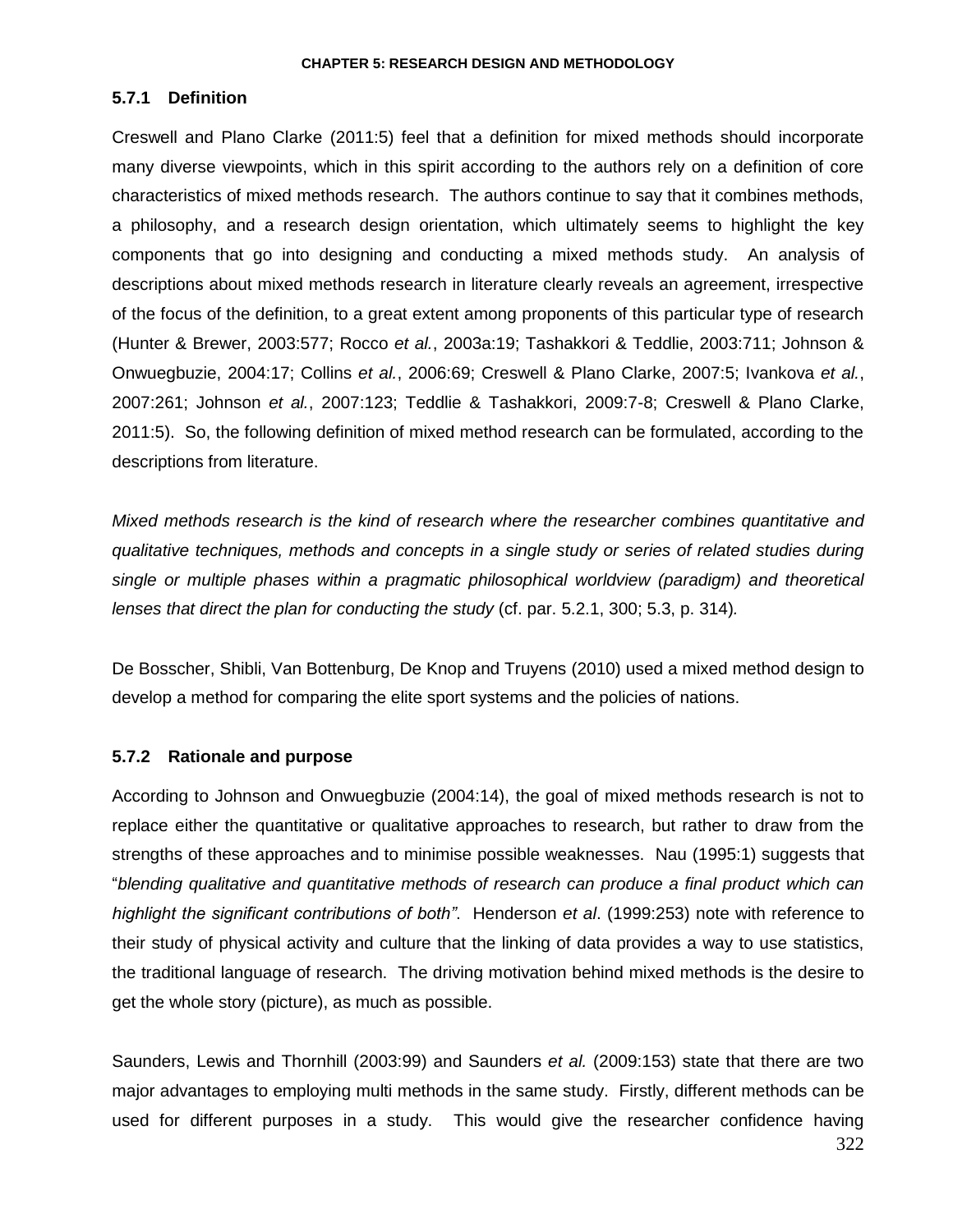### 5.7.1 Definition

Creswell and Plano Clarke (2011:5) feel that a definition for mixed methods should incorporate many diverse viewpoints, which in this spirit according to the authors rely on a definition of core characteristics of mixed methods research. The authors continue to say that it combines methods, a philosophy, and a research design orientation, which ultimately seems to highlight the key components that go into designing and conducting a mixed methods study. An analysis of descriptions about mixed methods research in literature clearly reveals an agreement, irrespective of the focus of the definition, to a great extent among proponents of this particular type of research (Hunter & Brewer, 2003:577; Rocco *et al.*, 2003a:19; Tashakkori & Teddlie, 2003:711; Johnson & Onwuegbuzie, 2004:17; Collins *et al.*, 2006:69; Creswell & Plano Clarke, 2007:5; Ivankova *et al.*, 2007:261; Johnson *et al.*, 2007:123; Teddlie & Tashakkori, 2009:7-8; Creswell & Plano Clarke, 2011:5). So, the following definition of mixed method research can be formulated, according to the descriptions from literature.

*Mixed methods research is the kind of research where the researcher combines quantitative and qualitative techniques, methods and concepts in a single study or series of related studies during single or multiple phases within a pragmatic philosophical worldview (paradigm) and theoretical lenses that direct the plan for conducting the study* (cf. par. 5.2.1, 300; 5.3, p. 314).

De Bosscher, Shibli, Van Bottenburg, De Knop and Truyens (2010) used a mixed method design to develop a method for comparing the elite sport systems and the policies of nations.

### 5.7.2 Rationale and purpose

According to Johnson and Onwuegbuzie (2004:14), the goal of mixed methods research is not to replace either the quantitative or qualitative approaches to research, but rather to draw from the strengths of these approaches and to minimise possible weaknesses. Nau (1995:1) suggests that "*blending qualitative and quantitative methods of research can produce a final product which can highlight the significant contributions of both"*. Henderson *et al*. (1999:253) note with reference to their study of physical activity and culture that the linking of data provides a way to use statistics, the traditional language of research. The driving motivation behind mixed methods is the desire to get the whole story (picture), as much as possible.

Saunders, Lewis and Thornhill (2003:99) and Saunders *et al.* (2009:153) state that there are two major advantages to employing multi methods in the same study. Firstly, different methods can be used for different purposes in a study. This would give the researcher confidence having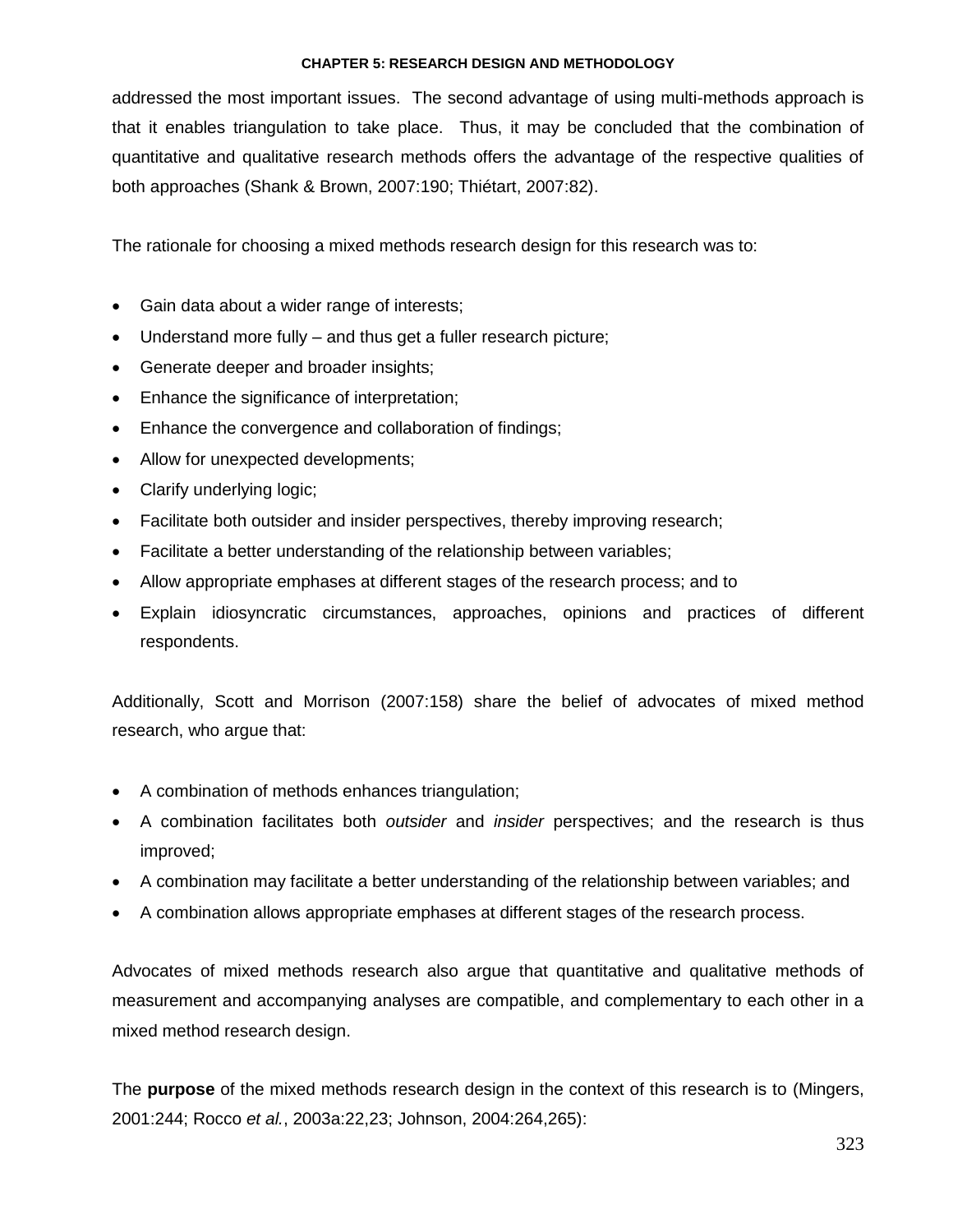addressed the most important issues. The second advantage of using multi-methods approach is that it enables triangulation to take place. Thus, it may be concluded that the combination of quantitative and qualitative research methods offers the advantage of the respective qualities of both approaches (Shank & Brown, 2007:190; Thiétart, 2007:82).

The rationale for choosing a mixed methods research design for this research was to:

- Gain data about a wider range of interests;
- Understand more fully – and thus get a fuller research picture;
- Generate deeper and broader insights;
- Enhance the significance of interpretation;
- Enhance the convergence and collaboration of findings;
- Allow for unexpected developments;
- Clarify underlying logic;
- Facilitate both outsider and insider perspectives, thereby improving research;
- Facilitate a better understanding of the relationship between variables;
- Allow appropriate emphases at different stages of the research process; and to
- Explain idiosyncratic circumstances, approaches, opinions and practices of different respondents.

Additionally, Scott and Morrison (2007:158) share the belief of advocates of mixed method research, who argue that:

- A combination of methods enhances triangulation;
- A combination facilitates both *outsider* and *insider* perspectives; and the research is thus improved;
- A combination may facilitate a better understanding of the relationship between variables; and
- A combination allows appropriate emphases at different stages of the research process.

Advocates of mixed methods research also argue that quantitative and qualitative methods of measurement and accompanying analyses are compatible, and complementary to each other in a mixed method research design.

The **purpose** of the mixed methods research design in the context of this research is to (Mingers, 2001:244; Rocco *et al.*, 2003a:22,23; Johnson, 2004:264,265):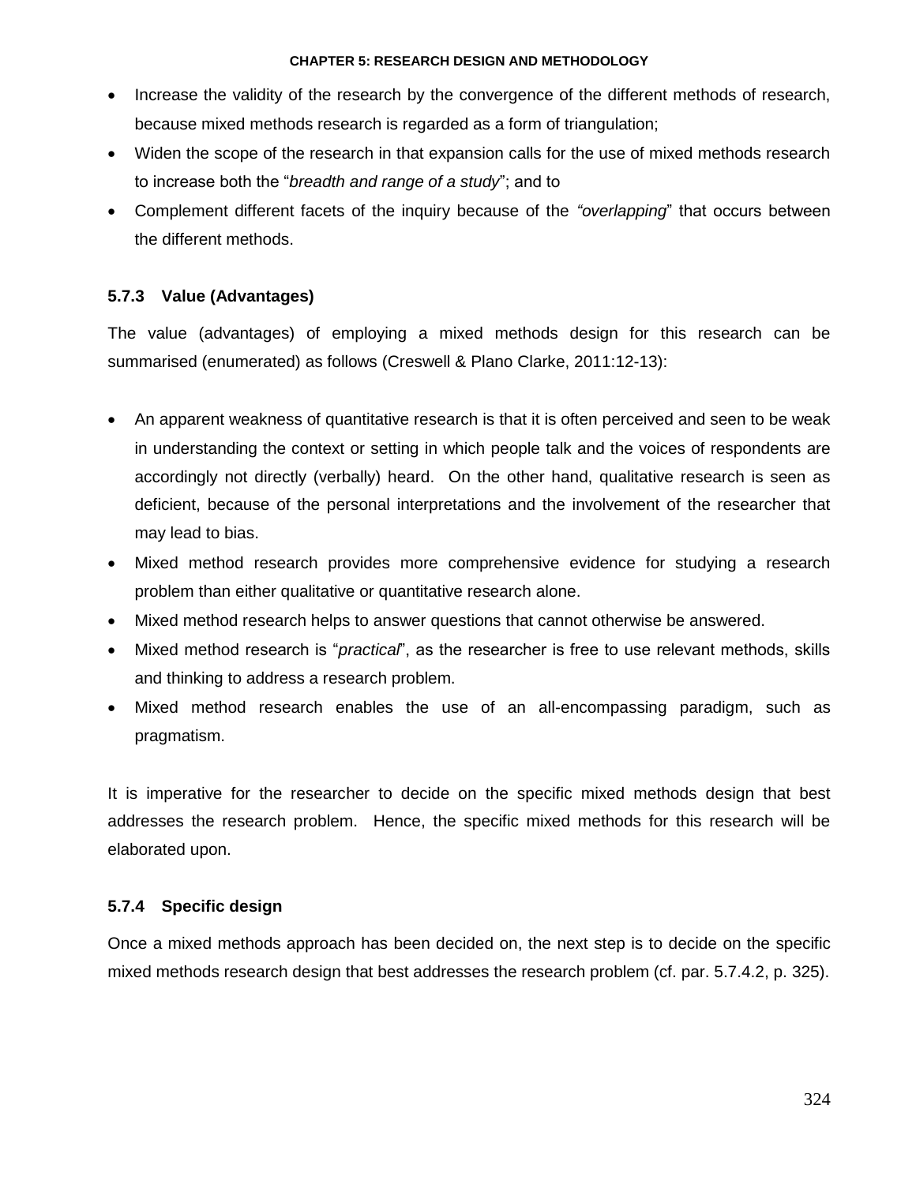- Increase the validity of the research by the convergence of the different methods of research, because mixed methods research is regarded as a form of triangulation;
- Widen the scope of the research in that expansion calls for the use of mixed methods research to increase both the "*breadth and range of a study*"; and to
- Complement different facets of the inquiry because of the *"overlapping*" that occurs between the different methods.

### 5.7.3 Value (Advantages)

The value (advantages) of employing a mixed methods design for this research can be summarised (enumerated) as follows (Creswell & Plano Clarke, 2011:12-13):

- An apparent weakness of quantitative research is that it is often perceived and seen to be weak in understanding the context or setting in which people talk and the voices of respondents are accordingly not directly (verbally) heard. On the other hand, qualitative research is seen as deficient, because of the personal interpretations and the involvement of the researcher that may lead to bias.
- Mixed method research provides more comprehensive evidence for studying a research problem than either qualitative or quantitative research alone.
- Mixed method research helps to answer questions that cannot otherwise be answered.
- Mixed method research is "*practical*", as the researcher is free to use relevant methods, skills and thinking to address a research problem.
- Mixed method research enables the use of an all-encompassing paradigm, such as pragmatism.

It is imperative for the researcher to decide on the specific mixed methods design that best addresses the research problem. Hence, the specific mixed methods for this research will be elaborated upon.

### 5.7.4 Specific design

Once a mixed methods approach has been decided on, the next step is to decide on the specific mixed methods research design that best addresses the research problem (cf. par. 5.7.4.2, p. 325).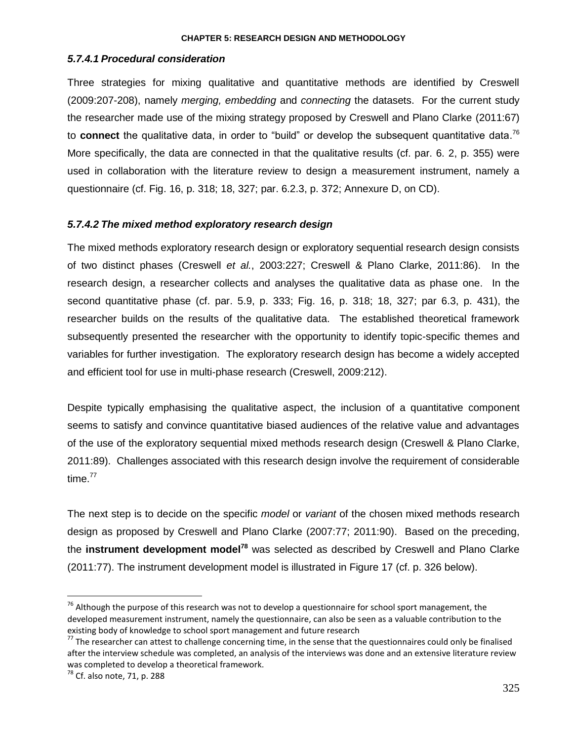### *5.7.4.1 Procedural consideration*

Three strategies for mixing qualitative and quantitative methods are identified by Creswell (2009:207-208), namely *merging, embedding* and *connecting* the datasets. For the current study the researcher made use of the mixing strategy proposed by Creswell and Plano Clarke (2011:67) to **connect** the qualitative data, in order to "build" or develop the subsequent quantitative data.[76] More specifically, the data are connected in that the qualitative results (cf. par. 6. 2, p. 355) were used in collaboration with the literature review to design a measurement instrument, namely a questionnaire (cf. Fig. 16, p. 318; 18, 327; par. 6.2.3, p. 372; Annexure D, on CD).

### *5.7.4.2 The mixed method exploratory research design*

The mixed methods exploratory research design or exploratory sequential research design consists of two distinct phases (Creswell *et al.*, 2003:227; Creswell & Plano Clarke, 2011:86). In the research design, a researcher collects and analyses the qualitative data as phase one. In the second quantitative phase (cf. par. 5.9, p. 333; Fig. 16, p. 318; 18, 327; par 6.3, p. 431), the researcher builds on the results of the qualitative data. The established theoretical framework subsequently presented the researcher with the opportunity to identify topic-specific themes and variables for further investigation. The exploratory research design has become a widely accepted and efficient tool for use in multi-phase research (Creswell, 2009:212).

Despite typically emphasising the qualitative aspect, the inclusion of a quantitative component seems to satisfy and convince quantitative biased audiences of the relative value and advantages of the use of the exploratory sequential mixed methods research design (Creswell & Plano Clarke, 2011:89). Challenges associated with this research design involve the requirement of considerable time.[77]

The next step is to decide on the specific *model* or *variant* of the chosen mixed methods research design as proposed by Creswell and Plano Clarke (2007:77; 2011:90). Based on the preceding, the **instrument development model[78]** was selected as described by Creswell and Plano Clarke (2011:77). The instrument development model is illustrated in Figure 17 (cf. p. 326 below).

---

[76] Although the purpose of this research was not to develop a questionnaire for school sport management, the developed measurement instrument, namely the questionnaire, can also be seen as a valuable contribution to the existing body of knowledge to school sport management and future research

[77] The researcher can attest to challenge concerning time, in the sense that the questionnaires could only be finalised after the interview schedule was completed, an analysis of the interviews was done and an extensive literature review was completed to develop a theoretical framework.

[78] Cf. also note, 71, p. 288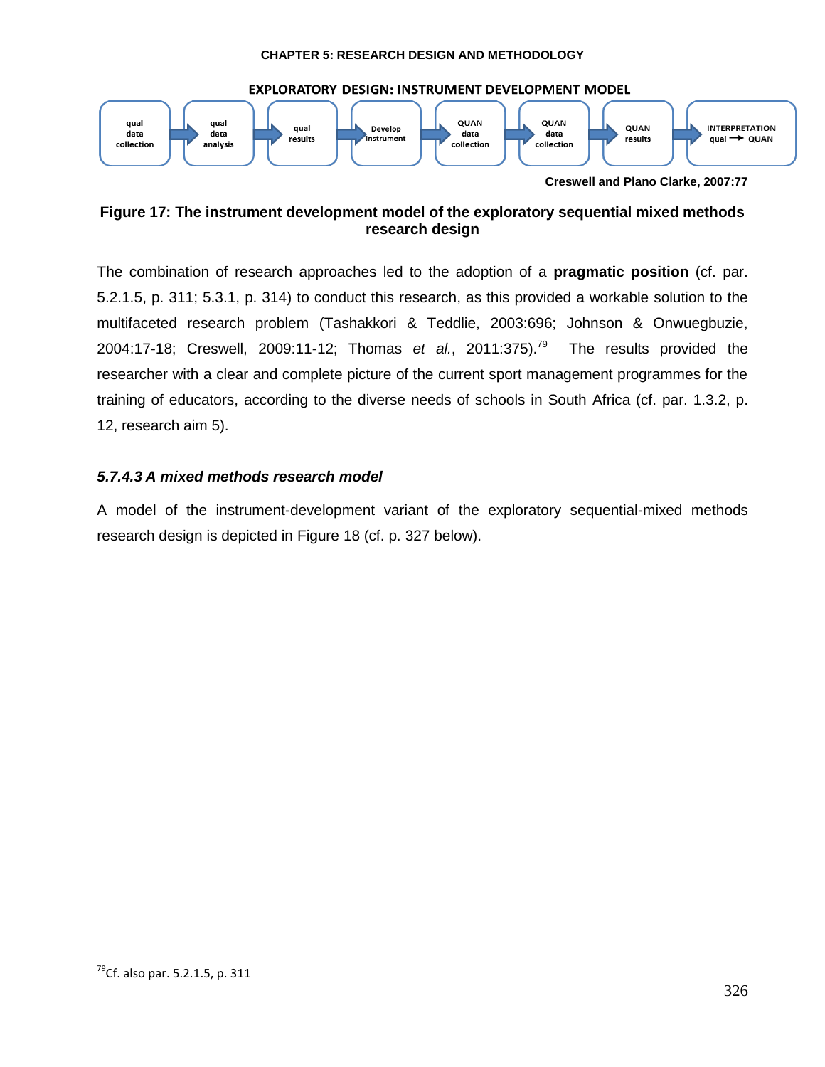**EXPLORATORY DESIGN: INSTRUMENT DEVELOPMENT MODEL**

qual data collection → qual data analysis → qual results → Develop Instrument → QUAN data collection → QUAN data collection → QUAN results → INTERPRETATION qual → QUAN

Creswell and Plano Clarke, 2007:77

**Figure 17: The instrument development model of the exploratory sequential mixed methods research design**

The combination of research approaches led to the adoption of a **pragmatic position** (cf. par. 5.2.1.5, p. 311; 5.3.1, p. 314) to conduct this research, as this provided a workable solution to the multifaceted research problem (Tashakkori & Teddlie, 2003:696; Johnson & Onwuegbuzie, 2004:17-18; Creswell, 2009:11-12; Thomas *et al.*, 2011:375).[79] The results provided the researcher with a clear and complete picture of the current sport management programmes for the training of educators, according to the diverse needs of schools in South Africa (cf. par. 1.3.2, p. 12, research aim 5).

#### *5.7.4.3 A mixed methods research model*

A model of the instrument-development variant of the exploratory sequential-mixed methods research design is depicted in Figure 18 (cf. p. 327 below).

---

[79] Cf. also par. 5.2.1.5, p. 311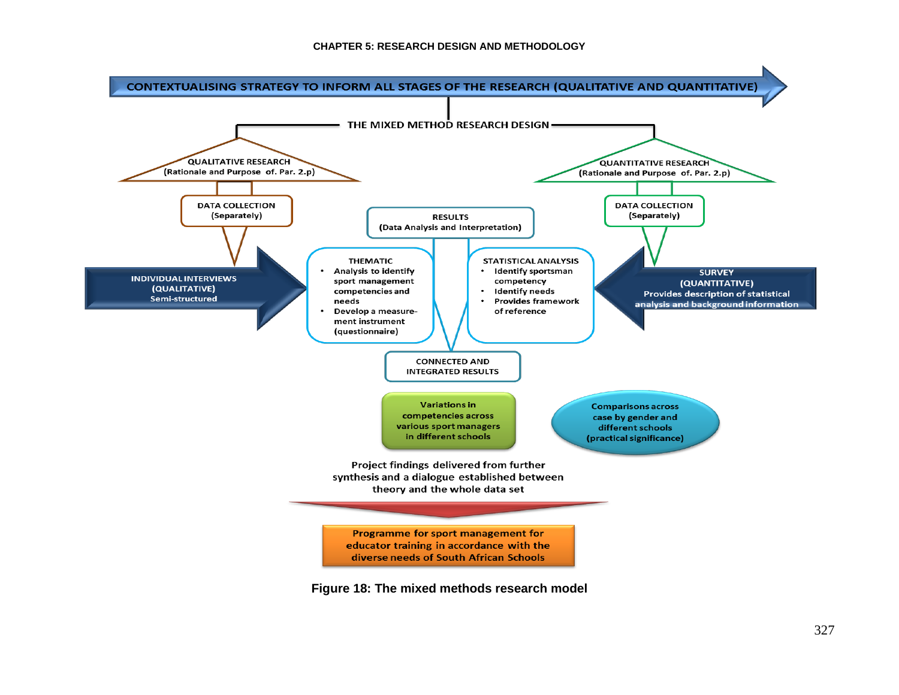CONTEXTUALISING STRATEGY TO INFORM ALL STAGES OF THE RESEARCH (QUALITATIVE AND QUANTITATIVE)

THE MIXED METHOD RESEARCH DESIGN

QUALITATIVE RESEARCH
(Rationale and Purpose of. Par. 2.p)

DATA COLLECTION
(Separately)

INDIVIDUAL INTERVIEWS
(QUALITATIVE)
Semi-structured

QUANTITATIVE RESEARCH
(Rationale and Purpose of. Par. 2.p)

DATA COLLECTION
(Separately)

SURVEY
(QUANTITATIVE)
Provides description of statistical analysis and background information

RESULTS
(Data Analysis and Interpretation)

THEMATIC
- Analysis to identify sport management competencies and needs
- Develop a measurement instrument (questionnaire)

STATISTICAL ANALYSIS
- Identify sportsman competency
- Identify needs
- Provides framework of reference

CONNECTED AND INTEGRATED RESULTS

Variations in competencies across various sport managers in different schools

Comparisons across case by gender and different schools (practical significance)

Project findings delivered from further synthesis and a dialogue established between theory and the whole data set

Programme for sport management for educator training in accordance with the diverse needs of South African Schools

**Figure 18: The mixed methods research model**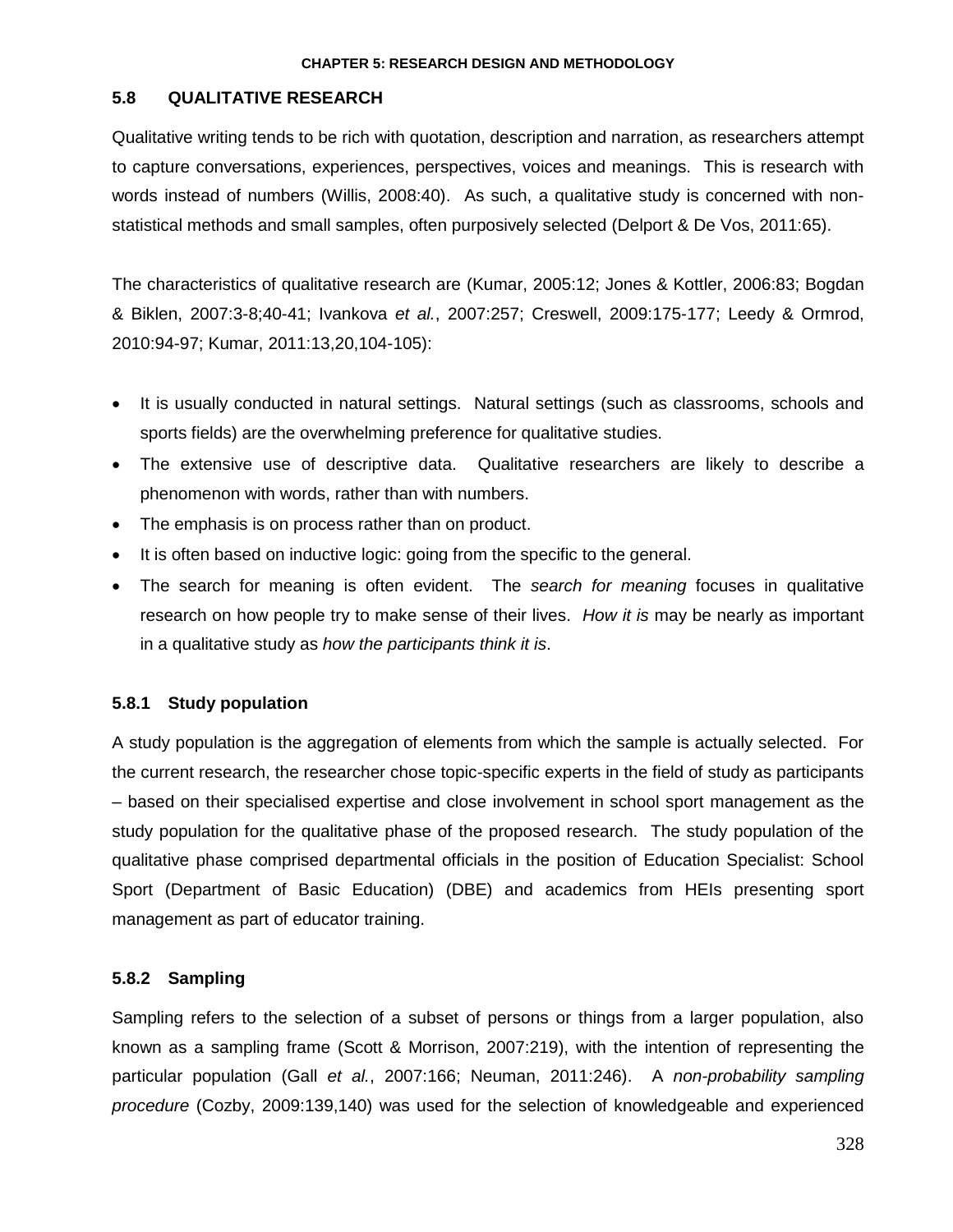## 5.8 QUALITATIVE RESEARCH

Qualitative writing tends to be rich with quotation, description and narration, as researchers attempt to capture conversations, experiences, perspectives, voices and meanings. This is research with words instead of numbers (Willis, 2008:40). As such, a qualitative study is concerned with non-statistical methods and small samples, often purposively selected (Delport & De Vos, 2011:65).

The characteristics of qualitative research are (Kumar, 2005:12; Jones & Kottler, 2006:83; Bogdan & Biklen, 2007:3-8;40-41; Ivankova *et al.*, 2007:257; Creswell, 2009:175-177; Leedy & Ormrod, 2010:94-97; Kumar, 2011:13,20,104-105):

- It is usually conducted in natural settings. Natural settings (such as classrooms, schools and sports fields) are the overwhelming preference for qualitative studies.
- The extensive use of descriptive data. Qualitative researchers are likely to describe a phenomenon with words, rather than with numbers.
- The emphasis is on process rather than on product.
- It is often based on inductive logic: going from the specific to the general.
- The search for meaning is often evident. The *search for meaning* focuses in qualitative research on how people try to make sense of their lives. *How it is* may be nearly as important in a qualitative study as *how the participants think it is*.

### 5.8.1 Study population

A study population is the aggregation of elements from which the sample is actually selected. For the current research, the researcher chose topic-specific experts in the field of study as participants – based on their specialised expertise and close involvement in school sport management as the study population for the qualitative phase of the proposed research. The study population of the qualitative phase comprised departmental officials in the position of Education Specialist: School Sport (Department of Basic Education) (DBE) and academics from HEIs presenting sport management as part of educator training.

### 5.8.2 Sampling

Sampling refers to the selection of a subset of persons or things from a larger population, also known as a sampling frame (Scott & Morrison, 2007:219), with the intention of representing the particular population (Gall *et al.*, 2007:166; Neuman, 2011:246). A *non-probability sampling procedure* (Cozby, 2009:139,140) was used for the selection of knowledgeable and experienced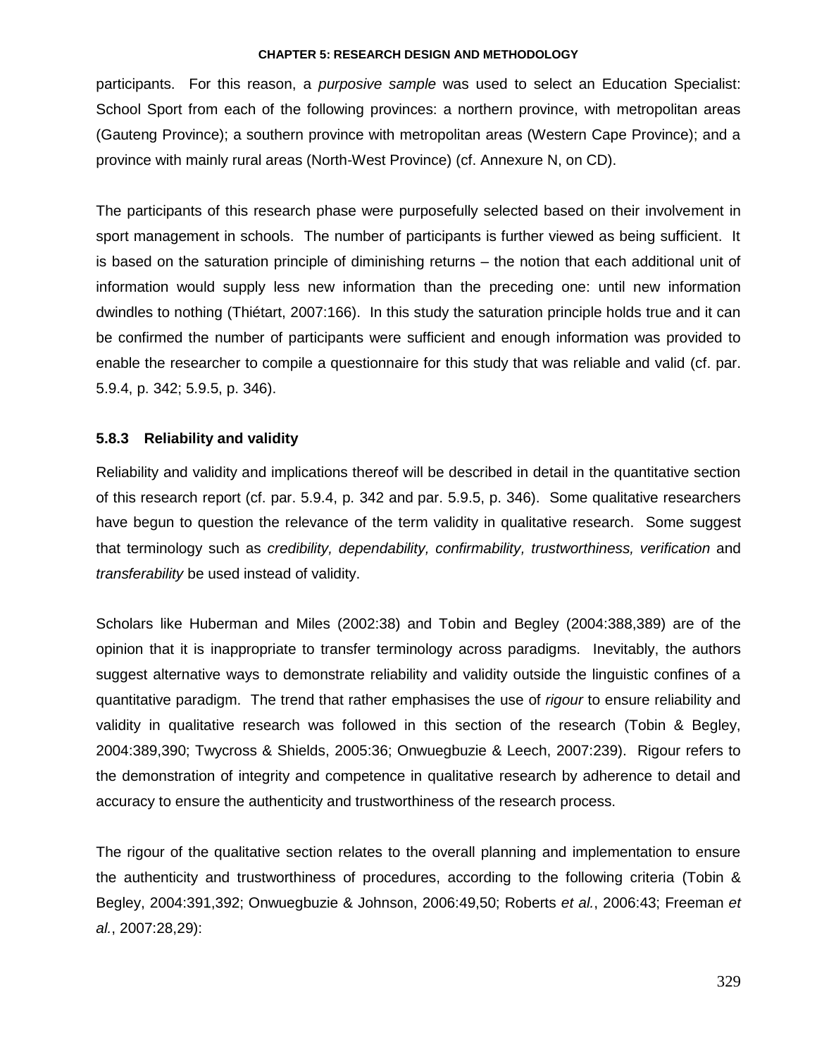participants. For this reason, a *purposive sample* was used to select an Education Specialist: School Sport from each of the following provinces: a northern province, with metropolitan areas (Gauteng Province); a southern province with metropolitan areas (Western Cape Province); and a province with mainly rural areas (North-West Province) (cf. Annexure N, on CD).

The participants of this research phase were purposefully selected based on their involvement in sport management in schools. The number of participants is further viewed as being sufficient. It is based on the saturation principle of diminishing returns – the notion that each additional unit of information would supply less new information than the preceding one: until new information dwindles to nothing (Thiétart, 2007:166). In this study the saturation principle holds true and it can be confirmed the number of participants were sufficient and enough information was provided to enable the researcher to compile a questionnaire for this study that was reliable and valid (cf. par. 5.9.4, p. 342; 5.9.5, p. 346).

### 5.8.3 Reliability and validity

Reliability and validity and implications thereof will be described in detail in the quantitative section of this research report (cf. par. 5.9.4, p. 342 and par. 5.9.5, p. 346). Some qualitative researchers have begun to question the relevance of the term validity in qualitative research. Some suggest that terminology such as *credibility, dependability, confirmability, trustworthiness, verification* and *transferability* be used instead of validity.

Scholars like Huberman and Miles (2002:38) and Tobin and Begley (2004:388,389) are of the opinion that it is inappropriate to transfer terminology across paradigms. Inevitably, the authors suggest alternative ways to demonstrate reliability and validity outside the linguistic confines of a quantitative paradigm. The trend that rather emphasises the use of *rigour* to ensure reliability and validity in qualitative research was followed in this section of the research (Tobin & Begley, 2004:389,390; Twycross & Shields, 2005:36; Onwuegbuzie & Leech, 2007:239). Rigour refers to the demonstration of integrity and competence in qualitative research by adherence to detail and accuracy to ensure the authenticity and trustworthiness of the research process.

The rigour of the qualitative section relates to the overall planning and implementation to ensure the authenticity and trustworthiness of procedures, according to the following criteria (Tobin & Begley, 2004:391,392; Onwuegbuzie & Johnson, 2006:49,50; Roberts *et al.*, 2006:43; Freeman *et al.*, 2007:28,29):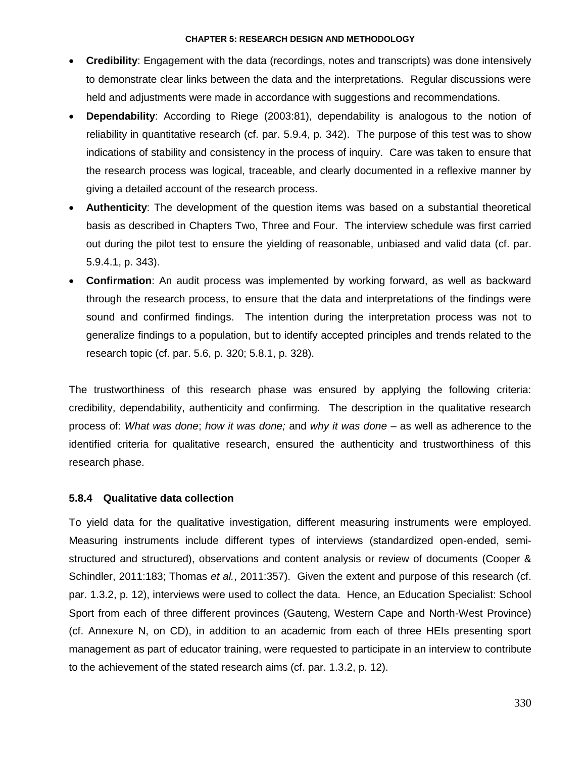- **Credibility**: Engagement with the data (recordings, notes and transcripts) was done intensively to demonstrate clear links between the data and the interpretations. Regular discussions were held and adjustments were made in accordance with suggestions and recommendations.
- **Dependability**: According to Riege (2003:81), dependability is analogous to the notion of reliability in quantitative research (cf. par. 5.9.4, p. 342). The purpose of this test was to show indications of stability and consistency in the process of inquiry. Care was taken to ensure that the research process was logical, traceable, and clearly documented in a reflexive manner by giving a detailed account of the research process.
- **Authenticity**: The development of the question items was based on a substantial theoretical basis as described in Chapters Two, Three and Four. The interview schedule was first carried out during the pilot test to ensure the yielding of reasonable, unbiased and valid data (cf. par. 5.9.4.1, p. 343).
- **Confirmation**: An audit process was implemented by working forward, as well as backward through the research process, to ensure that the data and interpretations of the findings were sound and confirmed findings. The intention during the interpretation process was not to generalize findings to a population, but to identify accepted principles and trends related to the research topic (cf. par. 5.6, p. 320; 5.8.1, p. 328).

The trustworthiness of this research phase was ensured by applying the following criteria: credibility, dependability, authenticity and confirming. The description in the qualitative research process of: *What was done*; *how it was done;* and *why it was done* – as well as adherence to the identified criteria for qualitative research, ensured the authenticity and trustworthiness of this research phase.

### 5.8.4 Qualitative data collection

To yield data for the qualitative investigation, different measuring instruments were employed. Measuring instruments include different types of interviews (standardized open-ended, semi-structured and structured), observations and content analysis or review of documents (Cooper & Schindler, 2011:183; Thomas *et al.*, 2011:357). Given the extent and purpose of this research (cf. par. 1.3.2, p. 12), interviews were used to collect the data. Hence, an Education Specialist: School Sport from each of three different provinces (Gauteng, Western Cape and North-West Province) (cf. Annexure N, on CD), in addition to an academic from each of three HEIs presenting sport management as part of educator training, were requested to participate in an interview to contribute to the achievement of the stated research aims (cf. par. 1.3.2, p. 12).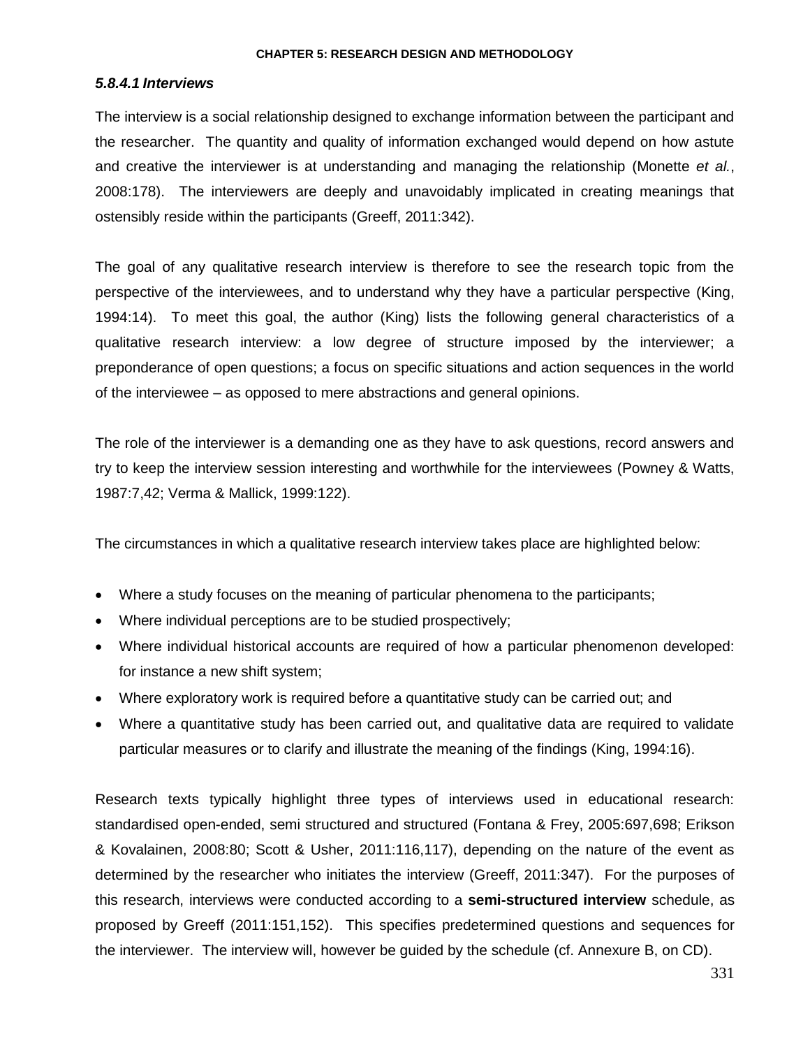#### *5.8.4.1 Interviews*

The interview is a social relationship designed to exchange information between the participant and the researcher. The quantity and quality of information exchanged would depend on how astute and creative the interviewer is at understanding and managing the relationship (Monette *et al.*, 2008:178). The interviewers are deeply and unavoidably implicated in creating meanings that ostensibly reside within the participants (Greeff, 2011:342).

The goal of any qualitative research interview is therefore to see the research topic from the perspective of the interviewees, and to understand why they have a particular perspective (King, 1994:14). To meet this goal, the author (King) lists the following general characteristics of a qualitative research interview: a low degree of structure imposed by the interviewer; a preponderance of open questions; a focus on specific situations and action sequences in the world of the interviewee – as opposed to mere abstractions and general opinions.

The role of the interviewer is a demanding one as they have to ask questions, record answers and try to keep the interview session interesting and worthwhile for the interviewees (Powney & Watts, 1987:7,42; Verma & Mallick, 1999:122).

The circumstances in which a qualitative research interview takes place are highlighted below:

- Where a study focuses on the meaning of particular phenomena to the participants;
- Where individual perceptions are to be studied prospectively;
- Where individual historical accounts are required of how a particular phenomenon developed: for instance a new shift system;
- Where exploratory work is required before a quantitative study can be carried out; and
- Where a quantitative study has been carried out, and qualitative data are required to validate particular measures or to clarify and illustrate the meaning of the findings (King, 1994:16).

Research texts typically highlight three types of interviews used in educational research: standardised open-ended, semi structured and structured (Fontana & Frey, 2005:697,698; Erikson & Kovalainen, 2008:80; Scott & Usher, 2011:116,117), depending on the nature of the event as determined by the researcher who initiates the interview (Greeff, 2011:347). For the purposes of this research, interviews were conducted according to a **semi-structured interview** schedule, as proposed by Greeff (2011:151,152). This specifies predetermined questions and sequences for the interviewer. The interview will, however be guided by the schedule (cf. Annexure B, on CD).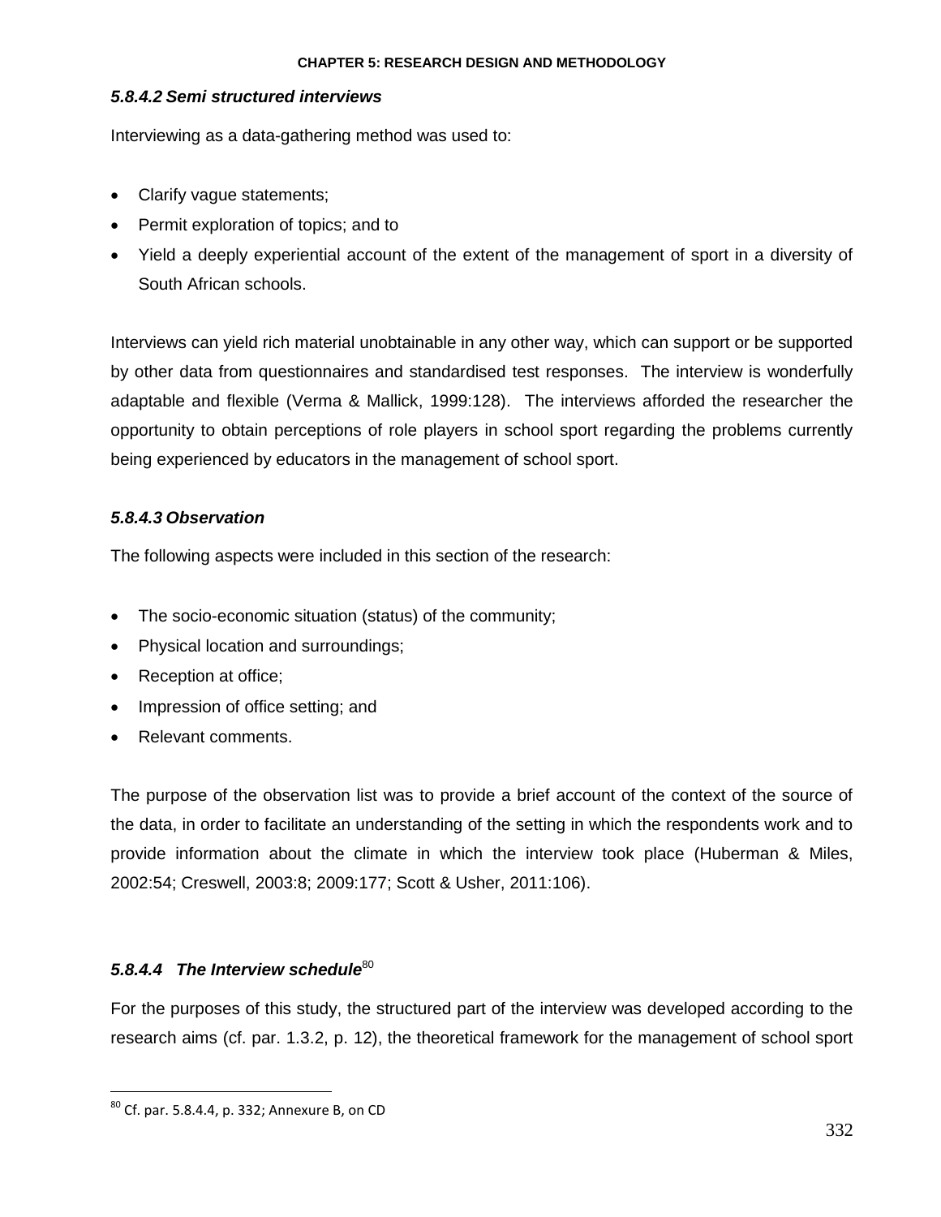#### *5.8.4.2 Semi structured interviews*

Interviewing as a data-gathering method was used to:

- Clarify vague statements;
- Permit exploration of topics; and to
- Yield a deeply experiential account of the extent of the management of sport in a diversity of South African schools.

Interviews can yield rich material unobtainable in any other way, which can support or be supported by other data from questionnaires and standardised test responses. The interview is wonderfully adaptable and flexible (Verma & Mallick, 1999:128). The interviews afforded the researcher the opportunity to obtain perceptions of role players in school sport regarding the problems currently being experienced by educators in the management of school sport.

#### *5.8.4.3 Observation*

The following aspects were included in this section of the research:

- The socio-economic situation (status) of the community;
- Physical location and surroundings;
- Reception at office;
- Impression of office setting; and
- Relevant comments.

The purpose of the observation list was to provide a brief account of the context of the source of the data, in order to facilitate an understanding of the setting in which the respondents work and to provide information about the climate in which the interview took place (Huberman & Miles, 2002:54; Creswell, 2003:8; 2009:177; Scott & Usher, 2011:106).

#### *5.8.4.4 The Interview schedule*[80]

For the purposes of this study, the structured part of the interview was developed according to the research aims (cf. par. 1.3.2, p. 12), the theoretical framework for the management of school sport

---

[80] Cf. par. 5.8.4.4, p. 332; Annexure B, on CD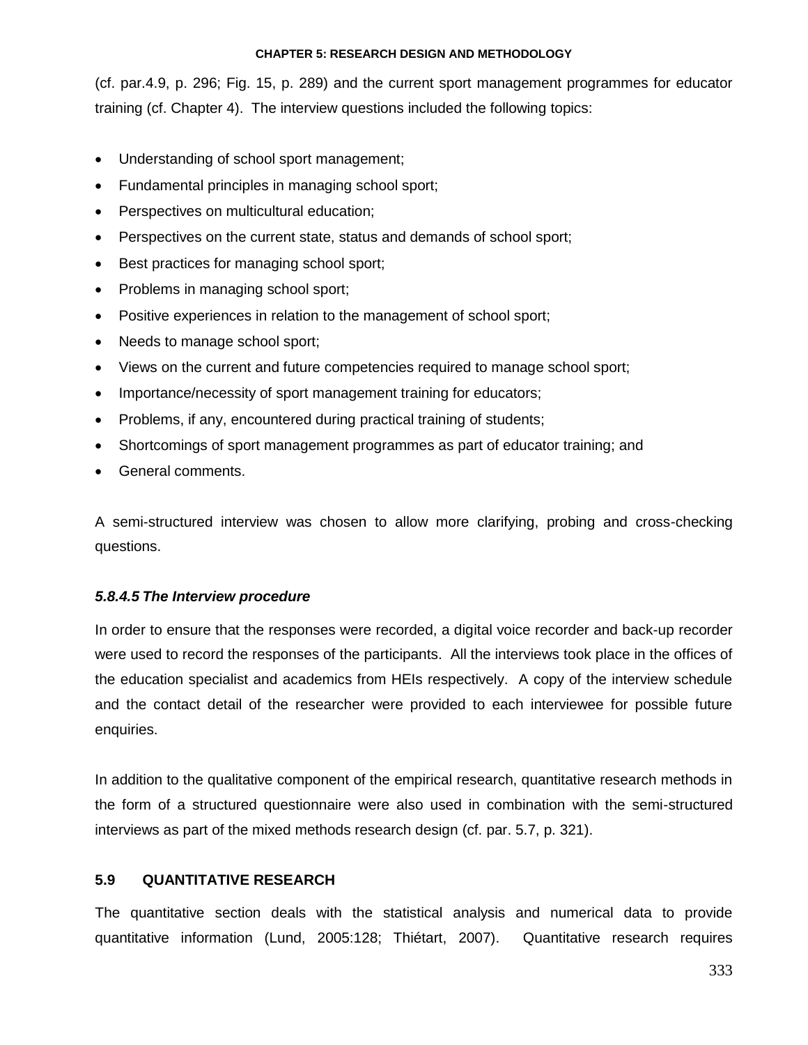(cf. par.4.9, p. 296; Fig. 15, p. 289) and the current sport management programmes for educator training (cf. Chapter 4). The interview questions included the following topics:

- Understanding of school sport management;
- Fundamental principles in managing school sport;
- Perspectives on multicultural education;
- Perspectives on the current state, status and demands of school sport;
- Best practices for managing school sport;
- Problems in managing school sport;
- Positive experiences in relation to the management of school sport;
- Needs to manage school sport;
- Views on the current and future competencies required to manage school sport;
- Importance/necessity of sport management training for educators;
- Problems, if any, encountered during practical training of students;
- Shortcomings of sport management programmes as part of educator training; and
- General comments.

A semi-structured interview was chosen to allow more clarifying, probing and cross-checking questions.

#### *5.8.4.5 The Interview procedure*

In order to ensure that the responses were recorded, a digital voice recorder and back-up recorder were used to record the responses of the participants. All the interviews took place in the offices of the education specialist and academics from HEIs respectively. A copy of the interview schedule and the contact detail of the researcher were provided to each interviewee for possible future enquiries.

In addition to the qualitative component of the empirical research, quantitative research methods in the form of a structured questionnaire were also used in combination with the semi-structured interviews as part of the mixed methods research design (cf. par. 5.7, p. 321).

## 5.9 QUANTITATIVE RESEARCH

The quantitative section deals with the statistical analysis and numerical data to provide quantitative information (Lund, 2005:128; Thiétart, 2007). Quantitative research requires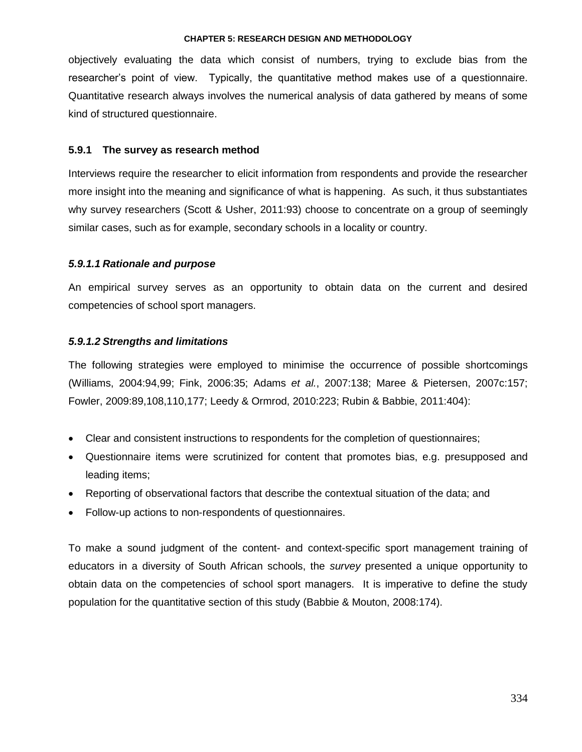objectively evaluating the data which consist of numbers, trying to exclude bias from the researcher's point of view. Typically, the quantitative method makes use of a questionnaire. Quantitative research always involves the numerical analysis of data gathered by means of some kind of structured questionnaire.

### 5.9.1 The survey as research method

Interviews require the researcher to elicit information from respondents and provide the researcher more insight into the meaning and significance of what is happening. As such, it thus substantiates why survey researchers (Scott & Usher, 2011:93) choose to concentrate on a group of seemingly similar cases, such as for example, secondary schools in a locality or country.

#### *5.9.1.1 Rationale and purpose*

An empirical survey serves as an opportunity to obtain data on the current and desired competencies of school sport managers.

#### *5.9.1.2 Strengths and limitations*

The following strategies were employed to minimise the occurrence of possible shortcomings (Williams, 2004:94,99; Fink, 2006:35; Adams *et al.*, 2007:138; Maree & Pietersen, 2007c:157; Fowler, 2009:89,108,110,177; Leedy & Ormrod, 2010:223; Rubin & Babbie, 2011:404):

- Clear and consistent instructions to respondents for the completion of questionnaires;
- Questionnaire items were scrutinized for content that promotes bias, e.g. presupposed and leading items;
- Reporting of observational factors that describe the contextual situation of the data; and
- Follow-up actions to non-respondents of questionnaires.

To make a sound judgment of the content- and context-specific sport management training of educators in a diversity of South African schools, the *survey* presented a unique opportunity to obtain data on the competencies of school sport managers. It is imperative to define the study population for the quantitative section of this study (Babbie & Mouton, 2008:174).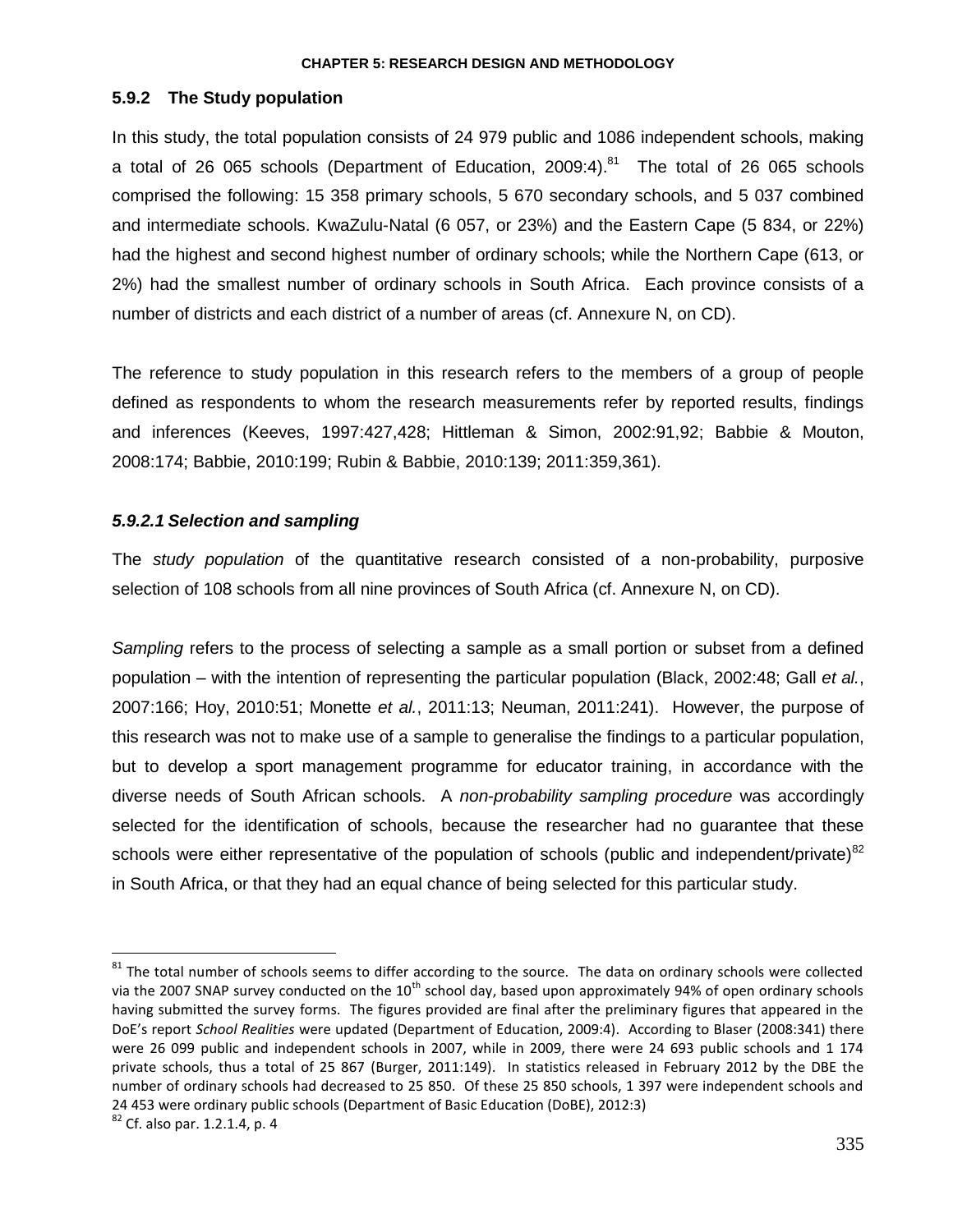### 5.9.2 The Study population

In this study, the total population consists of 24 979 public and 1086 independent schools, making a total of 26 065 schools (Department of Education, 2009:4).[81] The total of 26 065 schools comprised the following: 15 358 primary schools, 5 670 secondary schools, and 5 037 combined and intermediate schools. KwaZulu-Natal (6 057, or 23%) and the Eastern Cape (5 834, or 22%) had the highest and second highest number of ordinary schools; while the Northern Cape (613, or 2%) had the smallest number of ordinary schools in South Africa. Each province consists of a number of districts and each district of a number of areas (cf. Annexure N, on CD).

The reference to study population in this research refers to the members of a group of people defined as respondents to whom the research measurements refer by reported results, findings and inferences (Keeves, 1997:427,428; Hittleman & Simon, 2002:91,92; Babbie & Mouton, 2008:174; Babbie, 2010:199; Rubin & Babbie, 2010:139; 2011:359,361).

#### *5.9.2.1 Selection and sampling*

The *study population* of the quantitative research consisted of a non-probability, purposive selection of 108 schools from all nine provinces of South Africa (cf. Annexure N, on CD).

*Sampling* refers to the process of selecting a sample as a small portion or subset from a defined population – with the intention of representing the particular population (Black, 2002:48; Gall *et al.*, 2007:166; Hoy, 2010:51; Monette *et al.*, 2011:13; Neuman, 2011:241). However, the purpose of this research was not to make use of a sample to generalise the findings to a particular population, but to develop a sport management programme for educator training, in accordance with the diverse needs of South African schools. A *non-probability sampling procedure* was accordingly selected for the identification of schools, because the researcher had no guarantee that these schools were either representative of the population of schools (public and independent/private)[82] in South Africa, or that they had an equal chance of being selected for this particular study.

---

[81] The total number of schools seems to differ according to the source. The data on ordinary schools were collected via the 2007 SNAP survey conducted on the 10th school day, based upon approximately 94% of open ordinary schools having submitted the survey forms. The figures provided are final after the preliminary figures that appeared in the DoE's report *School Realities* were updated (Department of Education, 2009:4). According to Blaser (2008:341) there were 26 099 public and independent schools in 2007, while in 2009, there were 24 693 public schools and 1 174 private schools, thus a total of 25 867 (Burger, 2011:149). In statistics released in February 2012 by the DBE the number of ordinary schools had decreased to 25 850. Of these 25 850 schools, 1 397 were independent schools and 24 453 were ordinary public schools (Department of Basic Education (DoBE), 2012:3)

[82] Cf. also par. 1.2.1.4, p. 4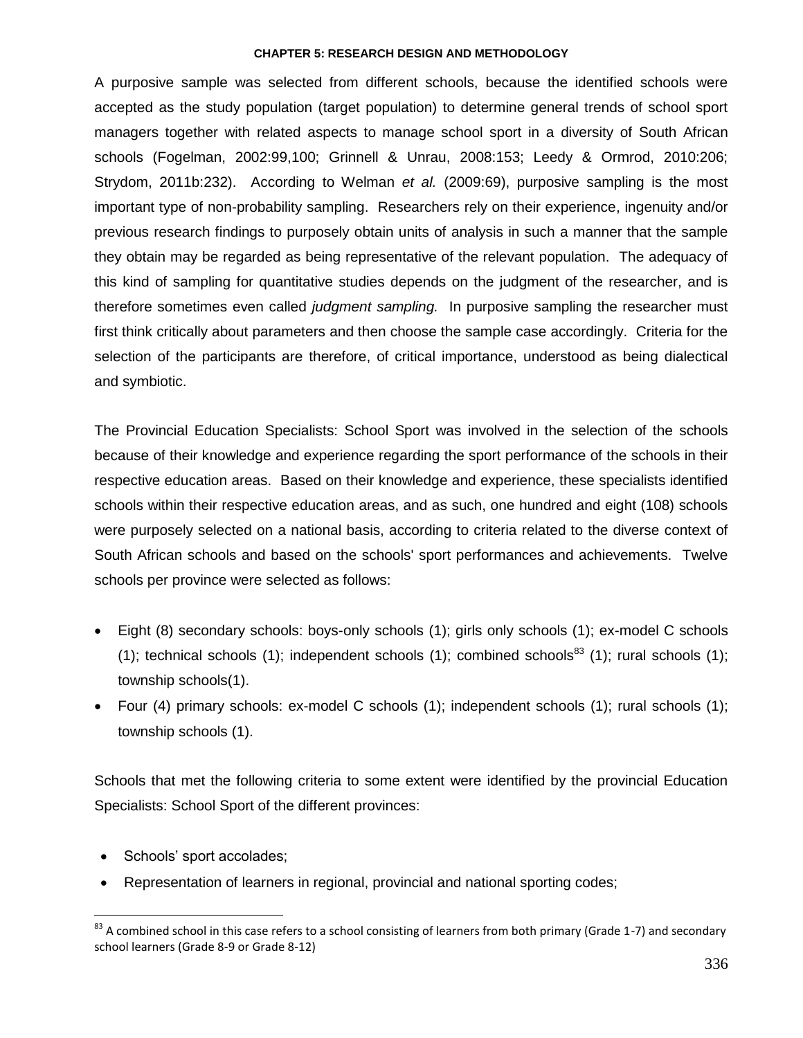A purposive sample was selected from different schools, because the identified schools were accepted as the study population (target population) to determine general trends of school sport managers together with related aspects to manage school sport in a diversity of South African schools (Fogelman, 2002:99,100; Grinnell & Unrau, 2008:153; Leedy & Ormrod, 2010:206; Strydom, 2011b:232). According to Welman *et al.* (2009:69), purposive sampling is the most important type of non-probability sampling. Researchers rely on their experience, ingenuity and/or previous research findings to purposely obtain units of analysis in such a manner that the sample they obtain may be regarded as being representative of the relevant population. The adequacy of this kind of sampling for quantitative studies depends on the judgment of the researcher, and is therefore sometimes even called *judgment sampling.* In purposive sampling the researcher must first think critically about parameters and then choose the sample case accordingly. Criteria for the selection of the participants are therefore, of critical importance, understood as being dialectical and symbiotic.

The Provincial Education Specialists: School Sport was involved in the selection of the schools because of their knowledge and experience regarding the sport performance of the schools in their respective education areas. Based on their knowledge and experience, these specialists identified schools within their respective education areas, and as such, one hundred and eight (108) schools were purposely selected on a national basis, according to criteria related to the diverse context of South African schools and based on the schools' sport performances and achievements. Twelve schools per province were selected as follows:

- Eight (8) secondary schools: boys-only schools (1); girls only schools (1); ex-model C schools (1); technical schools (1); independent schools (1); combined schools[83] (1); rural schools (1); township schools(1).
- Four (4) primary schools: ex-model C schools (1); independent schools (1); rural schools (1); township schools (1).

Schools that met the following criteria to some extent were identified by the provincial Education Specialists: School Sport of the different provinces:

- Schools' sport accolades;
- Representation of learners in regional, provincial and national sporting codes;

[83] A combined school in this case refers to a school consisting of learners from both primary (Grade 1-7) and secondary school learners (Grade 8-9 or Grade 8-12)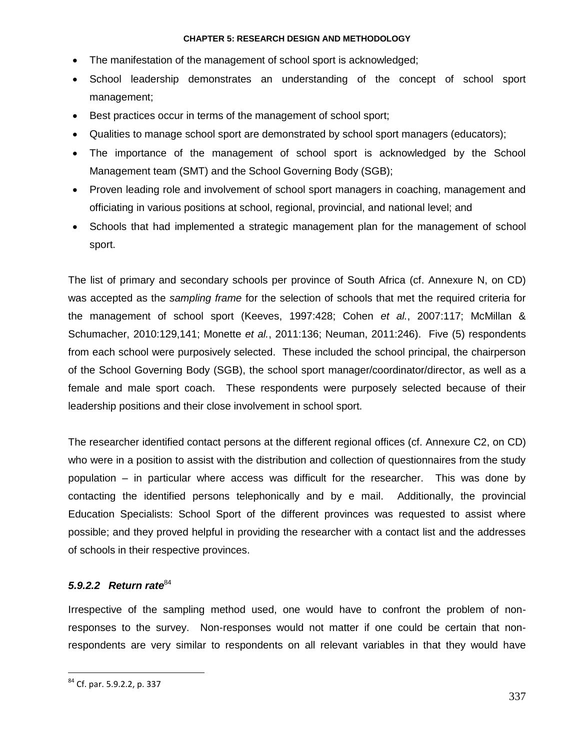- The manifestation of the management of school sport is acknowledged;
- School leadership demonstrates an understanding of the concept of school sport management;
- Best practices occur in terms of the management of school sport;
- Qualities to manage school sport are demonstrated by school sport managers (educators);
- The importance of the management of school sport is acknowledged by the School Management team (SMT) and the School Governing Body (SGB);
- Proven leading role and involvement of school sport managers in coaching, management and officiating in various positions at school, regional, provincial, and national level; and
- Schools that had implemented a strategic management plan for the management of school sport.

The list of primary and secondary schools per province of South Africa (cf. Annexure N, on CD) was accepted as the *sampling frame* for the selection of schools that met the required criteria for the management of school sport (Keeves, 1997:428; Cohen *et al.*, 2007:117; McMillan & Schumacher, 2010:129,141; Monette *et al.*, 2011:136; Neuman, 2011:246). Five (5) respondents from each school were purposively selected. These included the school principal, the chairperson of the School Governing Body (SGB), the school sport manager/coordinator/director, as well as a female and male sport coach. These respondents were purposely selected because of their leadership positions and their close involvement in school sport.

The researcher identified contact persons at the different regional offices (cf. Annexure C2, on CD) who were in a position to assist with the distribution and collection of questionnaires from the study population – in particular where access was difficult for the researcher. This was done by contacting the identified persons telephonically and by e mail. Additionally, the provincial Education Specialists: School Sport of the different provinces was requested to assist where possible; and they proved helpful in providing the researcher with a contact list and the addresses of schools in their respective provinces.

#### *5.9.2.2 Return rate*[84]

Irrespective of the sampling method used, one would have to confront the problem of non-responses to the survey. Non-responses would not matter if one could be certain that non-respondents are very similar to respondents on all relevant variables in that they would have

[84] Cf. par. 5.9.2.2, p. 337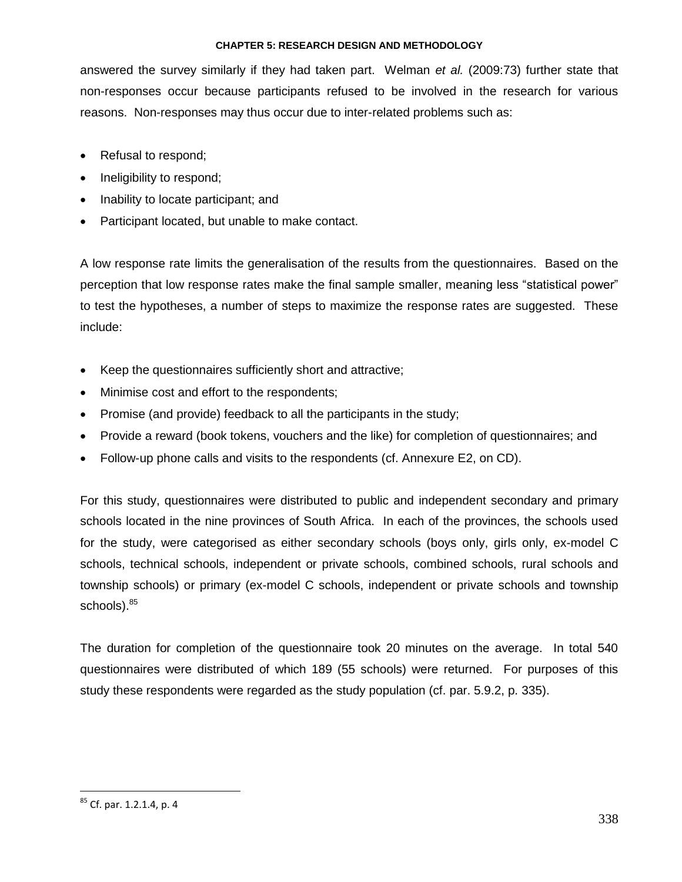answered the survey similarly if they had taken part. Welman *et al.* (2009:73) further state that non-responses occur because participants refused to be involved in the research for various reasons. Non-responses may thus occur due to inter-related problems such as:

- Refusal to respond;
- Ineligibility to respond;
- Inability to locate participant; and
- Participant located, but unable to make contact.

A low response rate limits the generalisation of the results from the questionnaires. Based on the perception that low response rates make the final sample smaller, meaning less "statistical power" to test the hypotheses, a number of steps to maximize the response rates are suggested. These include:

- Keep the questionnaires sufficiently short and attractive;
- Minimise cost and effort to the respondents;
- Promise (and provide) feedback to all the participants in the study;
- Provide a reward (book tokens, vouchers and the like) for completion of questionnaires; and
- Follow-up phone calls and visits to the respondents (cf. Annexure E2, on CD).

For this study, questionnaires were distributed to public and independent secondary and primary schools located in the nine provinces of South Africa. In each of the provinces, the schools used for the study, were categorised as either secondary schools (boys only, girls only, ex-model C schools, technical schools, independent or private schools, combined schools, rural schools and township schools) or primary (ex-model C schools, independent or private schools and township schools).[85]

The duration for completion of the questionnaire took 20 minutes on the average. In total 540 questionnaires were distributed of which 189 (55 schools) were returned. For purposes of this study these respondents were regarded as the study population (cf. par. 5.9.2, p. 335).

---

[85] Cf. par. 1.2.1.4, p. 4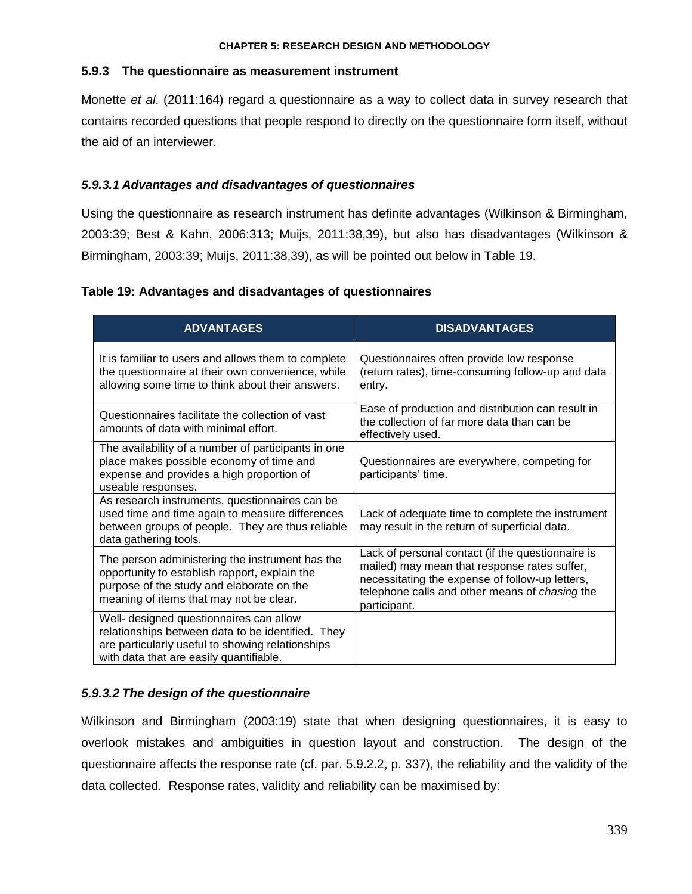### 5.9.3 The questionnaire as measurement instrument

Monette *et al*. (2011:164) regard a questionnaire as a way to collect data in survey research that contains recorded questions that people respond to directly on the questionnaire form itself, without the aid of an interviewer.

#### *5.9.3.1 Advantages and disadvantages of questionnaires*

Using the questionnaire as research instrument has definite advantages (Wilkinson & Birmingham, 2003:39; Best & Kahn, 2006:313; Muijs, 2011:38,39), but also has disadvantages (Wilkinson & Birmingham, 2003:39; Muijs, 2011:38,39), as will be pointed out below in Table 19.

**Table 19: Advantages and disadvantages of questionnaires**

| ADVANTAGES | DISADVANTAGES |
|---|---|
| It is familiar to users and allows them to complete the questionnaire at their own convenience, while allowing some time to think about their answers. | Questionnaires often provide low response (return rates), time-consuming follow-up and data entry. |
| Questionnaires facilitate the collection of vast amounts of data with minimal effort. | Ease of production and distribution can result in the collection of far more data than can be effectively used. |
| The availability of a number of participants in one place makes possible economy of time and expense and provides a high proportion of useable responses. | Questionnaires are everywhere, competing for participants' time. |
| As research instruments, questionnaires can be used time and time again to measure differences between groups of people. They are thus reliable data gathering tools. | Lack of adequate time to complete the instrument may result in the return of superficial data. |
| The person administering the instrument has the opportunity to establish rapport, explain the purpose of the study and elaborate on the meaning of items that may not be clear. | Lack of personal contact (if the questionnaire is mailed) may mean that response rates suffer, necessitating the expense of follow-up letters, telephone calls and other means of *chasing* the participant. |
| Well- designed questionnaires can allow relationships between data to be identified. They are particularly useful to showing relationships with data that are easily quantifiable. | |

#### *5.9.3.2 The design of the questionnaire*

Wilkinson and Birmingham (2003:19) state that when designing questionnaires, it is easy to overlook mistakes and ambiguities in question layout and construction. The design of the questionnaire affects the response rate (cf. par. 5.9.2.2, p. 337), the reliability and the validity of the data collected. Response rates, validity and reliability can be maximised by: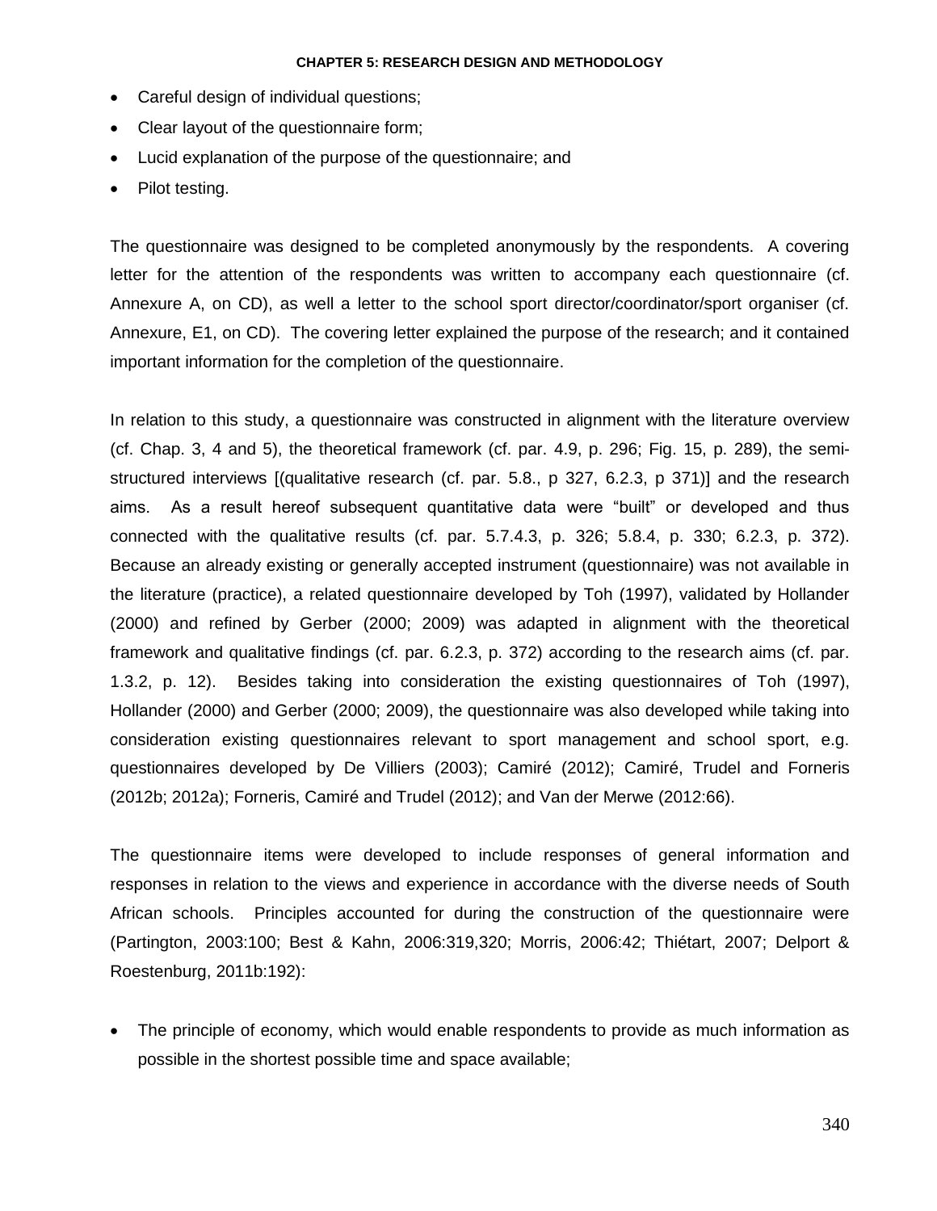- Careful design of individual questions;
- Clear layout of the questionnaire form;
- Lucid explanation of the purpose of the questionnaire; and
- Pilot testing.

The questionnaire was designed to be completed anonymously by the respondents. A covering letter for the attention of the respondents was written to accompany each questionnaire (cf. Annexure A, on CD), as well a letter to the school sport director/coordinator/sport organiser (cf. Annexure, E1, on CD). The covering letter explained the purpose of the research; and it contained important information for the completion of the questionnaire.

In relation to this study, a questionnaire was constructed in alignment with the literature overview (cf. Chap. 3, 4 and 5), the theoretical framework (cf. par. 4.9, p. 296; Fig. 15, p. 289), the semi-structured interviews [(qualitative research (cf. par. 5.8., p 327, 6.2.3, p 371)] and the research aims. As a result hereof subsequent quantitative data were "built" or developed and thus connected with the qualitative results (cf. par. 5.7.4.3, p. 326; 5.8.4, p. 330; 6.2.3, p. 372). Because an already existing or generally accepted instrument (questionnaire) was not available in the literature (practice), a related questionnaire developed by Toh (1997), validated by Hollander (2000) and refined by Gerber (2000; 2009) was adapted in alignment with the theoretical framework and qualitative findings (cf. par. 6.2.3, p. 372) according to the research aims (cf. par. 1.3.2, p. 12). Besides taking into consideration the existing questionnaires of Toh (1997), Hollander (2000) and Gerber (2000; 2009), the questionnaire was also developed while taking into consideration existing questionnaires relevant to sport management and school sport, e.g. questionnaires developed by De Villiers (2003); Camiré (2012); Camiré, Trudel and Forneris (2012b; 2012a); Forneris, Camiré and Trudel (2012); and Van der Merwe (2012:66).

The questionnaire items were developed to include responses of general information and responses in relation to the views and experience in accordance with the diverse needs of South African schools. Principles accounted for during the construction of the questionnaire were (Partington, 2003:100; Best & Kahn, 2006:319,320; Morris, 2006:42; Thiétart, 2007; Delport & Roestenburg, 2011b:192):

- The principle of economy, which would enable respondents to provide as much information as possible in the shortest possible time and space available;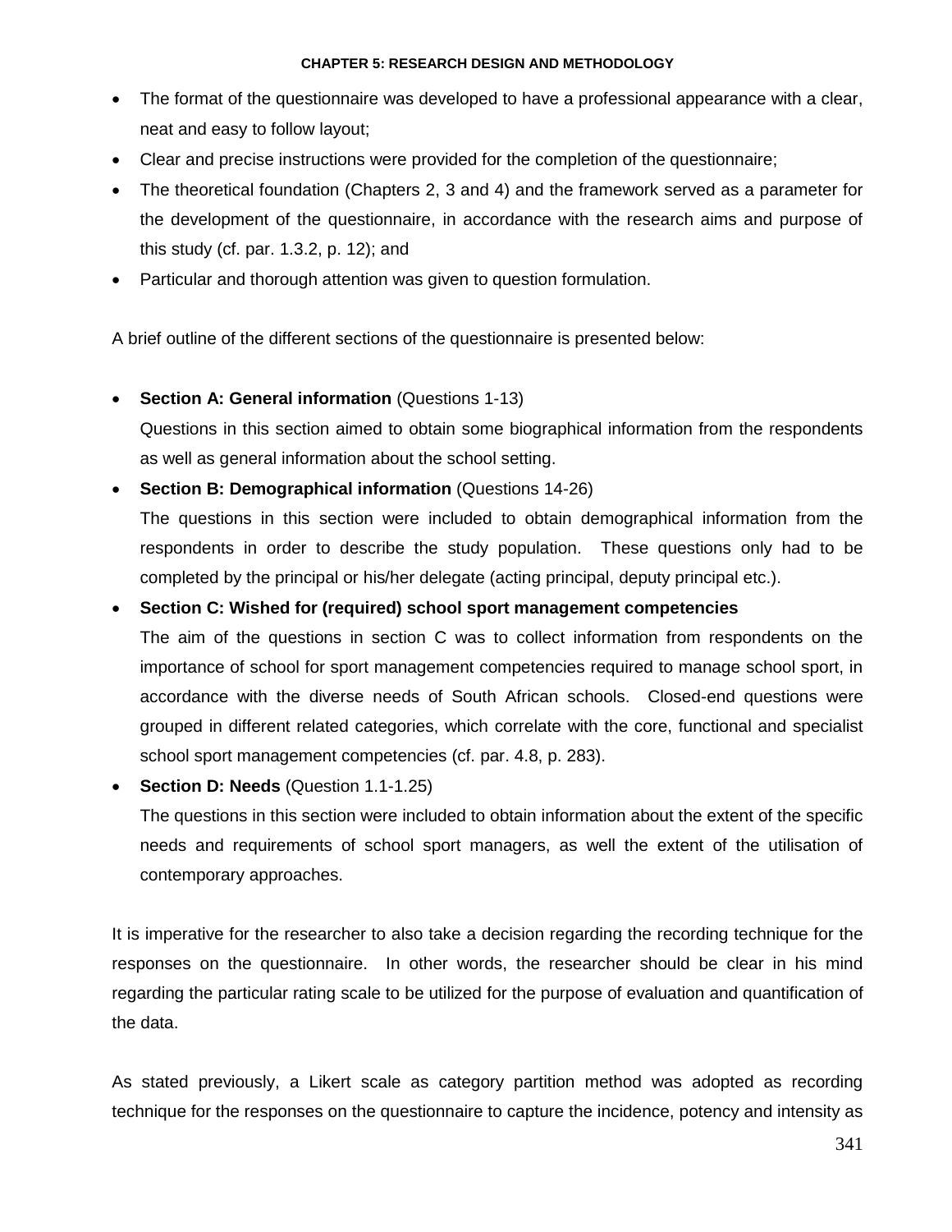- The format of the questionnaire was developed to have a professional appearance with a clear, neat and easy to follow layout;
- Clear and precise instructions were provided for the completion of the questionnaire;
- The theoretical foundation (Chapters 2, 3 and 4) and the framework served as a parameter for the development of the questionnaire, in accordance with the research aims and purpose of this study (cf. par. 1.3.2, p. 12); and
- Particular and thorough attention was given to question formulation.

A brief outline of the different sections of the questionnaire is presented below:

- **Section A: General information** (Questions 1-13)
  Questions in this section aimed to obtain some biographical information from the respondents as well as general information about the school setting.
- **Section B: Demographical information** (Questions 14-26)
  The questions in this section were included to obtain demographical information from the respondents in order to describe the study population. These questions only had to be completed by the principal or his/her delegate (acting principal, deputy principal etc.).
- **Section C: Wished for (required) school sport management competencies**
  The aim of the questions in section C was to collect information from respondents on the importance of school for sport management competencies required to manage school sport, in accordance with the diverse needs of South African schools. Closed-end questions were grouped in different related categories, which correlate with the core, functional and specialist school sport management competencies (cf. par. 4.8, p. 283).
- **Section D: Needs** (Question 1.1-1.25)
  The questions in this section were included to obtain information about the extent of the specific needs and requirements of school sport managers, as well the extent of the utilisation of contemporary approaches.

It is imperative for the researcher to also take a decision regarding the recording technique for the responses on the questionnaire. In other words, the researcher should be clear in his mind regarding the particular rating scale to be utilized for the purpose of evaluation and quantification of the data.

As stated previously, a Likert scale as category partition method was adopted as recording technique for the responses on the questionnaire to capture the incidence, potency and intensity as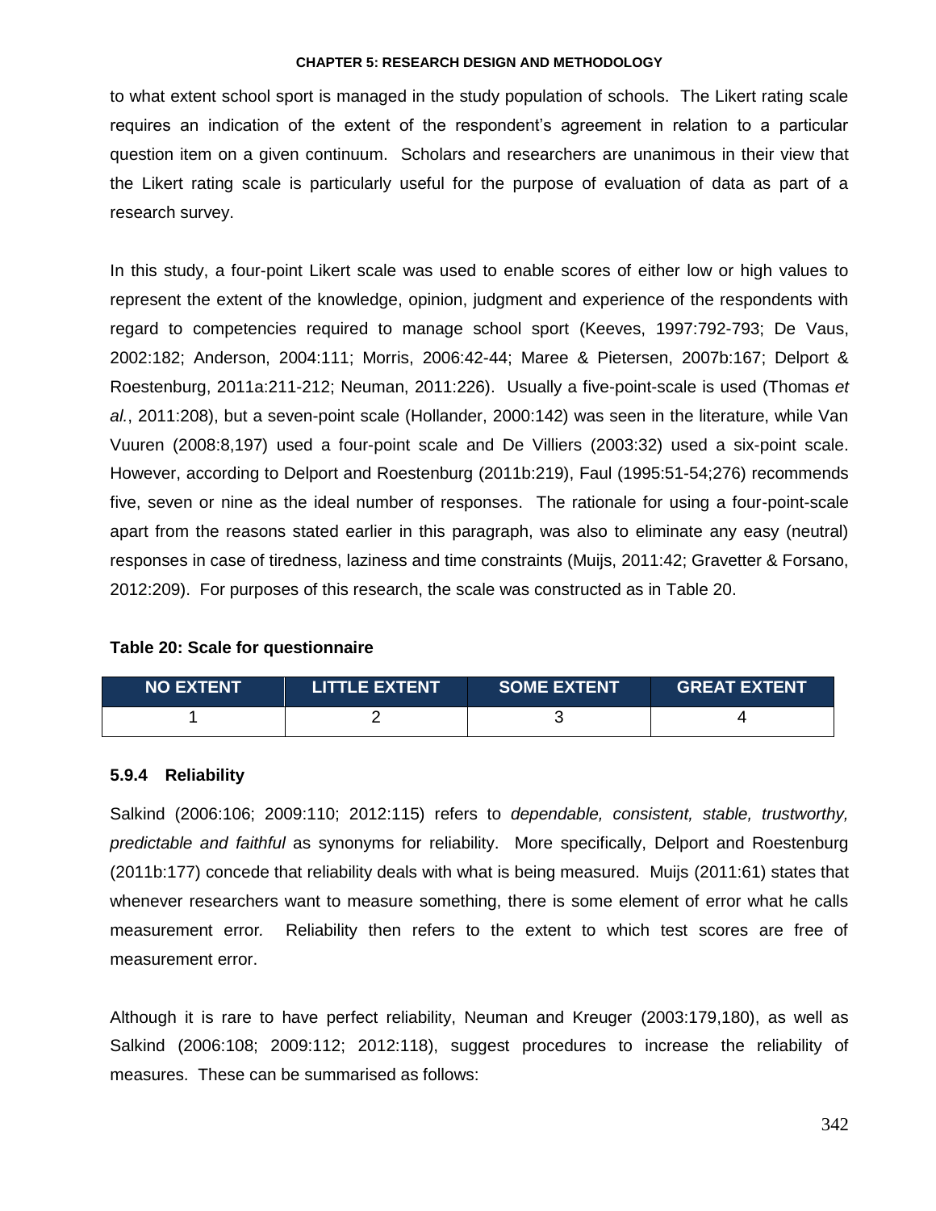to what extent school sport is managed in the study population of schools. The Likert rating scale requires an indication of the extent of the respondent's agreement in relation to a particular question item on a given continuum. Scholars and researchers are unanimous in their view that the Likert rating scale is particularly useful for the purpose of evaluation of data as part of a research survey.

In this study, a four-point Likert scale was used to enable scores of either low or high values to represent the extent of the knowledge, opinion, judgment and experience of the respondents with regard to competencies required to manage school sport (Keeves, 1997:792-793; De Vaus, 2002:182; Anderson, 2004:111; Morris, 2006:42-44; Maree & Pietersen, 2007b:167; Delport & Roestenburg, 2011a:211-212; Neuman, 2011:226). Usually a five-point-scale is used (Thomas *et al.*, 2011:208), but a seven-point scale (Hollander, 2000:142) was seen in the literature, while Van Vuuren (2008:8,197) used a four-point scale and De Villiers (2003:32) used a six-point scale. However, according to Delport and Roestenburg (2011b:219), Faul (1995:51-54;276) recommends five, seven or nine as the ideal number of responses. The rationale for using a four-point-scale apart from the reasons stated earlier in this paragraph, was also to eliminate any easy (neutral) responses in case of tiredness, laziness and time constraints (Muijs, 2011:42; Gravetter & Forsano, 2012:209). For purposes of this research, the scale was constructed as in Table 20.

**Table 20: Scale for questionnaire**

| NO EXTENT | LITTLE EXTENT | SOME EXTENT | GREAT EXTENT |
|---|---|---|---|
| 1 | 2 | 3 | 4 |

### 5.9.4 Reliability

Salkind (2006:106; 2009:110; 2012:115) refers to *dependable, consistent, stable, trustworthy, predictable and faithful* as synonyms for reliability. More specifically, Delport and Roestenburg (2011b:177) concede that reliability deals with what is being measured. Muijs (2011:61) states that whenever researchers want to measure something, there is some element of error what he calls measurement error. Reliability then refers to the extent to which test scores are free of measurement error.

Although it is rare to have perfect reliability, Neuman and Kreuger (2003:179,180), as well as Salkind (2006:108; 2009:112; 2012:118), suggest procedures to increase the reliability of measures. These can be summarised as follows: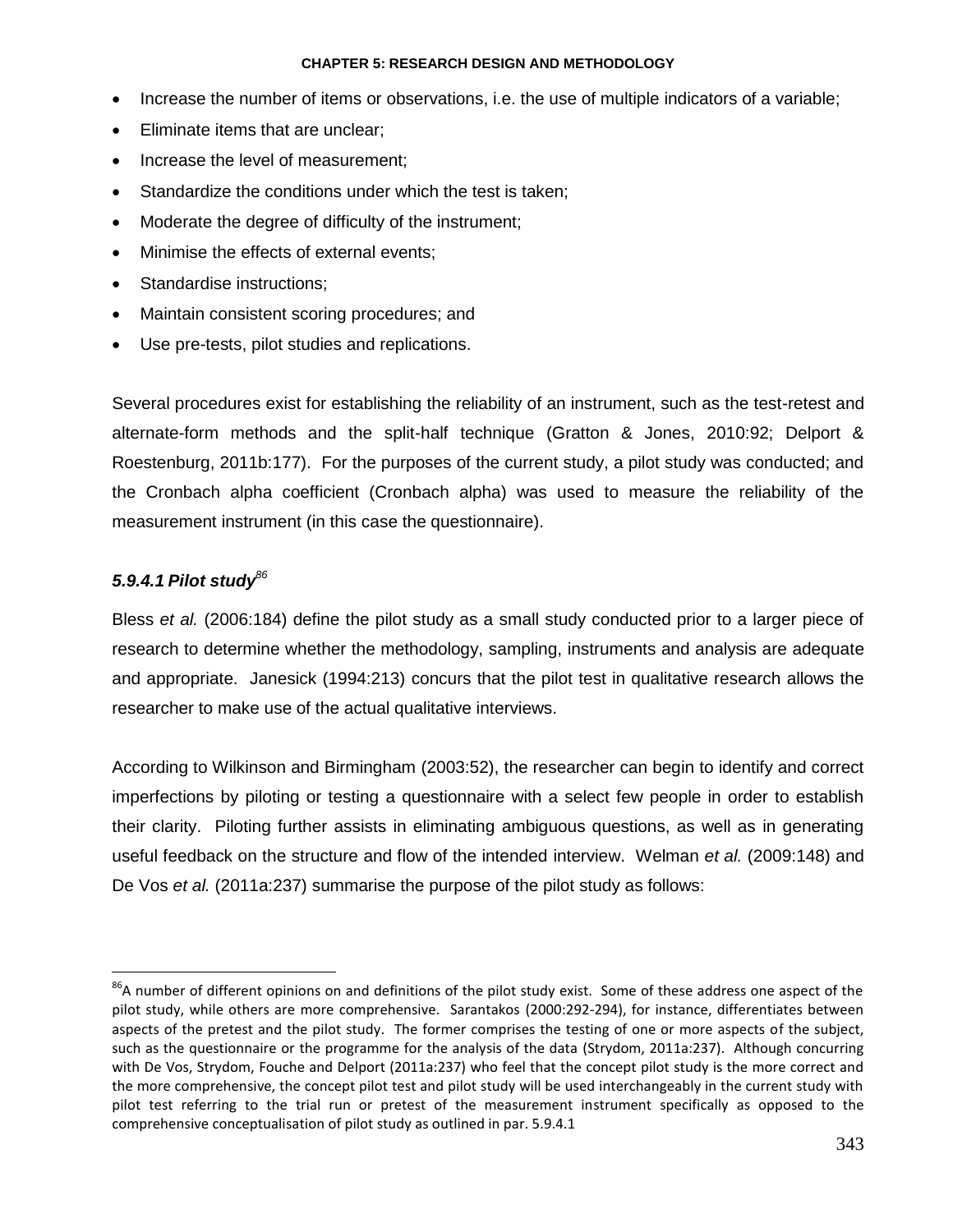- Increase the number of items or observations, i.e. the use of multiple indicators of a variable;
- Eliminate items that are unclear;
- Increase the level of measurement;
- Standardize the conditions under which the test is taken;
- Moderate the degree of difficulty of the instrument;
- Minimise the effects of external events;
- Standardise instructions;
- Maintain consistent scoring procedures; and
- Use pre-tests, pilot studies and replications.

Several procedures exist for establishing the reliability of an instrument, such as the test-retest and alternate-form methods and the split-half technique (Gratton & Jones, 2010:92; Delport & Roestenburg, 2011b:177). For the purposes of the current study, a pilot study was conducted; and the Cronbach alpha coefficient (Cronbach alpha) was used to measure the reliability of the measurement instrument (in this case the questionnaire).

#### *5.9.4.1 Pilot study*[86]

Bless *et al.* (2006:184) define the pilot study as a small study conducted prior to a larger piece of research to determine whether the methodology, sampling, instruments and analysis are adequate and appropriate. Janesick (1994:213) concurs that the pilot test in qualitative research allows the researcher to make use of the actual qualitative interviews.

According to Wilkinson and Birmingham (2003:52), the researcher can begin to identify and correct imperfections by piloting or testing a questionnaire with a select few people in order to establish their clarity. Piloting further assists in eliminating ambiguous questions, as well as in generating useful feedback on the structure and flow of the intended interview. Welman *et al.* (2009:148) and De Vos *et al.* (2011a:237) summarise the purpose of the pilot study as follows:

---

[86] A number of different opinions on and definitions of the pilot study exist. Some of these address one aspect of the pilot study, while others are more comprehensive. Sarantakos (2000:292-294), for instance, differentiates between aspects of the pretest and the pilot study. The former comprises the testing of one or more aspects of the subject, such as the questionnaire or the programme for the analysis of the data (Strydom, 2011a:237). Although concurring with De Vos, Strydom, Fouche and Delport (2011a:237) who feel that the concept pilot study is the more correct and the more comprehensive, the concept pilot test and pilot study will be used interchangeably in the current study with pilot test referring to the trial run or pretest of the measurement instrument specifically as opposed to the comprehensive conceptualisation of pilot study as outlined in par. 5.9.4.1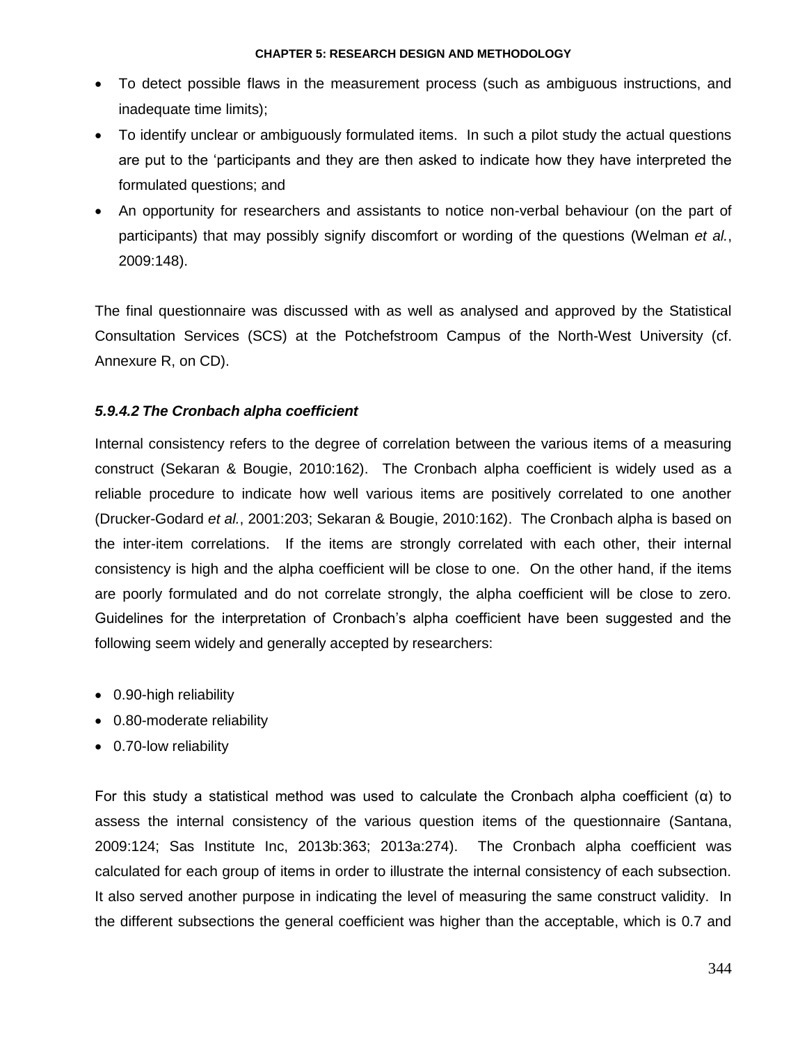- To detect possible flaws in the measurement process (such as ambiguous instructions, and inadequate time limits);
- To identify unclear or ambiguously formulated items. In such a pilot study the actual questions are put to the 'participants and they are then asked to indicate how they have interpreted the formulated questions; and
- An opportunity for researchers and assistants to notice non-verbal behaviour (on the part of participants) that may possibly signify discomfort or wording of the questions (Welman *et al.*, 2009:148).

The final questionnaire was discussed with as well as analysed and approved by the Statistical Consultation Services (SCS) at the Potchefstroom Campus of the North-West University (cf. Annexure R, on CD).

#### *5.9.4.2 The Cronbach alpha coefficient*

Internal consistency refers to the degree of correlation between the various items of a measuring construct (Sekaran & Bougie, 2010:162). The Cronbach alpha coefficient is widely used as a reliable procedure to indicate how well various items are positively correlated to one another (Drucker-Godard *et al.*, 2001:203; Sekaran & Bougie, 2010:162). The Cronbach alpha is based on the inter-item correlations. If the items are strongly correlated with each other, their internal consistency is high and the alpha coefficient will be close to one. On the other hand, if the items are poorly formulated and do not correlate strongly, the alpha coefficient will be close to zero. Guidelines for the interpretation of Cronbach's alpha coefficient have been suggested and the following seem widely and generally accepted by researchers:

- 0.90-high reliability
- 0.80-moderate reliability
- 0.70-low reliability

For this study a statistical method was used to calculate the Cronbach alpha coefficient (α) to assess the internal consistency of the various question items of the questionnaire (Santana, 2009:124; Sas Institute Inc, 2013b:363; 2013a:274). The Cronbach alpha coefficient was calculated for each group of items in order to illustrate the internal consistency of each subsection. It also served another purpose in indicating the level of measuring the same construct validity. In the different subsections the general coefficient was higher than the acceptable, which is 0.7 and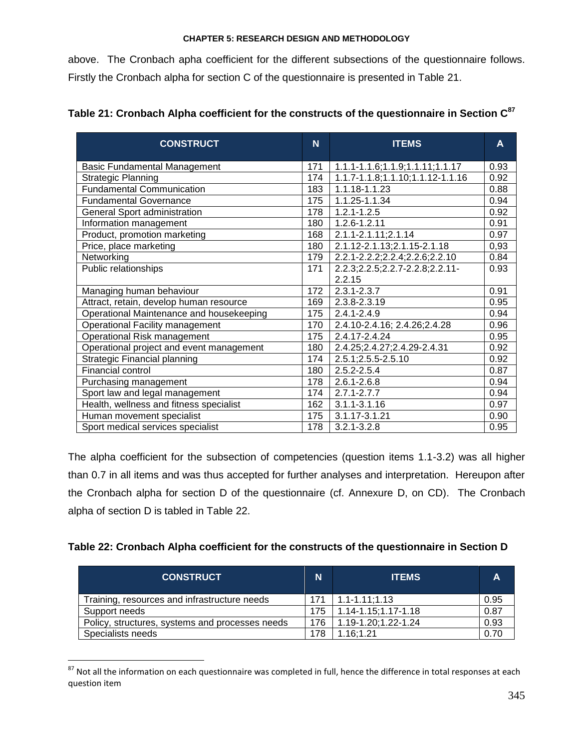above. The Cronbach apha coefficient for the different subsections of the questionnaire follows. Firstly the Cronbach alpha for section C of the questionnaire is presented in Table 21.

**Table 21: Cronbach Alpha coefficient for the constructs of the questionnaire in Section C[87]**

| CONSTRUCT | N | ITEMS | A |
|---|---|---|---|
| Basic Fundamental Management | 171 | 1.1.1-1.1.6;1.1.9;1.1.11;1.1.17 | 0.93 |
| Strategic Planning | 174 | 1.1.7-1.1.8;1.1.10;1.1.12-1.1.16 | 0.92 |
| Fundamental Communication | 183 | 1.1.18-1.1.23 | 0.88 |
| Fundamental Governance | 175 | 1.1.25-1.1.34 | 0.94 |
| General Sport administration | 178 | 1.2.1-1.2.5 | 0.92 |
| Information management | 180 | 1.2.6-1.2.11 | 0.91 |
| Product, promotion marketing | 168 | 2.1.1-2.1.11;2.1.14 | 0.97 |
| Price, place marketing | 180 | 2.1.12-2.1.13;2.1.15-2.1.18 | 0,93 |
| Networking | 179 | 2.2.1-2.2.2;2.2.4;2.2.6;2.2.10 | 0.84 |
| Public relationships | 171 | 2.2.3;2.2.5;2.2.7-2.2.8;2.2.11-2.2.15 | 0.93 |
| Managing human behaviour | 172 | 2.3.1-2.3.7 | 0.91 |
| Attract, retain, develop human resource | 169 | 2.3.8-2.3.19 | 0.95 |
| Operational Maintenance and housekeeping | 175 | 2.4.1-2.4.9 | 0.94 |
| Operational Facility management | 170 | 2.4.10-2.4.16; 2.4.26;2.4.28 | 0.96 |
| Operational Risk management | 175 | 2.4.17-2.4.24 | 0.95 |
| Operational project and event management | 180 | 2.4.25;2.4.27;2.4.29-2.4.31 | 0.92 |
| Strategic Financial planning | 174 | 2.5.1;2.5.5-2.5.10 | 0.92 |
| Financial control | 180 | 2.5.2-2.5.4 | 0.87 |
| Purchasing management | 178 | 2.6.1-2.6.8 | 0.94 |
| Sport law and legal management | 174 | 2.7.1-2.7.7 | 0.94 |
| Health, wellness and fitness specialist | 162 | 3.1.1-3.1.16 | 0.97 |
| Human movement specialist | 175 | 3.1.17-3.1.21 | 0.90 |
| Sport medical services specialist | 178 | 3.2.1-3.2.8 | 0.95 |

The alpha coefficient for the subsection of competencies (question items 1.1-3.2) was all higher than 0.7 in all items and was thus accepted for further analyses and interpretation. Hereupon after the Cronbach alpha for section D of the questionnaire (cf. Annexure D, on CD). The Cronbach alpha of section D is tabled in Table 22.

**Table 22: Cronbach Alpha coefficient for the constructs of the questionnaire in Section D**

| CONSTRUCT | N | ITEMS | A |
|---|---|---|---|
| Training, resources and infrastructure needs | 171 | 1.1-1.11;1.13 | 0.95 |
| Support needs | 175 | 1.14-1.15;1.17-1.18 | 0.87 |
| Policy, structures, systems and processes needs | 176 | 1.19-1.20;1.22-1.24 | 0.93 |
| Specialists needs | 178 | 1.16;1.21 | 0.70 |

[87] Not all the information on each questionnaire was completed in full, hence the difference in total responses at each question item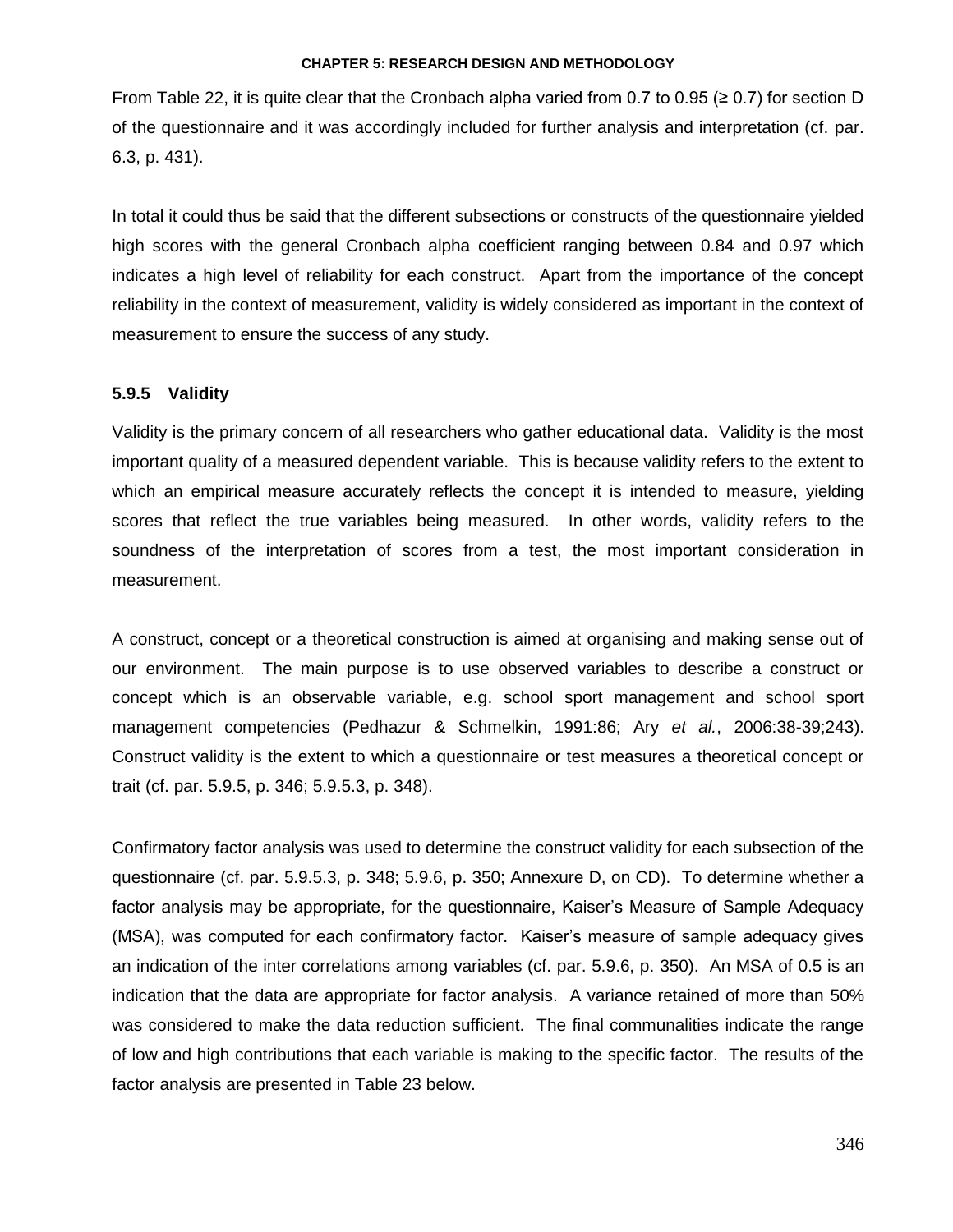From Table 22, it is quite clear that the Cronbach alpha varied from 0.7 to 0.95 (≥ 0.7) for section D of the questionnaire and it was accordingly included for further analysis and interpretation (cf. par. 6.3, p. 431).

In total it could thus be said that the different subsections or constructs of the questionnaire yielded high scores with the general Cronbach alpha coefficient ranging between 0.84 and 0.97 which indicates a high level of reliability for each construct. Apart from the importance of the concept reliability in the context of measurement, validity is widely considered as important in the context of measurement to ensure the success of any study.

### 5.9.5 Validity

Validity is the primary concern of all researchers who gather educational data. Validity is the most important quality of a measured dependent variable. This is because validity refers to the extent to which an empirical measure accurately reflects the concept it is intended to measure, yielding scores that reflect the true variables being measured. In other words, validity refers to the soundness of the interpretation of scores from a test, the most important consideration in measurement.

A construct, concept or a theoretical construction is aimed at organising and making sense out of our environment. The main purpose is to use observed variables to describe a construct or concept which is an observable variable, e.g. school sport management and school sport management competencies (Pedhazur & Schmelkin, 1991:86; Ary *et al.*, 2006:38-39;243). Construct validity is the extent to which a questionnaire or test measures a theoretical concept or trait (cf. par. 5.9.5, p. 346; 5.9.5.3, p. 348).

Confirmatory factor analysis was used to determine the construct validity for each subsection of the questionnaire (cf. par. 5.9.5.3, p. 348; 5.9.6, p. 350; Annexure D, on CD). To determine whether a factor analysis may be appropriate, for the questionnaire, Kaiser's Measure of Sample Adequacy (MSA), was computed for each confirmatory factor. Kaiser's measure of sample adequacy gives an indication of the inter correlations among variables (cf. par. 5.9.6, p. 350). An MSA of 0.5 is an indication that the data are appropriate for factor analysis. A variance retained of more than 50% was considered to make the data reduction sufficient. The final communalities indicate the range of low and high contributions that each variable is making to the specific factor. The results of the factor analysis are presented in Table 23 below.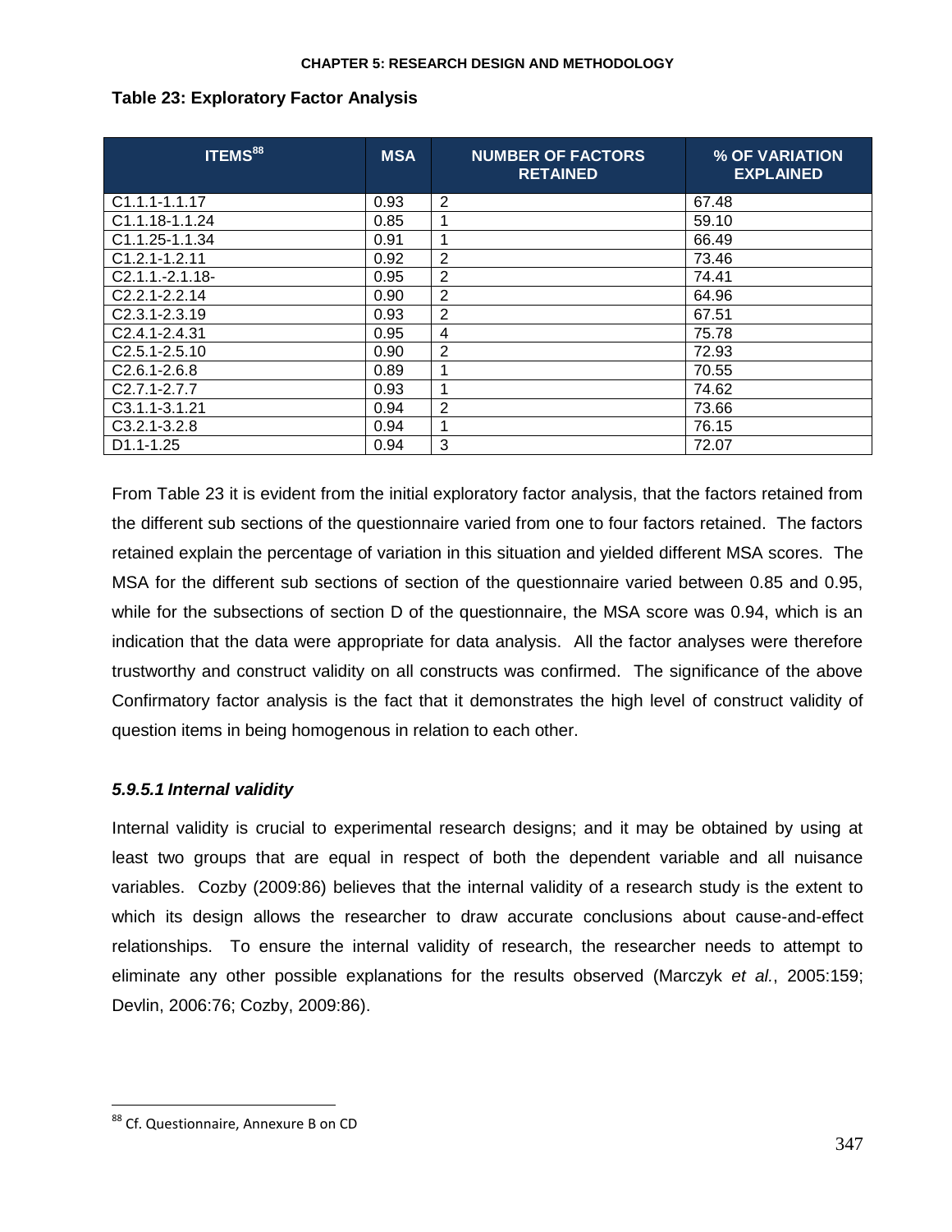**Table 23: Exploratory Factor Analysis**

| ITEMS[88] | MSA | NUMBER OF FACTORS RETAINED | % OF VARIATION EXPLAINED |
|---|---|---|---|
| C1.1.1-1.1.17 | 0.93 | 2 | 67.48 |
| C1.1.18-1.1.24 | 0.85 | 1 | 59.10 |
| C1.1.25-1.1.34 | 0.91 | 1 | 66.49 |
| C1.2.1-1.2.11 | 0.92 | 2 | 73.46 |
| C2.1.1.-2.1.18- | 0.95 | 2 | 74.41 |
| C2.2.1-2.2.14 | 0.90 | 2 | 64.96 |
| C2.3.1-2.3.19 | 0.93 | 2 | 67.51 |
| C2.4.1-2.4.31 | 0.95 | 4 | 75.78 |
| C2.5.1-2.5.10 | 0.90 | 2 | 72.93 |
| C2.6.1-2.6.8 | 0.89 | 1 | 70.55 |
| C2.7.1-2.7.7 | 0.93 | 1 | 74.62 |
| C3.1.1-3.1.21 | 0.94 | 2 | 73.66 |
| C3.2.1-3.2.8 | 0.94 | 1 | 76.15 |
| D1.1-1.25 | 0.94 | 3 | 72.07 |

From Table 23 it is evident from the initial exploratory factor analysis, that the factors retained from the different sub sections of the questionnaire varied from one to four factors retained. The factors retained explain the percentage of variation in this situation and yielded different MSA scores. The MSA for the different sub sections of section of the questionnaire varied between 0.85 and 0.95, while for the subsections of section D of the questionnaire, the MSA score was 0.94, which is an indication that the data were appropriate for data analysis. All the factor analyses were therefore trustworthy and construct validity on all constructs was confirmed. The significance of the above Confirmatory factor analysis is the fact that it demonstrates the high level of construct validity of question items in being homogenous in relation to each other.

### *5.9.5.1 Internal validity*

Internal validity is crucial to experimental research designs; and it may be obtained by using at least two groups that are equal in respect of both the dependent variable and all nuisance variables. Cozby (2009:86) believes that the internal validity of a research study is the extent to which its design allows the researcher to draw accurate conclusions about cause-and-effect relationships. To ensure the internal validity of research, the researcher needs to attempt to eliminate any other possible explanations for the results observed (Marczyk *et al.*, 2005:159; Devlin, 2006:76; Cozby, 2009:86).

[88] Cf. Questionnaire, Annexure B on CD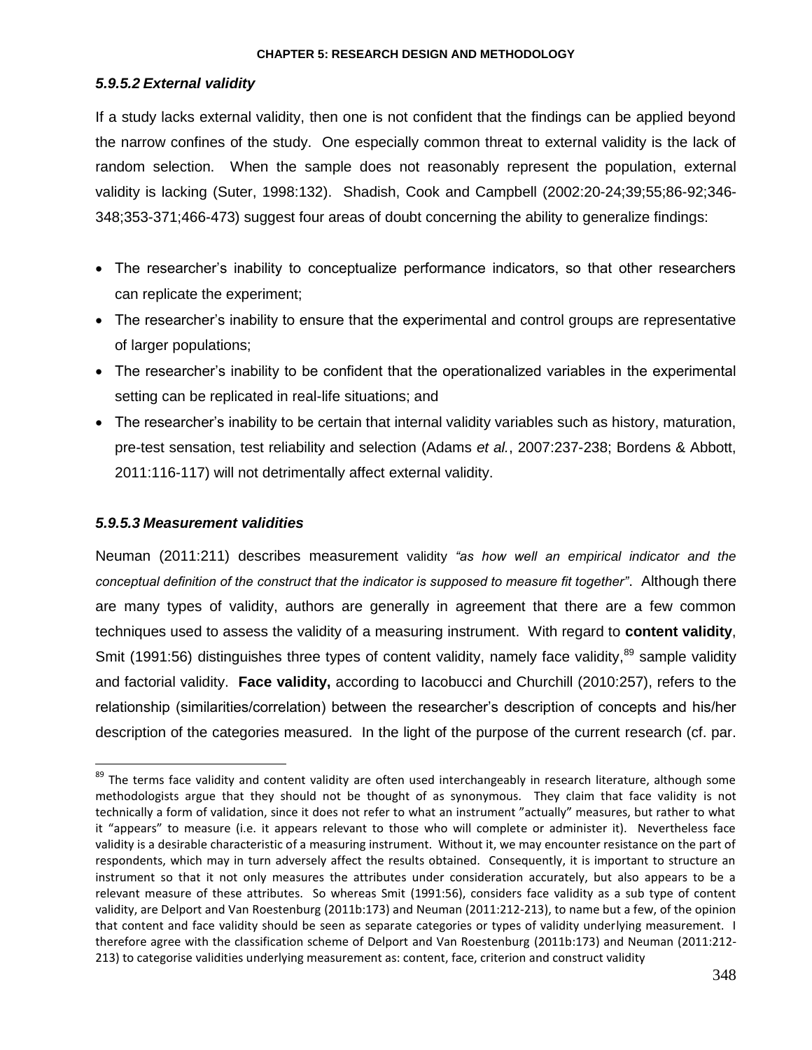#### *5.9.5.2 External validity*

If a study lacks external validity, then one is not confident that the findings can be applied beyond the narrow confines of the study. One especially common threat to external validity is the lack of random selection. When the sample does not reasonably represent the population, external validity is lacking (Suter, 1998:132). Shadish, Cook and Campbell (2002:20-24;39;55;86-92;346-348;353-371;466-473) suggest four areas of doubt concerning the ability to generalize findings:

- The researcher's inability to conceptualize performance indicators, so that other researchers can replicate the experiment;
- The researcher's inability to ensure that the experimental and control groups are representative of larger populations;
- The researcher's inability to be confident that the operationalized variables in the experimental setting can be replicated in real-life situations; and
- The researcher's inability to be certain that internal validity variables such as history, maturation, pre-test sensation, test reliability and selection (Adams *et al.*, 2007:237-238; Bordens & Abbott, 2011:116-117) will not detrimentally affect external validity.

#### *5.9.5.3 Measurement validities*

Neuman (2011:211) describes measurement validity *"as how well an empirical indicator and the conceptual definition of the construct that the indicator is supposed to measure fit together"*. Although there are many types of validity, authors are generally in agreement that there are a few common techniques used to assess the validity of a measuring instrument. With regard to **content validity**, Smit (1991:56) distinguishes three types of content validity, namely face validity,[89] sample validity and factorial validity. **Face validity,** according to Iacobucci and Churchill (2010:257), refers to the relationship (similarities/correlation) between the researcher's description of concepts and his/her description of the categories measured. In the light of the purpose of the current research (cf. par.

---

[89] The terms face validity and content validity are often used interchangeably in research literature, although some methodologists argue that they should not be thought of as synonymous. They claim that face validity is not technically a form of validation, since it does not refer to what an instrument "actually" measures, but rather to what it "appears" to measure (i.e. it appears relevant to those who will complete or administer it). Nevertheless face validity is a desirable characteristic of a measuring instrument. Without it, we may encounter resistance on the part of respondents, which may in turn adversely affect the results obtained. Consequently, it is important to structure an instrument so that it not only measures the attributes under consideration accurately, but also appears to be a relevant measure of these attributes. So whereas Smit (1991:56), considers face validity as a sub type of content validity, are Delport and Van Roestenburg (2011b:173) and Neuman (2011:212-213), to name but a few, of the opinion that content and face validity should be seen as separate categories or types of validity underlying measurement. I therefore agree with the classification scheme of Delport and Van Roestenburg (2011b:173) and Neuman (2011:212-213) to categorise validities underlying measurement as: content, face, criterion and construct validity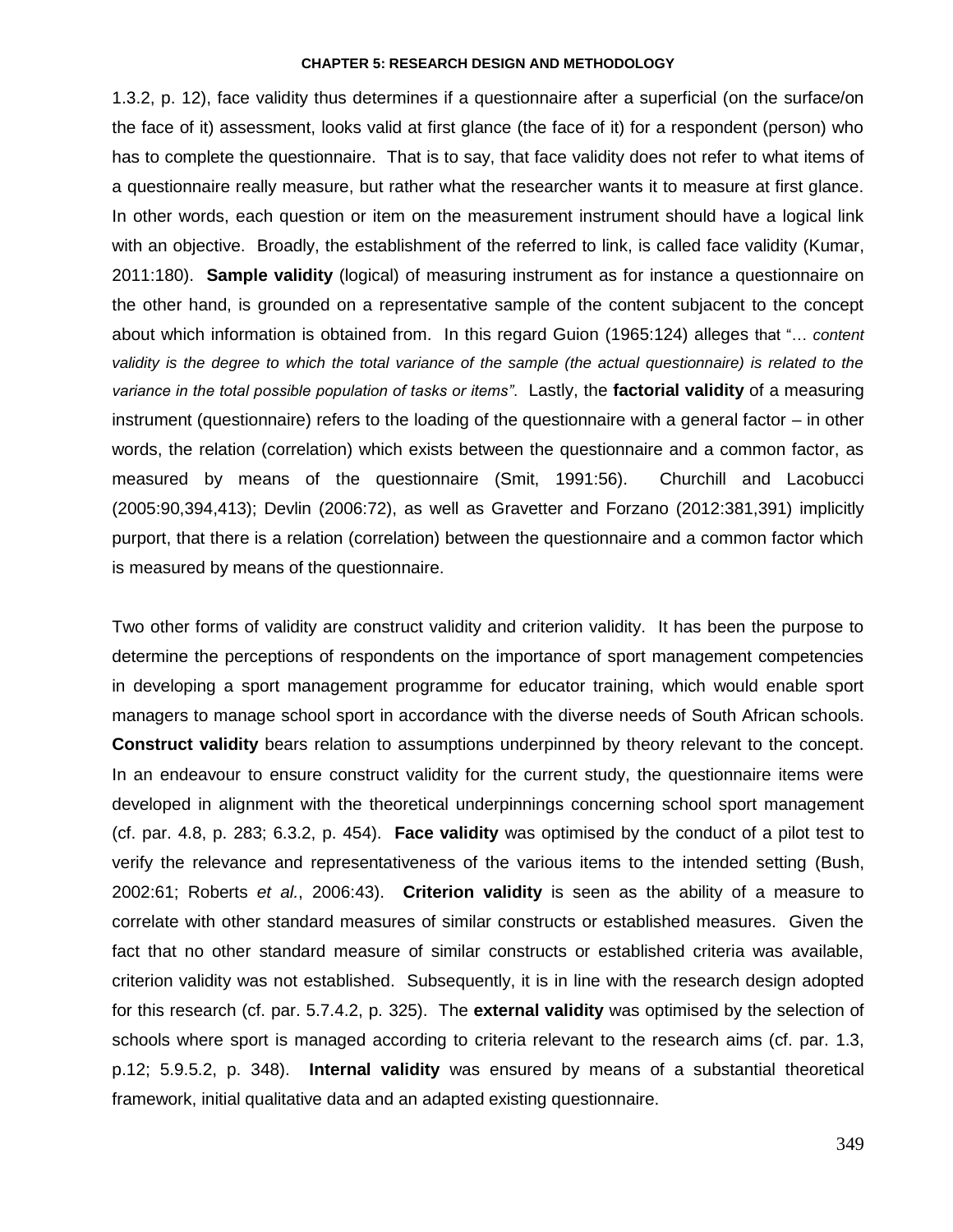1.3.2, p. 12), face validity thus determines if a questionnaire after a superficial (on the surface/on the face of it) assessment, looks valid at first glance (the face of it) for a respondent (person) who has to complete the questionnaire. That is to say, that face validity does not refer to what items of a questionnaire really measure, but rather what the researcher wants it to measure at first glance. In other words, each question or item on the measurement instrument should have a logical link with an objective. Broadly, the establishment of the referred to link, is called face validity (Kumar, 2011:180). **Sample validity** (logical) of measuring instrument as for instance a questionnaire on the other hand, is grounded on a representative sample of the content subjacent to the concept about which information is obtained from. In this regard Guion (1965:124) alleges that "… *content validity is the degree to which the total variance of the sample (the actual questionnaire) is related to the variance in the total possible population of tasks or items"*. Lastly, the **factorial validity** of a measuring instrument (questionnaire) refers to the loading of the questionnaire with a general factor – in other words, the relation (correlation) which exists between the questionnaire and a common factor, as measured by means of the questionnaire (Smit, 1991:56). Churchill and Lacobucci (2005:90,394,413); Devlin (2006:72), as well as Gravetter and Forzano (2012:381,391) implicitly purport, that there is a relation (correlation) between the questionnaire and a common factor which is measured by means of the questionnaire.

Two other forms of validity are construct validity and criterion validity. It has been the purpose to determine the perceptions of respondents on the importance of sport management competencies in developing a sport management programme for educator training, which would enable sport managers to manage school sport in accordance with the diverse needs of South African schools. **Construct validity** bears relation to assumptions underpinned by theory relevant to the concept. In an endeavour to ensure construct validity for the current study, the questionnaire items were developed in alignment with the theoretical underpinnings concerning school sport management (cf. par. 4.8, p. 283; 6.3.2, p. 454). **Face validity** was optimised by the conduct of a pilot test to verify the relevance and representativeness of the various items to the intended setting (Bush, 2002:61; Roberts *et al.*, 2006:43). **Criterion validity** is seen as the ability of a measure to correlate with other standard measures of similar constructs or established measures. Given the fact that no other standard measure of similar constructs or established criteria was available, criterion validity was not established. Subsequently, it is in line with the research design adopted for this research (cf. par. 5.7.4.2, p. 325). The **external validity** was optimised by the selection of schools where sport is managed according to criteria relevant to the research aims (cf. par. 1.3, p.12; 5.9.5.2, p. 348). **Internal validity** was ensured by means of a substantial theoretical framework, initial qualitative data and an adapted existing questionnaire.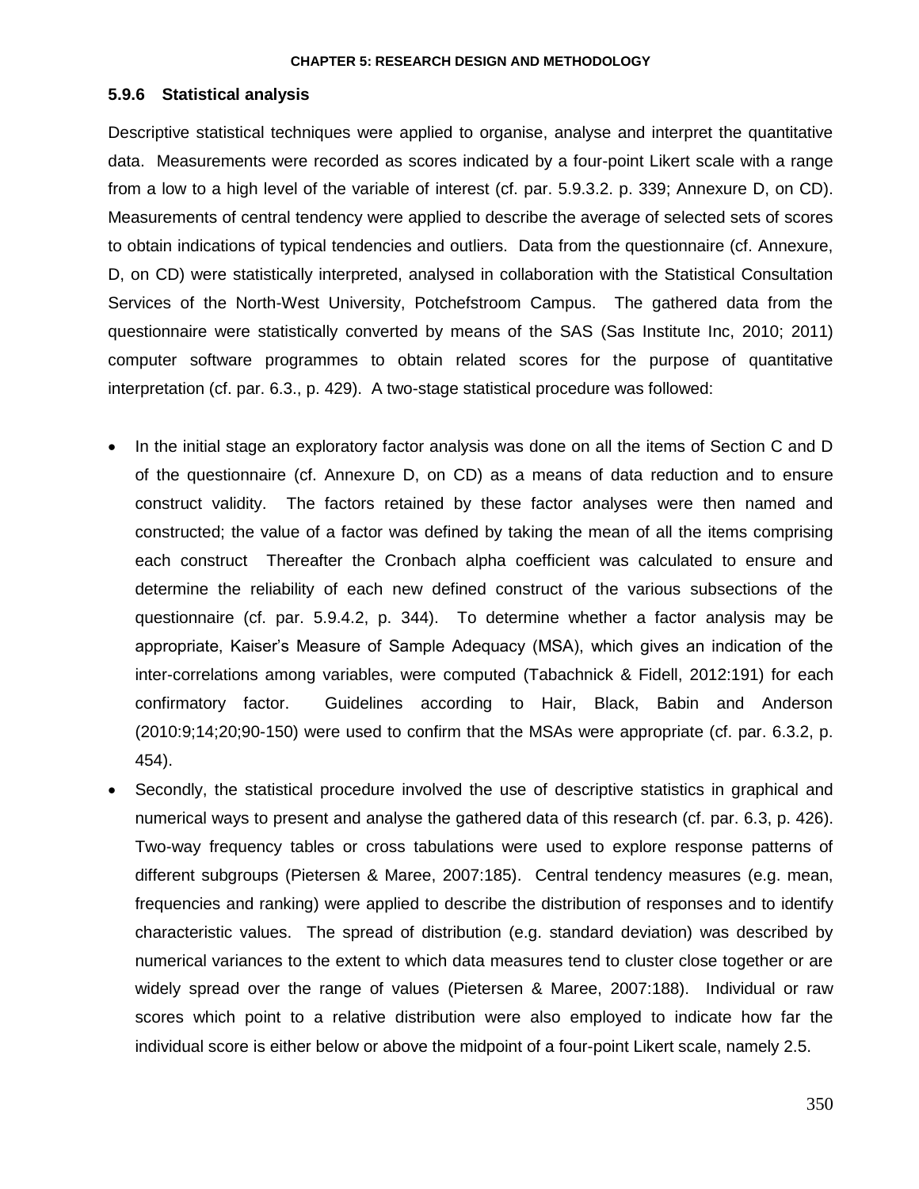### 5.9.6 Statistical analysis

Descriptive statistical techniques were applied to organise, analyse and interpret the quantitative data. Measurements were recorded as scores indicated by a four-point Likert scale with a range from a low to a high level of the variable of interest (cf. par. 5.9.3.2. p. 339; Annexure D, on CD). Measurements of central tendency were applied to describe the average of selected sets of scores to obtain indications of typical tendencies and outliers. Data from the questionnaire (cf. Annexure, D, on CD) were statistically interpreted, analysed in collaboration with the Statistical Consultation Services of the North-West University, Potchefstroom Campus. The gathered data from the questionnaire were statistically converted by means of the SAS (Sas Institute Inc, 2010; 2011) computer software programmes to obtain related scores for the purpose of quantitative interpretation (cf. par. 6.3., p. 429). A two-stage statistical procedure was followed:

- In the initial stage an exploratory factor analysis was done on all the items of Section C and D of the questionnaire (cf. Annexure D, on CD) as a means of data reduction and to ensure construct validity. The factors retained by these factor analyses were then named and constructed; the value of a factor was defined by taking the mean of all the items comprising each construct Thereafter the Cronbach alpha coefficient was calculated to ensure and determine the reliability of each new defined construct of the various subsections of the questionnaire (cf. par. 5.9.4.2, p. 344). To determine whether a factor analysis may be appropriate, Kaiser's Measure of Sample Adequacy (MSA), which gives an indication of the inter-correlations among variables, were computed (Tabachnick & Fidell, 2012:191) for each confirmatory factor. Guidelines according to Hair, Black, Babin and Anderson (2010:9;14;20;90-150) were used to confirm that the MSAs were appropriate (cf. par. 6.3.2, p. 454).
- Secondly, the statistical procedure involved the use of descriptive statistics in graphical and numerical ways to present and analyse the gathered data of this research (cf. par. 6.3, p. 426). Two-way frequency tables or cross tabulations were used to explore response patterns of different subgroups (Pietersen & Maree, 2007:185). Central tendency measures (e.g. mean, frequencies and ranking) were applied to describe the distribution of responses and to identify characteristic values. The spread of distribution (e.g. standard deviation) was described by numerical variances to the extent to which data measures tend to cluster close together or are widely spread over the range of values (Pietersen & Maree, 2007:188). Individual or raw scores which point to a relative distribution were also employed to indicate how far the individual score is either below or above the midpoint of a four-point Likert scale, namely 2.5.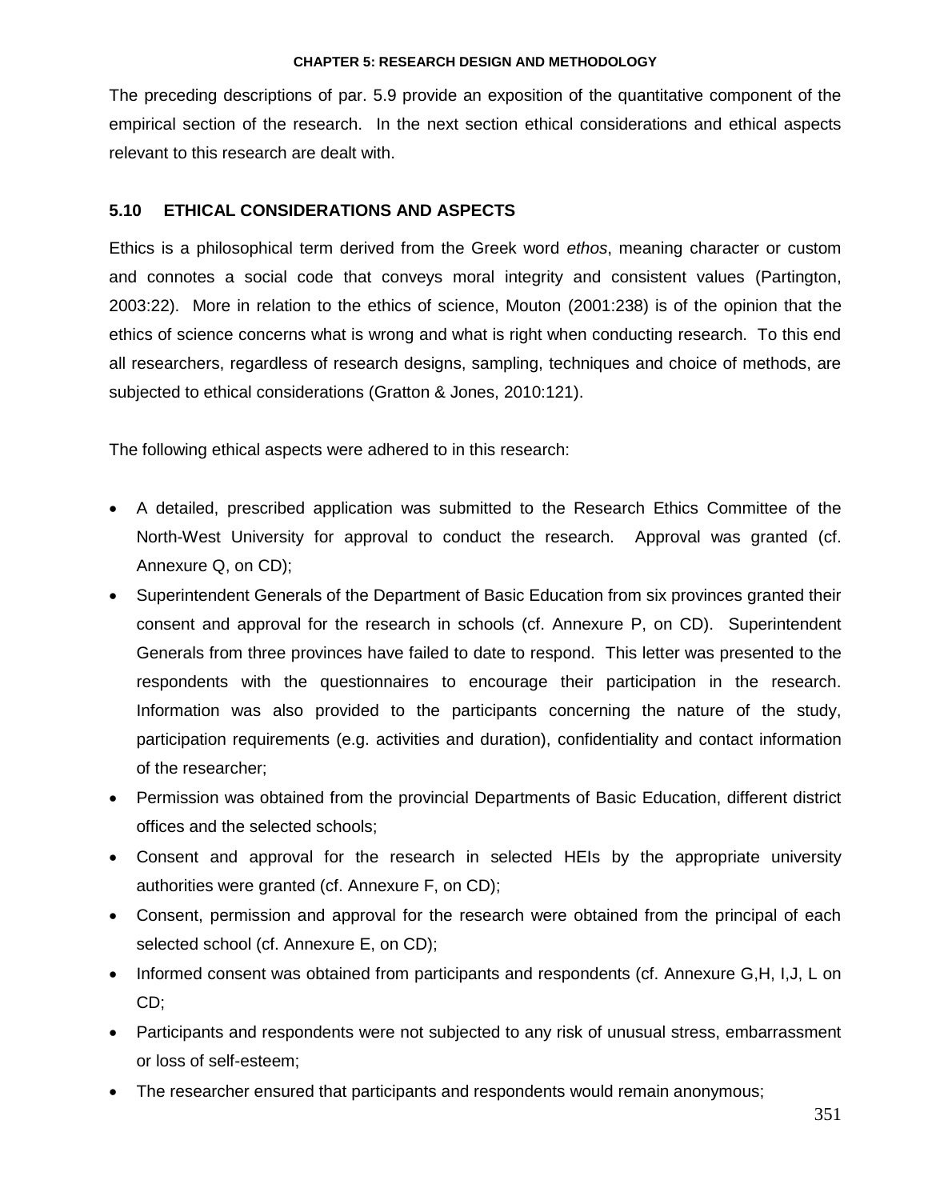The preceding descriptions of par. 5.9 provide an exposition of the quantitative component of the empirical section of the research. In the next section ethical considerations and ethical aspects relevant to this research are dealt with.

## 5.10 ETHICAL CONSIDERATIONS AND ASPECTS

Ethics is a philosophical term derived from the Greek word *ethos*, meaning character or custom and connotes a social code that conveys moral integrity and consistent values (Partington, 2003:22). More in relation to the ethics of science, Mouton (2001:238) is of the opinion that the ethics of science concerns what is wrong and what is right when conducting research. To this end all researchers, regardless of research designs, sampling, techniques and choice of methods, are subjected to ethical considerations (Gratton & Jones, 2010:121).

The following ethical aspects were adhered to in this research:

- A detailed, prescribed application was submitted to the Research Ethics Committee of the North-West University for approval to conduct the research. Approval was granted (cf. Annexure Q, on CD);
- Superintendent Generals of the Department of Basic Education from six provinces granted their consent and approval for the research in schools (cf. Annexure P, on CD). Superintendent Generals from three provinces have failed to date to respond. This letter was presented to the respondents with the questionnaires to encourage their participation in the research. Information was also provided to the participants concerning the nature of the study, participation requirements (e.g. activities and duration), confidentiality and contact information of the researcher;
- Permission was obtained from the provincial Departments of Basic Education, different district offices and the selected schools;
- Consent and approval for the research in selected HEIs by the appropriate university authorities were granted (cf. Annexure F, on CD);
- Consent, permission and approval for the research were obtained from the principal of each selected school (cf. Annexure E, on CD);
- Informed consent was obtained from participants and respondents (cf. Annexure G,H, I,J, L on CD;
- Participants and respondents were not subjected to any risk of unusual stress, embarrassment or loss of self-esteem;
- The researcher ensured that participants and respondents would remain anonymous;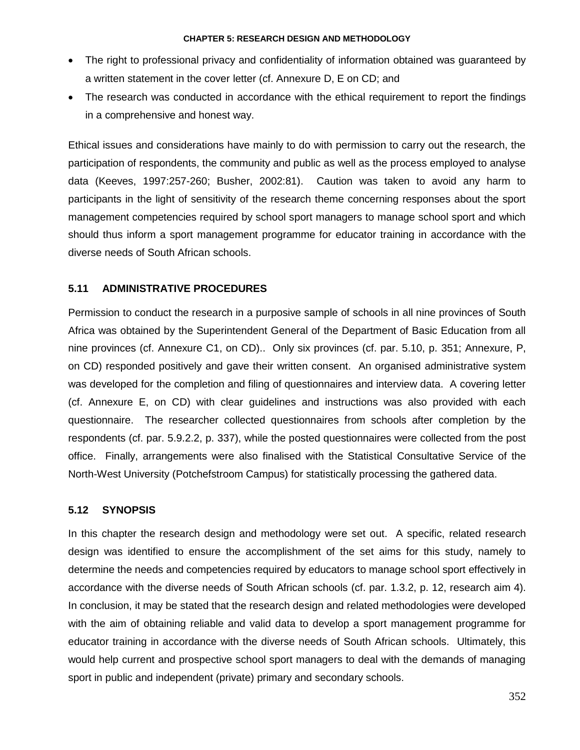- The right to professional privacy and confidentiality of information obtained was guaranteed by a written statement in the cover letter (cf. Annexure D, E on CD; and
- The research was conducted in accordance with the ethical requirement to report the findings in a comprehensive and honest way.

Ethical issues and considerations have mainly to do with permission to carry out the research, the participation of respondents, the community and public as well as the process employed to analyse data (Keeves, 1997:257-260; Busher, 2002:81). Caution was taken to avoid any harm to participants in the light of sensitivity of the research theme concerning responses about the sport management competencies required by school sport managers to manage school sport and which should thus inform a sport management programme for educator training in accordance with the diverse needs of South African schools.

## 5.11 ADMINISTRATIVE PROCEDURES

Permission to conduct the research in a purposive sample of schools in all nine provinces of South Africa was obtained by the Superintendent General of the Department of Basic Education from all nine provinces (cf. Annexure C1, on CD).. Only six provinces (cf. par. 5.10, p. 351; Annexure, P, on CD) responded positively and gave their written consent. An organised administrative system was developed for the completion and filing of questionnaires and interview data. A covering letter (cf. Annexure E, on CD) with clear guidelines and instructions was also provided with each questionnaire. The researcher collected questionnaires from schools after completion by the respondents (cf. par. 5.9.2.2, p. 337), while the posted questionnaires were collected from the post office. Finally, arrangements were also finalised with the Statistical Consultative Service of the North-West University (Potchefstroom Campus) for statistically processing the gathered data.

## 5.12 SYNOPSIS

In this chapter the research design and methodology were set out. A specific, related research design was identified to ensure the accomplishment of the set aims for this study, namely to determine the needs and competencies required by educators to manage school sport effectively in accordance with the diverse needs of South African schools (cf. par. 1.3.2, p. 12, research aim 4). In conclusion, it may be stated that the research design and related methodologies were developed with the aim of obtaining reliable and valid data to develop a sport management programme for educator training in accordance with the diverse needs of South African schools. Ultimately, this would help current and prospective school sport managers to deal with the demands of managing sport in public and independent (private) primary and secondary schools.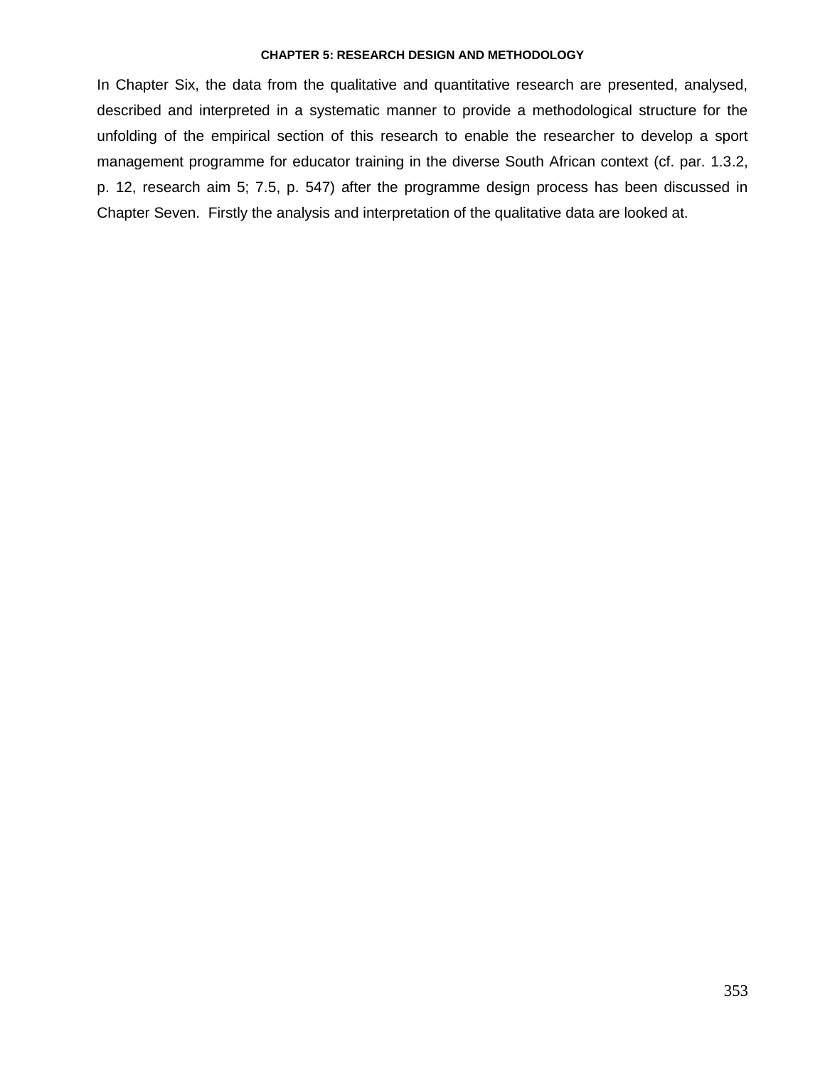In Chapter Six, the data from the qualitative and quantitative research are presented, analysed, described and interpreted in a systematic manner to provide a methodological structure for the unfolding of the empirical section of this research to enable the researcher to develop a sport management programme for educator training in the diverse South African context (cf. par. 1.3.2, p. 12, research aim 5; 7.5, p. 547) after the programme design process has been discussed in Chapter Seven. Firstly the analysis and interpretation of the qualitative data are looked at.